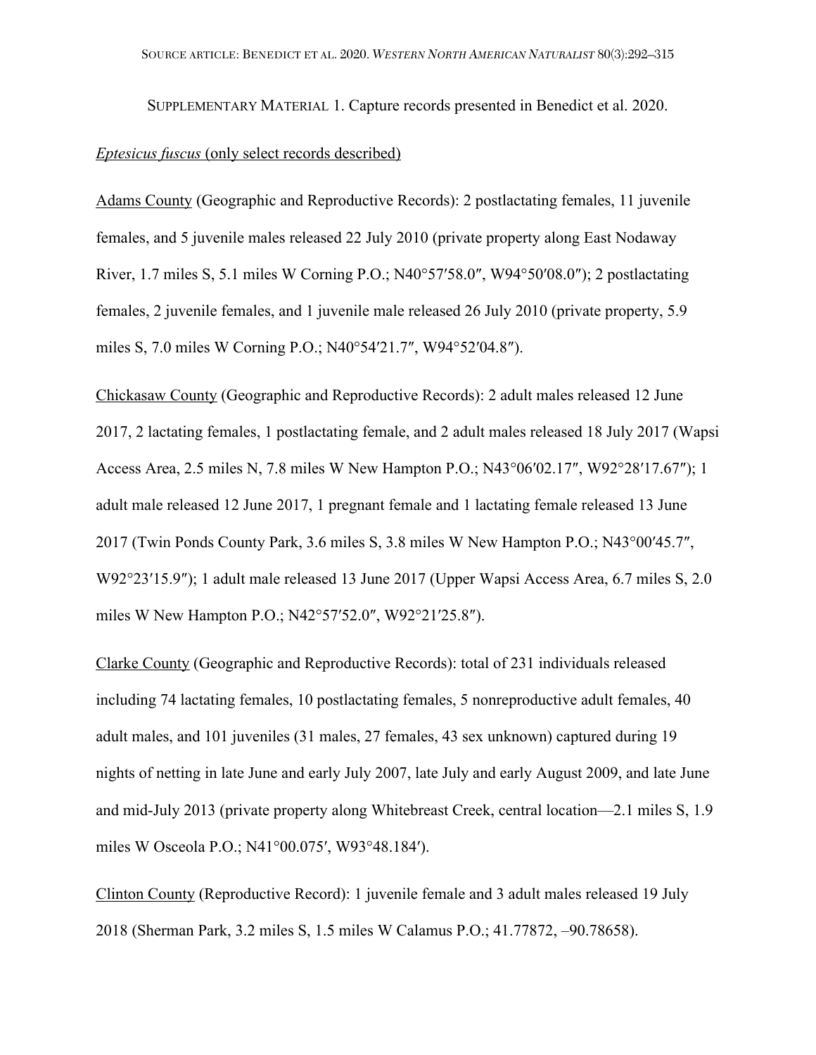SOURCE ARTICLE: BENEDICT ET AL. 2020. *WESTERN NORTH AMERICAN NATURALIST* 80(3):292–315

SUPPLEMENTARY MATERIAL 1. Capture records presented in Benedict et al. 2020.

*Eptesicus fuscus* (only select records described)

Adams County (Geographic and Reproductive Records): 2 postlactating females, 11 juvenile females, and 5 juvenile males released 22 July 2010 (private property along East Nodaway River, 1.7 miles S, 5.1 miles W Corning P.O.; N40°57′58.0″, W94°50′08.0″); 2 postlactating females, 2 juvenile females, and 1 juvenile male released 26 July 2010 (private property, 5.9 miles S, 7.0 miles W Corning P.O.; N40°54′21.7″, W94°52′04.8″).

Chickasaw County (Geographic and Reproductive Records): 2 adult males released 12 June 2017, 2 lactating females, 1 postlactating female, and 2 adult males released 18 July 2017 (Wapsi Access Area, 2.5 miles N, 7.8 miles W New Hampton P.O.; N43°06′02.17″, W92°28′17.67″); 1 adult male released 12 June 2017, 1 pregnant female and 1 lactating female released 13 June 2017 (Twin Ponds County Park, 3.6 miles S, 3.8 miles W New Hampton P.O.; N43°00′45.7″, W92°23′15.9″); 1 adult male released 13 June 2017 (Upper Wapsi Access Area, 6.7 miles S, 2.0 miles W New Hampton P.O.; N42°57′52.0″, W92°21′25.8″).

Clarke County (Geographic and Reproductive Records): total of 231 individuals released including 74 lactating females, 10 postlactating females, 5 nonreproductive adult females, 40 adult males, and 101 juveniles (31 males, 27 females, 43 sex unknown) captured during 19 nights of netting in late June and early July 2007, late July and early August 2009, and late June and mid-July 2013 (private property along Whitebreast Creek, central location—2.1 miles S, 1.9 miles W Osceola P.O.; N41°00.075′, W93°48.184′).

Clinton County (Reproductive Record): 1 juvenile female and 3 adult males released 19 July 2018 (Sherman Park, 3.2 miles S, 1.5 miles W Calamus P.O.; 41.77872, –90.78658).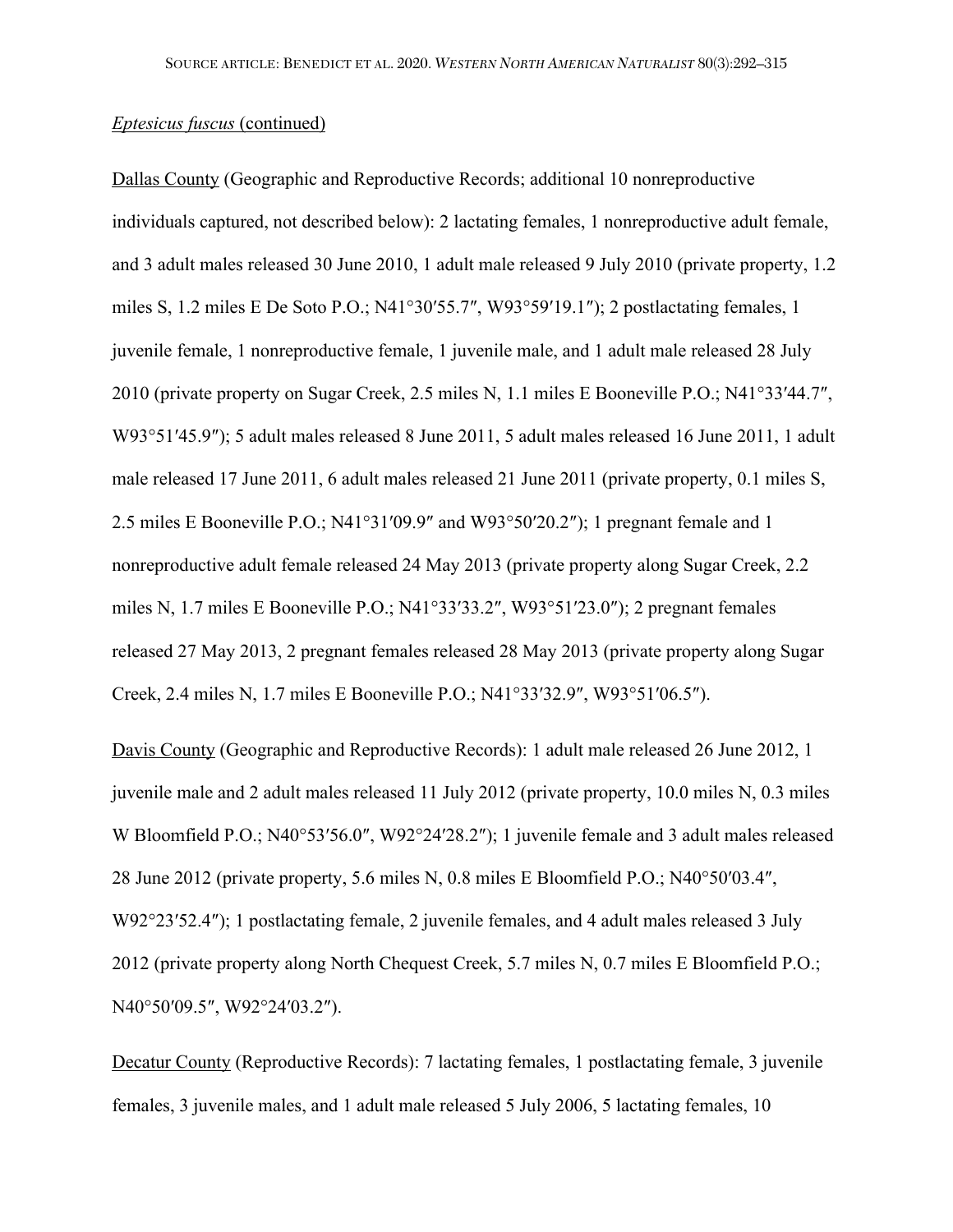_Eptesicus fuscus_ (continued)

Dallas County (Geographic and Reproductive Records; additional 10 nonreproductive individuals captured, not described below): 2 lactating females, 1 nonreproductive adult female, and 3 adult males released 30 June 2010, 1 adult male released 9 July 2010 (private property, 1.2 miles S, 1.2 miles E De Soto P.O.; N41°30′55.7″, W93°59′19.1″); 2 postlactating females, 1 juvenile female, 1 nonreproductive female, 1 juvenile male, and 1 adult male released 28 July 2010 (private property on Sugar Creek, 2.5 miles N, 1.1 miles E Booneville P.O.; N41°33′44.7″, W93°51′45.9″); 5 adult males released 8 June 2011, 5 adult males released 16 June 2011, 1 adult male released 17 June 2011, 6 adult males released 21 June 2011 (private property, 0.1 miles S, 2.5 miles E Booneville P.O.; N41°31′09.9″ and W93°50′20.2″); 1 pregnant female and 1 nonreproductive adult female released 24 May 2013 (private property along Sugar Creek, 2.2 miles N, 1.7 miles E Booneville P.O.; N41°33′33.2″, W93°51′23.0″); 2 pregnant females released 27 May 2013, 2 pregnant females released 28 May 2013 (private property along Sugar Creek, 2.4 miles N, 1.7 miles E Booneville P.O.; N41°33′32.9″, W93°51′06.5″).

Davis County (Geographic and Reproductive Records): 1 adult male released 26 June 2012, 1 juvenile male and 2 adult males released 11 July 2012 (private property, 10.0 miles N, 0.3 miles W Bloomfield P.O.; N40°53′56.0″, W92°24′28.2″); 1 juvenile female and 3 adult males released 28 June 2012 (private property, 5.6 miles N, 0.8 miles E Bloomfield P.O.; N40°50′03.4″, W92°23′52.4″); 1 postlactating female, 2 juvenile females, and 4 adult males released 3 July 2012 (private property along North Chequest Creek, 5.7 miles N, 0.7 miles E Bloomfield P.O.; N40°50′09.5″, W92°24′03.2″).

Decatur County (Reproductive Records): 7 lactating females, 1 postlactating female, 3 juvenile females, 3 juvenile males, and 1 adult male released 5 July 2006, 5 lactating females, 10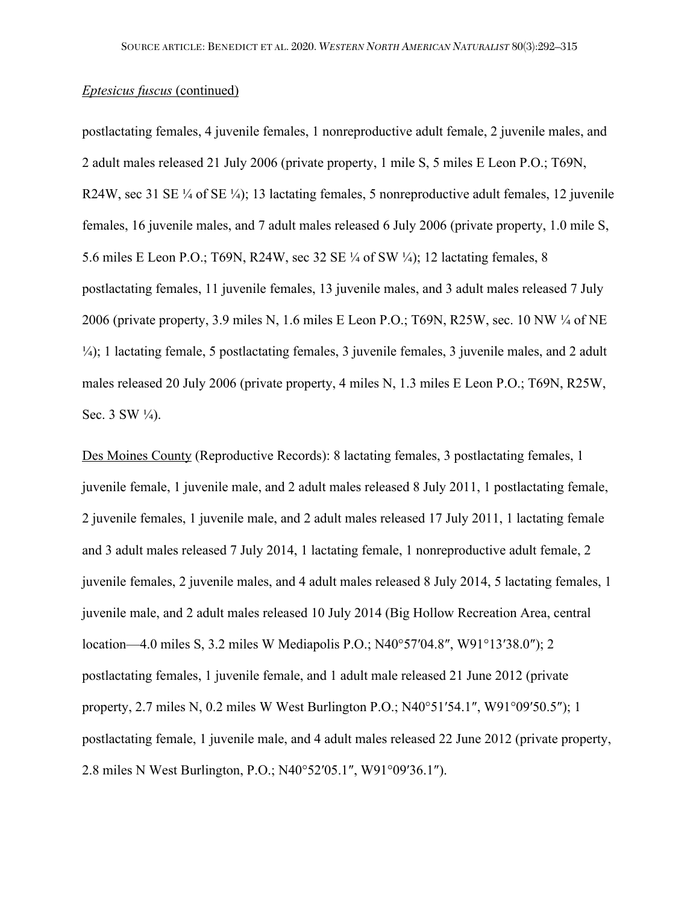*Eptesicus fuscus* (continued)

postlactating females, 4 juvenile females, 1 nonreproductive adult female, 2 juvenile males, and 2 adult males released 21 July 2006 (private property, 1 mile S, 5 miles E Leon P.O.; T69N, R24W, sec 31 SE ¼ of SE ¼); 13 lactating females, 5 nonreproductive adult females, 12 juvenile females, 16 juvenile males, and 7 adult males released 6 July 2006 (private property, 1.0 mile S, 5.6 miles E Leon P.O.; T69N, R24W, sec 32 SE ¼ of SW ¼); 12 lactating females, 8 postlactating females, 11 juvenile females, 13 juvenile males, and 3 adult males released 7 July 2006 (private property, 3.9 miles N, 1.6 miles E Leon P.O.; T69N, R25W, sec. 10 NW ¼ of NE ¼); 1 lactating female, 5 postlactating females, 3 juvenile females, 3 juvenile males, and 2 adult males released 20 July 2006 (private property, 4 miles N, 1.3 miles E Leon P.O.; T69N, R25W, Sec. 3 SW ¼).

Des Moines County (Reproductive Records): 8 lactating females, 3 postlactating females, 1 juvenile female, 1 juvenile male, and 2 adult males released 8 July 2011, 1 postlactating female, 2 juvenile females, 1 juvenile male, and 2 adult males released 17 July 2011, 1 lactating female and 3 adult males released 7 July 2014, 1 lactating female, 1 nonreproductive adult female, 2 juvenile females, 2 juvenile males, and 4 adult males released 8 July 2014, 5 lactating females, 1 juvenile male, and 2 adult males released 10 July 2014 (Big Hollow Recreation Area, central location—4.0 miles S, 3.2 miles W Mediapolis P.O.; N40°57′04.8″, W91°13′38.0″); 2 postlactating females, 1 juvenile female, and 1 adult male released 21 June 2012 (private property, 2.7 miles N, 0.2 miles W West Burlington P.O.; N40°51′54.1″, W91°09′50.5″); 1 postlactating female, 1 juvenile male, and 4 adult males released 22 June 2012 (private property, 2.8 miles N West Burlington, P.O.; N40°52′05.1″, W91°09′36.1″).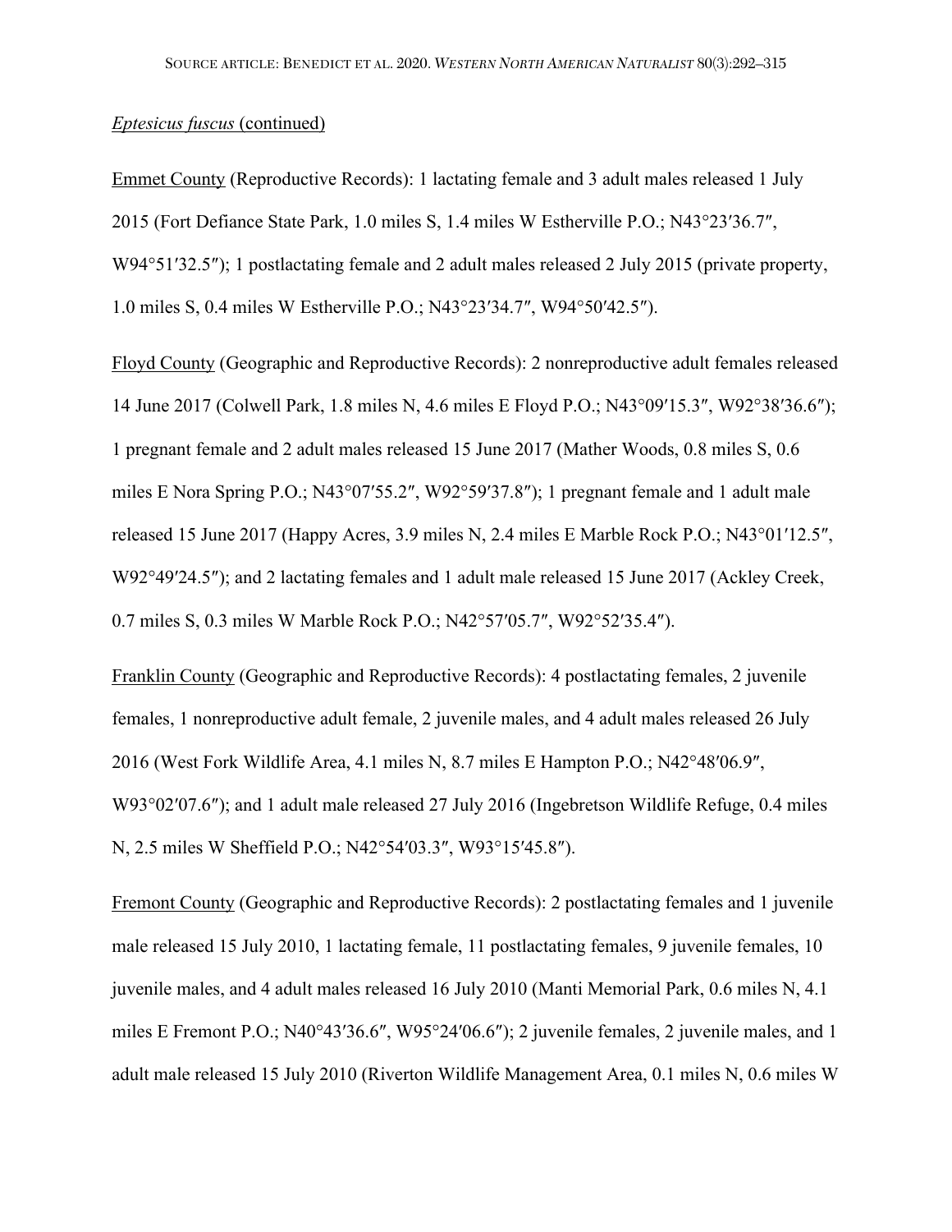*Eptesicus fuscus* (continued)

Emmet County (Reproductive Records): 1 lactating female and 3 adult males released 1 July 2015 (Fort Defiance State Park, 1.0 miles S, 1.4 miles W Estherville P.O.; N43°23′36.7″, W94°51′32.5″); 1 postlactating female and 2 adult males released 2 July 2015 (private property, 1.0 miles S, 0.4 miles W Estherville P.O.; N43°23′34.7″, W94°50′42.5″).

Floyd County (Geographic and Reproductive Records): 2 nonreproductive adult females released 14 June 2017 (Colwell Park, 1.8 miles N, 4.6 miles E Floyd P.O.; N43°09′15.3″, W92°38′36.6″); 1 pregnant female and 2 adult males released 15 June 2017 (Mather Woods, 0.8 miles S, 0.6 miles E Nora Spring P.O.; N43°07′55.2″, W92°59′37.8″); 1 pregnant female and 1 adult male released 15 June 2017 (Happy Acres, 3.9 miles N, 2.4 miles E Marble Rock P.O.; N43°01′12.5″, W92°49′24.5″); and 2 lactating females and 1 adult male released 15 June 2017 (Ackley Creek, 0.7 miles S, 0.3 miles W Marble Rock P.O.; N42°57′05.7″, W92°52′35.4″).

Franklin County (Geographic and Reproductive Records): 4 postlactating females, 2 juvenile females, 1 nonreproductive adult female, 2 juvenile males, and 4 adult males released 26 July 2016 (West Fork Wildlife Area, 4.1 miles N, 8.7 miles E Hampton P.O.; N42°48′06.9″, W93°02′07.6″); and 1 adult male released 27 July 2016 (Ingebretson Wildlife Refuge, 0.4 miles N, 2.5 miles W Sheffield P.O.; N42°54′03.3″, W93°15′45.8″).

Fremont County (Geographic and Reproductive Records): 2 postlactating females and 1 juvenile male released 15 July 2010, 1 lactating female, 11 postlactating females, 9 juvenile females, 10 juvenile males, and 4 adult males released 16 July 2010 (Manti Memorial Park, 0.6 miles N, 4.1 miles E Fremont P.O.; N40°43′36.6″, W95°24′06.6″); 2 juvenile females, 2 juvenile males, and 1 adult male released 15 July 2010 (Riverton Wildlife Management Area, 0.1 miles N, 0.6 miles W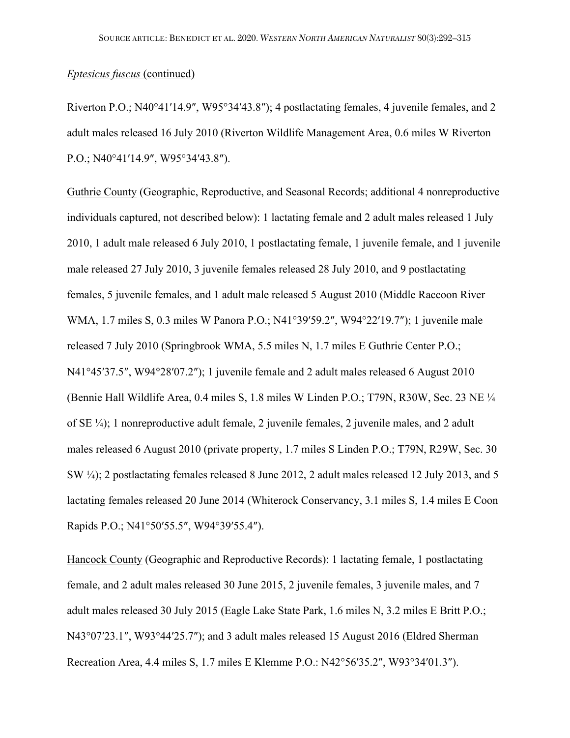*Eptesicus fuscus* (continued)

Riverton P.O.; N40°41′14.9″, W95°34′43.8″); 4 postlactating females, 4 juvenile females, and 2 adult males released 16 July 2010 (Riverton Wildlife Management Area, 0.6 miles W Riverton P.O.; N40°41′14.9″, W95°34′43.8″).

Guthrie County (Geographic, Reproductive, and Seasonal Records; additional 4 nonreproductive individuals captured, not described below): 1 lactating female and 2 adult males released 1 July 2010, 1 adult male released 6 July 2010, 1 postlactating female, 1 juvenile female, and 1 juvenile male released 27 July 2010, 3 juvenile females released 28 July 2010, and 9 postlactating females, 5 juvenile females, and 1 adult male released 5 August 2010 (Middle Raccoon River WMA, 1.7 miles S, 0.3 miles W Panora P.O.; N41°39′59.2″, W94°22′19.7″); 1 juvenile male released 7 July 2010 (Springbrook WMA, 5.5 miles N, 1.7 miles E Guthrie Center P.O.; N41°45′37.5″, W94°28′07.2″); 1 juvenile female and 2 adult males released 6 August 2010 (Bennie Hall Wildlife Area, 0.4 miles S, 1.8 miles W Linden P.O.; T79N, R30W, Sec. 23 NE ¼ of SE ¼); 1 nonreproductive adult female, 2 juvenile females, 2 juvenile males, and 2 adult males released 6 August 2010 (private property, 1.7 miles S Linden P.O.; T79N, R29W, Sec. 30 SW ¼); 2 postlactating females released 8 June 2012, 2 adult males released 12 July 2013, and 5 lactating females released 20 June 2014 (Whiterock Conservancy, 3.1 miles S, 1.4 miles E Coon Rapids P.O.; N41°50′55.5″, W94°39′55.4″).

Hancock County (Geographic and Reproductive Records): 1 lactating female, 1 postlactating female, and 2 adult males released 30 June 2015, 2 juvenile females, 3 juvenile males, and 7 adult males released 30 July 2015 (Eagle Lake State Park, 1.6 miles N, 3.2 miles E Britt P.O.; N43°07′23.1″, W93°44′25.7″); and 3 adult males released 15 August 2016 (Eldred Sherman Recreation Area, 4.4 miles S, 1.7 miles E Klemme P.O.: N42°56′35.2″, W93°34′01.3″).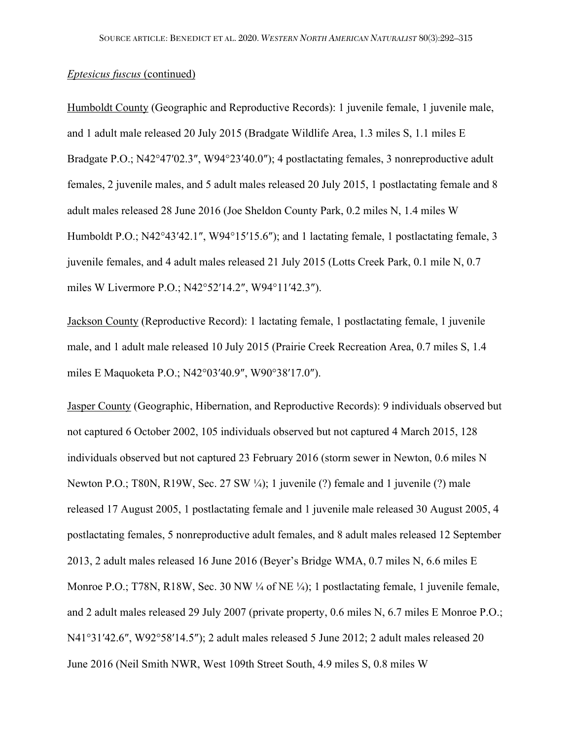*Eptesicus fuscus* (continued)

Humboldt County (Geographic and Reproductive Records): 1 juvenile female, 1 juvenile male, and 1 adult male released 20 July 2015 (Bradgate Wildlife Area, 1.3 miles S, 1.1 miles E Bradgate P.O.; N42°47′02.3″, W94°23′40.0″); 4 postlactating females, 3 nonreproductive adult females, 2 juvenile males, and 5 adult males released 20 July 2015, 1 postlactating female and 8 adult males released 28 June 2016 (Joe Sheldon County Park, 0.2 miles N, 1.4 miles W Humboldt P.O.; N42°43′42.1″, W94°15′15.6″); and 1 lactating female, 1 postlactating female, 3 juvenile females, and 4 adult males released 21 July 2015 (Lotts Creek Park, 0.1 mile N, 0.7 miles W Livermore P.O.; N42°52′14.2″, W94°11′42.3″).

Jackson County (Reproductive Record): 1 lactating female, 1 postlactating female, 1 juvenile male, and 1 adult male released 10 July 2015 (Prairie Creek Recreation Area, 0.7 miles S, 1.4 miles E Maquoketa P.O.; N42°03′40.9″, W90°38′17.0″).

Jasper County (Geographic, Hibernation, and Reproductive Records): 9 individuals observed but not captured 6 October 2002, 105 individuals observed but not captured 4 March 2015, 128 individuals observed but not captured 23 February 2016 (storm sewer in Newton, 0.6 miles N Newton P.O.; T80N, R19W, Sec. 27 SW ¼); 1 juvenile (?) female and 1 juvenile (?) male released 17 August 2005, 1 postlactating female and 1 juvenile male released 30 August 2005, 4 postlactating females, 5 nonreproductive adult females, and 8 adult males released 12 September 2013, 2 adult males released 16 June 2016 (Beyer's Bridge WMA, 0.7 miles N, 6.6 miles E Monroe P.O.; T78N, R18W, Sec. 30 NW ¼ of NE ¼); 1 postlactating female, 1 juvenile female, and 2 adult males released 29 July 2007 (private property, 0.6 miles N, 6.7 miles E Monroe P.O.; N41°31′42.6″, W92°58′14.5″); 2 adult males released 5 June 2012; 2 adult males released 20 June 2016 (Neil Smith NWR, West 109th Street South, 4.9 miles S, 0.8 miles W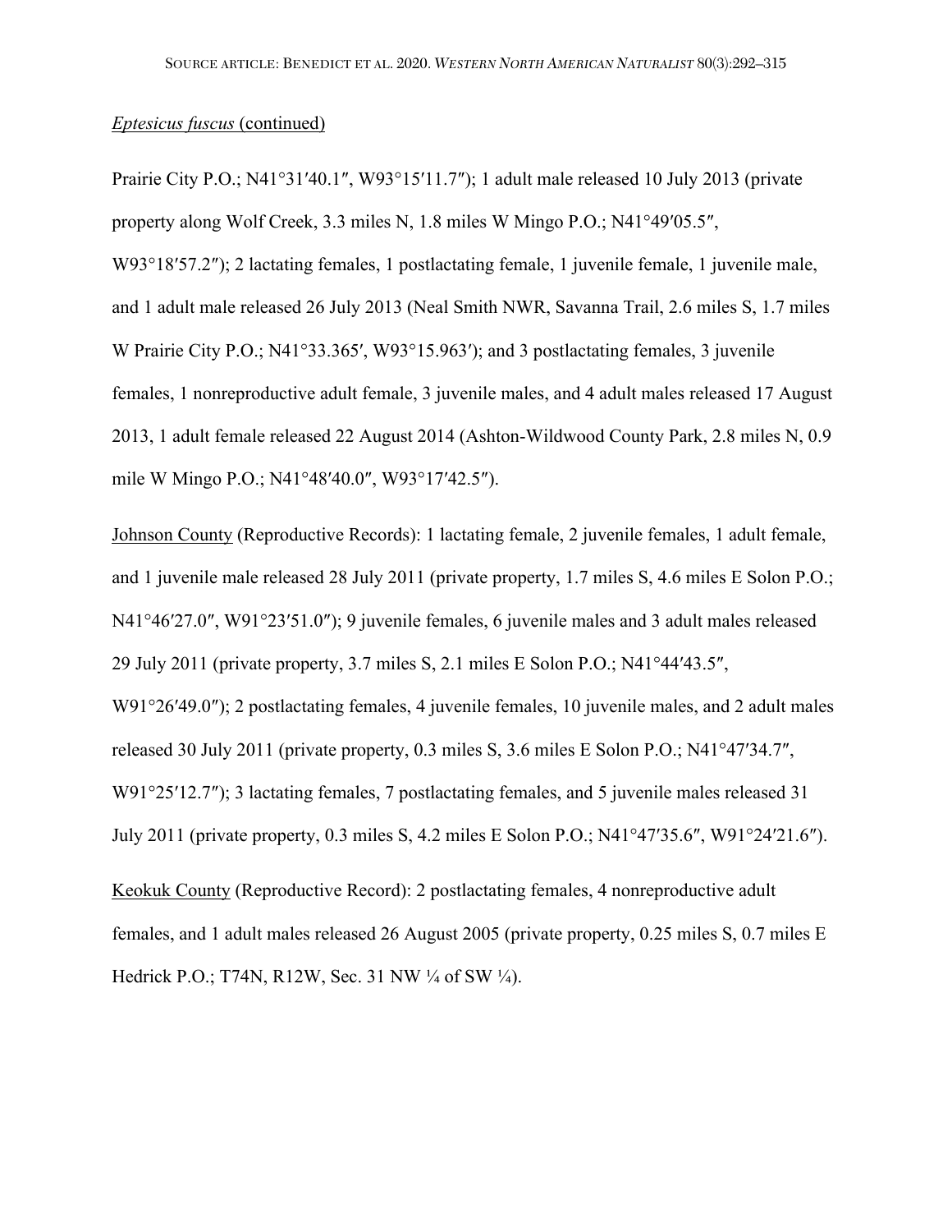*Eptesicus fuscus* (continued)

Prairie City P.O.; N41°31′40.1″, W93°15′11.7″); 1 adult male released 10 July 2013 (private property along Wolf Creek, 3.3 miles N, 1.8 miles W Mingo P.O.; N41°49′05.5″, W93°18′57.2″); 2 lactating females, 1 postlactating female, 1 juvenile female, 1 juvenile male, and 1 adult male released 26 July 2013 (Neal Smith NWR, Savanna Trail, 2.6 miles S, 1.7 miles W Prairie City P.O.; N41°33.365′, W93°15.963′); and 3 postlactating females, 3 juvenile females, 1 nonreproductive adult female, 3 juvenile males, and 4 adult males released 17 August 2013, 1 adult female released 22 August 2014 (Ashton-Wildwood County Park, 2.8 miles N, 0.9 mile W Mingo P.O.; N41°48′40.0″, W93°17′42.5″).

Johnson County (Reproductive Records): 1 lactating female, 2 juvenile females, 1 adult female, and 1 juvenile male released 28 July 2011 (private property, 1.7 miles S, 4.6 miles E Solon P.O.; N41°46′27.0″, W91°23′51.0″); 9 juvenile females, 6 juvenile males and 3 adult males released 29 July 2011 (private property, 3.7 miles S, 2.1 miles E Solon P.O.; N41°44′43.5″, W91°26′49.0″); 2 postlactating females, 4 juvenile females, 10 juvenile males, and 2 adult males released 30 July 2011 (private property, 0.3 miles S, 3.6 miles E Solon P.O.; N41°47′34.7″, W91°25′12.7″); 3 lactating females, 7 postlactating females, and 5 juvenile males released 31 July 2011 (private property, 0.3 miles S, 4.2 miles E Solon P.O.; N41°47′35.6″, W91°24′21.6″).

Keokuk County (Reproductive Record): 2 postlactating females, 4 nonreproductive adult females, and 1 adult males released 26 August 2005 (private property, 0.25 miles S, 0.7 miles E Hedrick P.O.; T74N, R12W, Sec. 31 NW ¼ of SW ¼).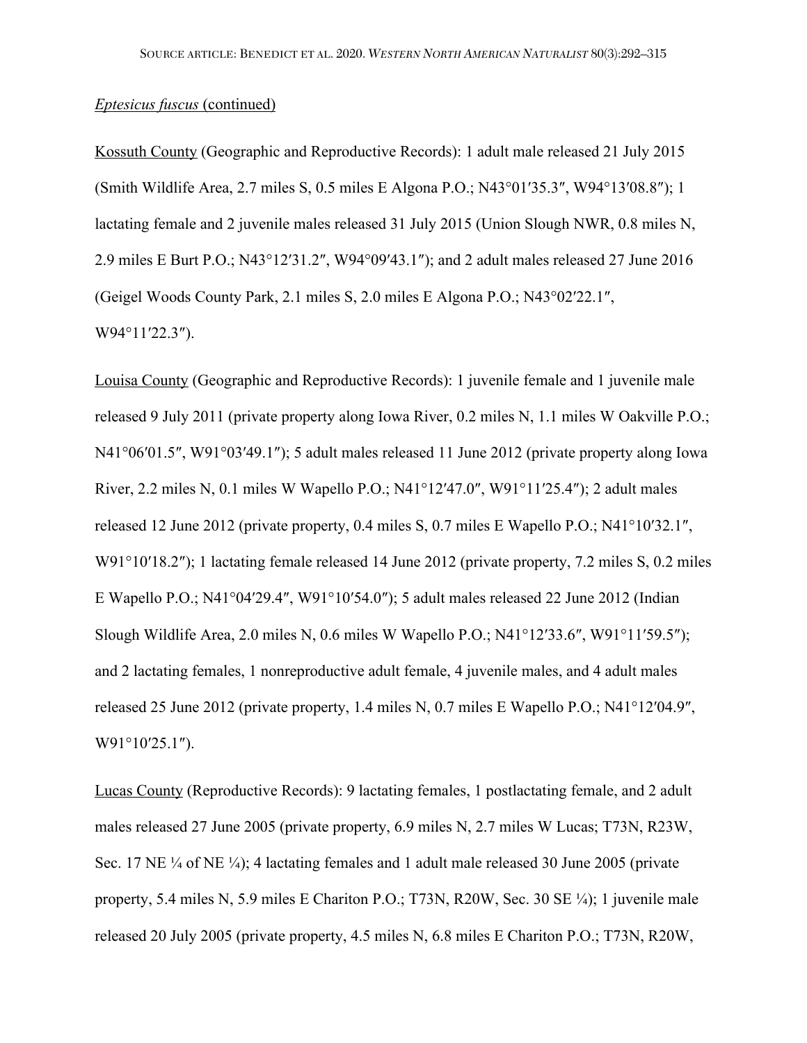*Eptesicus fuscus* (continued)

Kossuth County (Geographic and Reproductive Records): 1 adult male released 21 July 2015 (Smith Wildlife Area, 2.7 miles S, 0.5 miles E Algona P.O.; N43°01′35.3″, W94°13′08.8″); 1 lactating female and 2 juvenile males released 31 July 2015 (Union Slough NWR, 0.8 miles N, 2.9 miles E Burt P.O.; N43°12′31.2″, W94°09′43.1″); and 2 adult males released 27 June 2016 (Geigel Woods County Park, 2.1 miles S, 2.0 miles E Algona P.O.; N43°02′22.1″, W94°11′22.3″).

Louisa County (Geographic and Reproductive Records): 1 juvenile female and 1 juvenile male released 9 July 2011 (private property along Iowa River, 0.2 miles N, 1.1 miles W Oakville P.O.; N41°06′01.5″, W91°03′49.1″); 5 adult males released 11 June 2012 (private property along Iowa River, 2.2 miles N, 0.1 miles W Wapello P.O.; N41°12′47.0″, W91°11′25.4″); 2 adult males released 12 June 2012 (private property, 0.4 miles S, 0.7 miles E Wapello P.O.; N41°10′32.1″, W91°10′18.2″); 1 lactating female released 14 June 2012 (private property, 7.2 miles S, 0.2 miles E Wapello P.O.; N41°04′29.4″, W91°10′54.0″); 5 adult males released 22 June 2012 (Indian Slough Wildlife Area, 2.0 miles N, 0.6 miles W Wapello P.O.; N41°12′33.6″, W91°11′59.5″); and 2 lactating females, 1 nonreproductive adult female, 4 juvenile males, and 4 adult males released 25 June 2012 (private property, 1.4 miles N, 0.7 miles E Wapello P.O.; N41°12′04.9″, W91°10′25.1″).

Lucas County (Reproductive Records): 9 lactating females, 1 postlactating female, and 2 adult males released 27 June 2005 (private property, 6.9 miles N, 2.7 miles W Lucas; T73N, R23W, Sec. 17 NE ¼ of NE ¼); 4 lactating females and 1 adult male released 30 June 2005 (private property, 5.4 miles N, 5.9 miles E Chariton P.O.; T73N, R20W, Sec. 30 SE ¼); 1 juvenile male released 20 July 2005 (private property, 4.5 miles N, 6.8 miles E Chariton P.O.; T73N, R20W,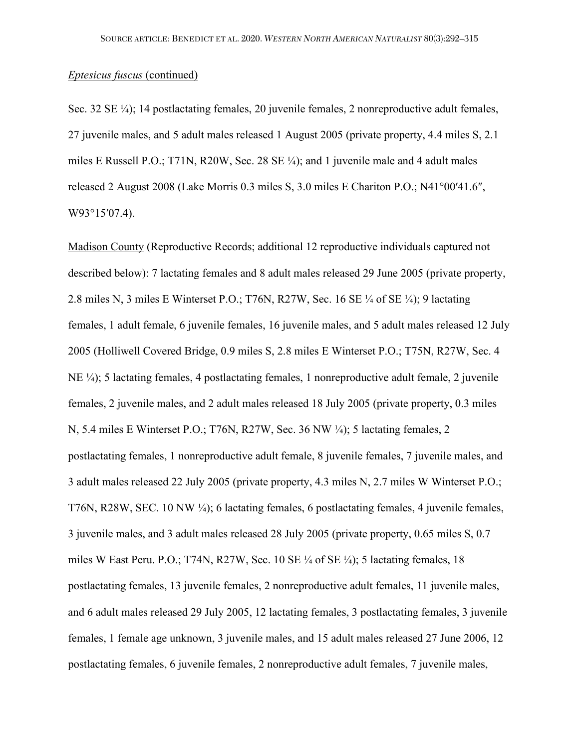*Eptesicus fuscus* (continued)

Sec. 32 SE ¼); 14 postlactating females, 20 juvenile females, 2 nonreproductive adult females, 27 juvenile males, and 5 adult males released 1 August 2005 (private property, 4.4 miles S, 2.1 miles E Russell P.O.; T71N, R20W, Sec. 28 SE ¼); and 1 juvenile male and 4 adult males released 2 August 2008 (Lake Morris 0.3 miles S, 3.0 miles E Chariton P.O.; N41°00′41.6″, W93°15′07.4).

Madison County (Reproductive Records; additional 12 reproductive individuals captured not described below): 7 lactating females and 8 adult males released 29 June 2005 (private property, 2.8 miles N, 3 miles E Winterset P.O.; T76N, R27W, Sec. 16 SE ¼ of SE ¼); 9 lactating females, 1 adult female, 6 juvenile females, 16 juvenile males, and 5 adult males released 12 July 2005 (Holliwell Covered Bridge, 0.9 miles S, 2.8 miles E Winterset P.O.; T75N, R27W, Sec. 4 NE ¼); 5 lactating females, 4 postlactating females, 1 nonreproductive adult female, 2 juvenile females, 2 juvenile males, and 2 adult males released 18 July 2005 (private property, 0.3 miles N, 5.4 miles E Winterset P.O.; T76N, R27W, Sec. 36 NW ¼); 5 lactating females, 2 postlactating females, 1 nonreproductive adult female, 8 juvenile females, 7 juvenile males, and 3 adult males released 22 July 2005 (private property, 4.3 miles N, 2.7 miles W Winterset P.O.; T76N, R28W, SEC. 10 NW ¼); 6 lactating females, 6 postlactating females, 4 juvenile females, 3 juvenile males, and 3 adult males released 28 July 2005 (private property, 0.65 miles S, 0.7 miles W East Peru. P.O.; T74N, R27W, Sec. 10 SE ¼ of SE ¼); 5 lactating females, 18 postlactating females, 13 juvenile females, 2 nonreproductive adult females, 11 juvenile males, and 6 adult males released 29 July 2005, 12 lactating females, 3 postlactating females, 3 juvenile females, 1 female age unknown, 3 juvenile males, and 15 adult males released 27 June 2006, 12 postlactating females, 6 juvenile females, 2 nonreproductive adult females, 7 juvenile males,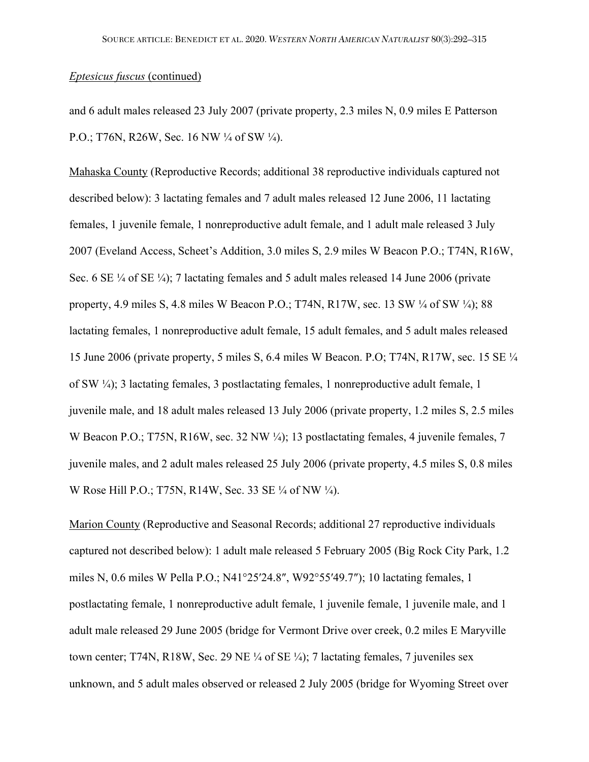*Eptesicus fuscus* (continued)

and 6 adult males released 23 July 2007 (private property, 2.3 miles N, 0.9 miles E Patterson P.O.; T76N, R26W, Sec. 16 NW ¼ of SW ¼).

Mahaska County (Reproductive Records; additional 38 reproductive individuals captured not described below): 3 lactating females and 7 adult males released 12 June 2006, 11 lactating females, 1 juvenile female, 1 nonreproductive adult female, and 1 adult male released 3 July 2007 (Eveland Access, Scheet's Addition, 3.0 miles S, 2.9 miles W Beacon P.O.; T74N, R16W, Sec. 6 SE ¼ of SE ¼); 7 lactating females and 5 adult males released 14 June 2006 (private property, 4.9 miles S, 4.8 miles W Beacon P.O.; T74N, R17W, sec. 13 SW ¼ of SW ¼); 88 lactating females, 1 nonreproductive adult female, 15 adult females, and 5 adult males released 15 June 2006 (private property, 5 miles S, 6.4 miles W Beacon. P.O; T74N, R17W, sec. 15 SE ¼ of SW ¼); 3 lactating females, 3 postlactating females, 1 nonreproductive adult female, 1 juvenile male, and 18 adult males released 13 July 2006 (private property, 1.2 miles S, 2.5 miles W Beacon P.O.; T75N, R16W, sec. 32 NW ¼); 13 postlactating females, 4 juvenile females, 7 juvenile males, and 2 adult males released 25 July 2006 (private property, 4.5 miles S, 0.8 miles W Rose Hill P.O.; T75N, R14W, Sec. 33 SE ¼ of NW ¼).

Marion County (Reproductive and Seasonal Records; additional 27 reproductive individuals captured not described below): 1 adult male released 5 February 2005 (Big Rock City Park, 1.2 miles N, 0.6 miles W Pella P.O.; N41°25′24.8″, W92°55′49.7″); 10 lactating females, 1 postlactating female, 1 nonreproductive adult female, 1 juvenile female, 1 juvenile male, and 1 adult male released 29 June 2005 (bridge for Vermont Drive over creek, 0.2 miles E Maryville town center; T74N, R18W, Sec. 29 NE ¼ of SE ¼); 7 lactating females, 7 juveniles sex unknown, and 5 adult males observed or released 2 July 2005 (bridge for Wyoming Street over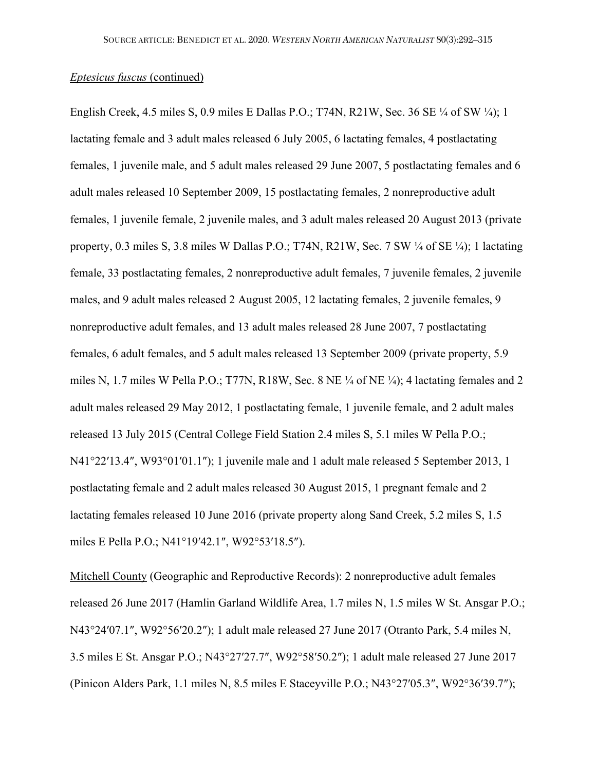*Eptesicus fuscus* (continued)

English Creek, 4.5 miles S, 0.9 miles E Dallas P.O.; T74N, R21W, Sec. 36 SE ¼ of SW ¼); 1 lactating female and 3 adult males released 6 July 2005, 6 lactating females, 4 postlactating females, 1 juvenile male, and 5 adult males released 29 June 2007, 5 postlactating females and 6 adult males released 10 September 2009, 15 postlactating females, 2 nonreproductive adult females, 1 juvenile female, 2 juvenile males, and 3 adult males released 20 August 2013 (private property, 0.3 miles S, 3.8 miles W Dallas P.O.; T74N, R21W, Sec. 7 SW ¼ of SE ¼); 1 lactating female, 33 postlactating females, 2 nonreproductive adult females, 7 juvenile females, 2 juvenile males, and 9 adult males released 2 August 2005, 12 lactating females, 2 juvenile females, 9 nonreproductive adult females, and 13 adult males released 28 June 2007, 7 postlactating females, 6 adult females, and 5 adult males released 13 September 2009 (private property, 5.9 miles N, 1.7 miles W Pella P.O.; T77N, R18W, Sec. 8 NE ¼ of NE ¼); 4 lactating females and 2 adult males released 29 May 2012, 1 postlactating female, 1 juvenile female, and 2 adult males released 13 July 2015 (Central College Field Station 2.4 miles S, 5.1 miles W Pella P.O.; N41°22′13.4″, W93°01′01.1″); 1 juvenile male and 1 adult male released 5 September 2013, 1 postlactating female and 2 adult males released 30 August 2015, 1 pregnant female and 2 lactating females released 10 June 2016 (private property along Sand Creek, 5.2 miles S, 1.5 miles E Pella P.O.; N41°19′42.1″, W92°53′18.5″).

Mitchell County (Geographic and Reproductive Records): 2 nonreproductive adult females released 26 June 2017 (Hamlin Garland Wildlife Area, 1.7 miles N, 1.5 miles W St. Ansgar P.O.; N43°24′07.1″, W92°56′20.2″); 1 adult male released 27 June 2017 (Otranto Park, 5.4 miles N, 3.5 miles E St. Ansgar P.O.; N43°27′27.7″, W92°58′50.2″); 1 adult male released 27 June 2017 (Pinicon Alders Park, 1.1 miles N, 8.5 miles E Staceyville P.O.; N43°27′05.3″, W92°36′39.7″);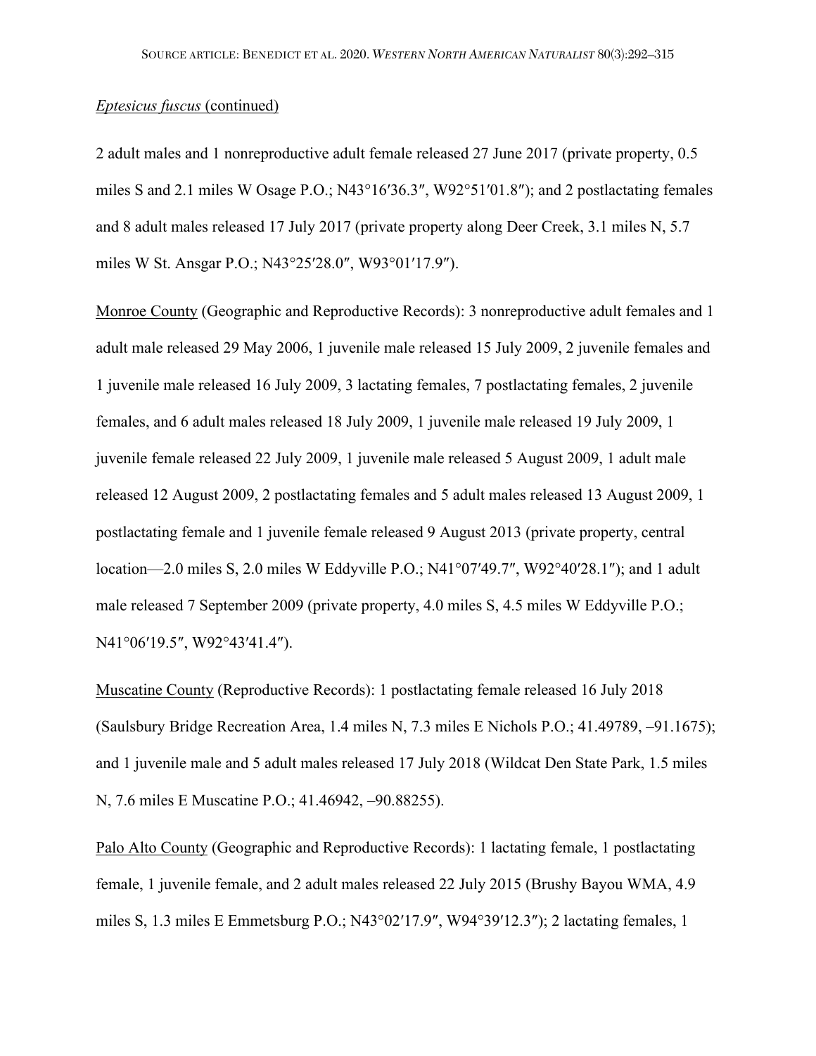*Eptesicus fuscus* (continued)

2 adult males and 1 nonreproductive adult female released 27 June 2017 (private property, 0.5 miles S and 2.1 miles W Osage P.O.; N43°16′36.3″, W92°51′01.8″); and 2 postlactating females and 8 adult males released 17 July 2017 (private property along Deer Creek, 3.1 miles N, 5.7 miles W St. Ansgar P.O.; N43°25′28.0″, W93°01′17.9″).

Monroe County (Geographic and Reproductive Records): 3 nonreproductive adult females and 1 adult male released 29 May 2006, 1 juvenile male released 15 July 2009, 2 juvenile females and 1 juvenile male released 16 July 2009, 3 lactating females, 7 postlactating females, 2 juvenile females, and 6 adult males released 18 July 2009, 1 juvenile male released 19 July 2009, 1 juvenile female released 22 July 2009, 1 juvenile male released 5 August 2009, 1 adult male released 12 August 2009, 2 postlactating females and 5 adult males released 13 August 2009, 1 postlactating female and 1 juvenile female released 9 August 2013 (private property, central location—2.0 miles S, 2.0 miles W Eddyville P.O.; N41°07′49.7″, W92°40′28.1″); and 1 adult male released 7 September 2009 (private property, 4.0 miles S, 4.5 miles W Eddyville P.O.; N41°06′19.5″, W92°43′41.4″).

Muscatine County (Reproductive Records): 1 postlactating female released 16 July 2018 (Saulsbury Bridge Recreation Area, 1.4 miles N, 7.3 miles E Nichols P.O.; 41.49789, –91.1675); and 1 juvenile male and 5 adult males released 17 July 2018 (Wildcat Den State Park, 1.5 miles N, 7.6 miles E Muscatine P.O.; 41.46942, –90.88255).

Palo Alto County (Geographic and Reproductive Records): 1 lactating female, 1 postlactating female, 1 juvenile female, and 2 adult males released 22 July 2015 (Brushy Bayou WMA, 4.9 miles S, 1.3 miles E Emmetsburg P.O.; N43°02′17.9″, W94°39′12.3″); 2 lactating females, 1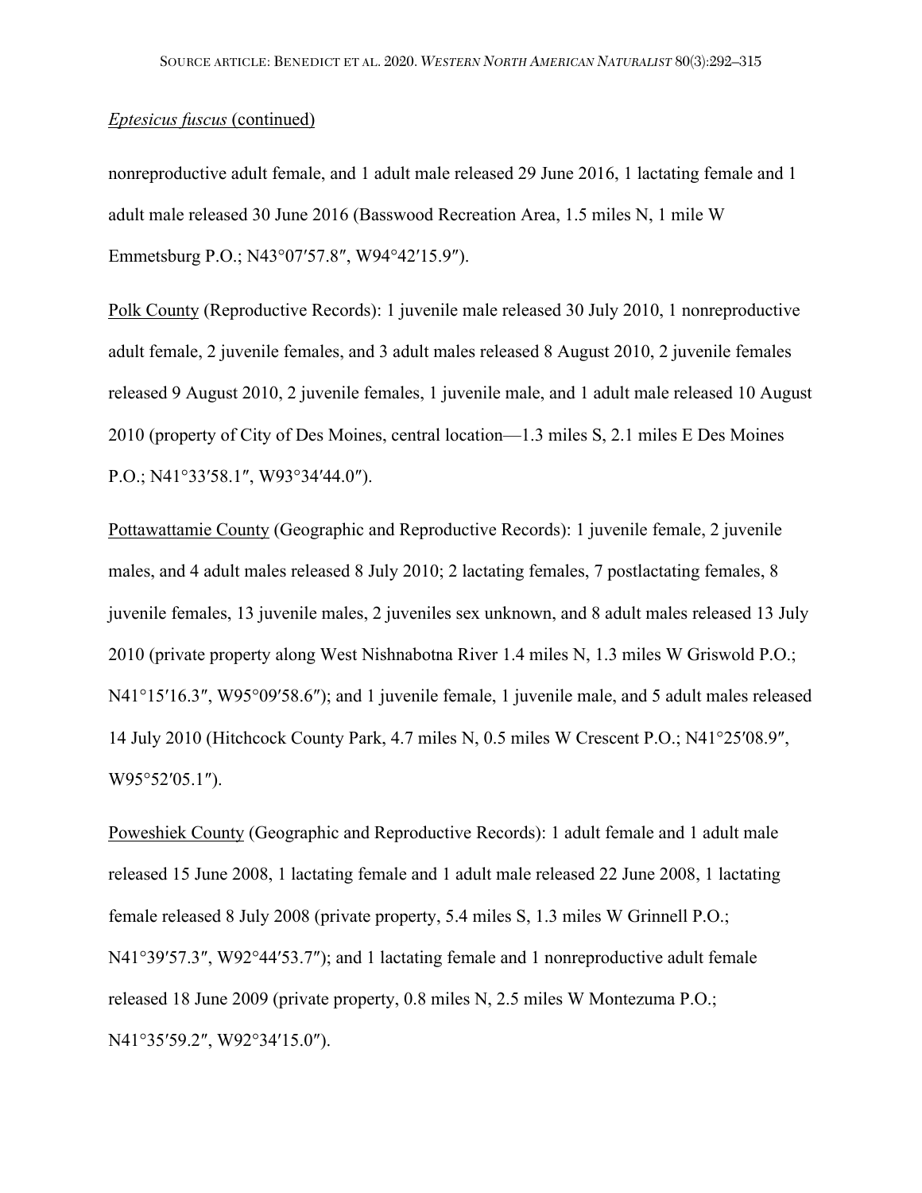*Eptesicus fuscus* (continued)

nonreproductive adult female, and 1 adult male released 29 June 2016, 1 lactating female and 1 adult male released 30 June 2016 (Basswood Recreation Area, 1.5 miles N, 1 mile W Emmetsburg P.O.; N43°07′57.8″, W94°42′15.9″).

Polk County (Reproductive Records): 1 juvenile male released 30 July 2010, 1 nonreproductive adult female, 2 juvenile females, and 3 adult males released 8 August 2010, 2 juvenile females released 9 August 2010, 2 juvenile females, 1 juvenile male, and 1 adult male released 10 August 2010 (property of City of Des Moines, central location—1.3 miles S, 2.1 miles E Des Moines P.O.; N41°33′58.1″, W93°34′44.0″).

Pottawattamie County (Geographic and Reproductive Records): 1 juvenile female, 2 juvenile males, and 4 adult males released 8 July 2010; 2 lactating females, 7 postlactating females, 8 juvenile females, 13 juvenile males, 2 juveniles sex unknown, and 8 adult males released 13 July 2010 (private property along West Nishnabotna River 1.4 miles N, 1.3 miles W Griswold P.O.; N41°15′16.3″, W95°09′58.6″); and 1 juvenile female, 1 juvenile male, and 5 adult males released 14 July 2010 (Hitchcock County Park, 4.7 miles N, 0.5 miles W Crescent P.O.; N41°25′08.9″, W95°52′05.1″).

Poweshiek County (Geographic and Reproductive Records): 1 adult female and 1 adult male released 15 June 2008, 1 lactating female and 1 adult male released 22 June 2008, 1 lactating female released 8 July 2008 (private property, 5.4 miles S, 1.3 miles W Grinnell P.O.; N41°39′57.3″, W92°44′53.7″); and 1 lactating female and 1 nonreproductive adult female released 18 June 2009 (private property, 0.8 miles N, 2.5 miles W Montezuma P.O.; N41°35′59.2″, W92°34′15.0″).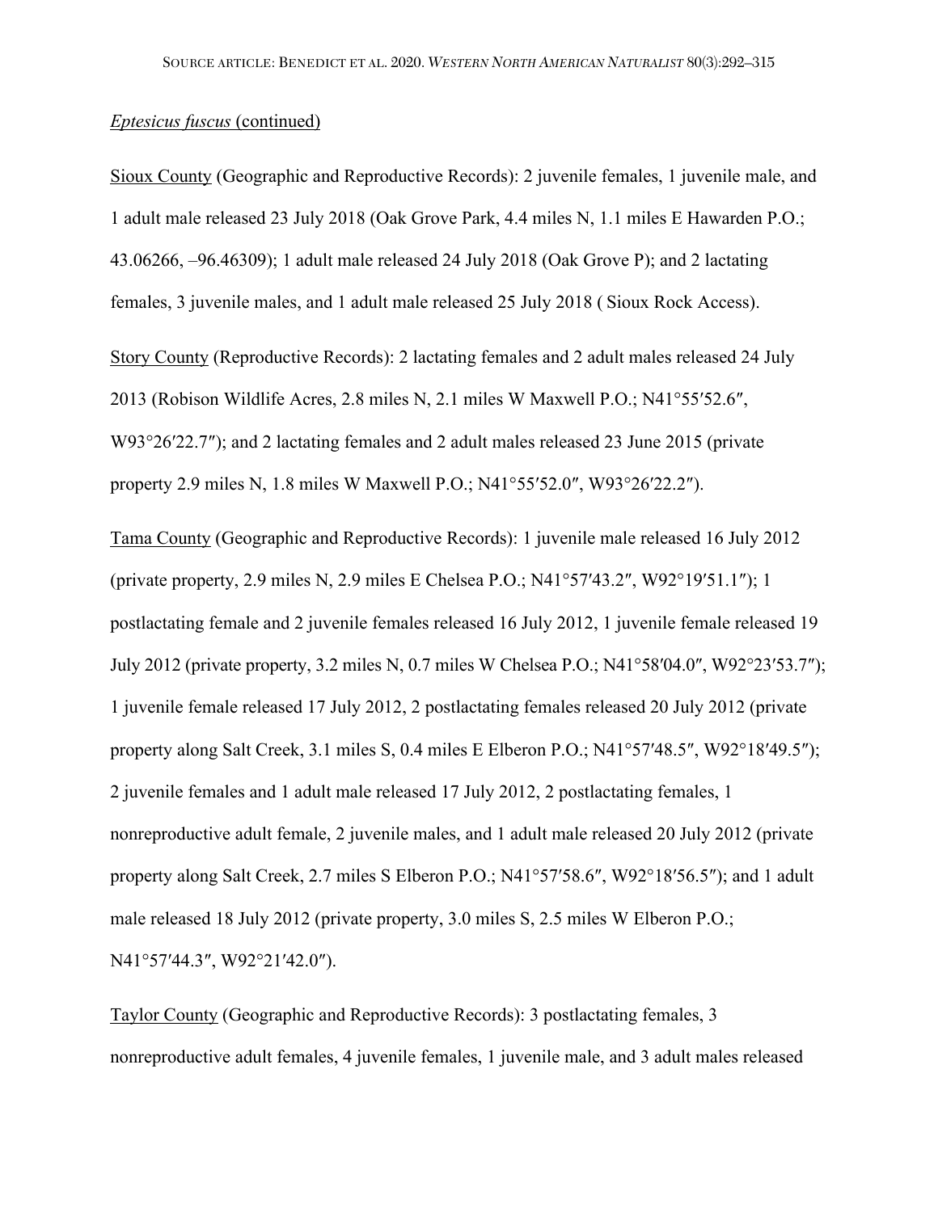*Eptesicus fuscus* (continued)

Sioux County (Geographic and Reproductive Records): 2 juvenile females, 1 juvenile male, and 1 adult male released 23 July 2018 (Oak Grove Park, 4.4 miles N, 1.1 miles E Hawarden P.O.; 43.06266, –96.46309); 1 adult male released 24 July 2018 (Oak Grove P); and 2 lactating females, 3 juvenile males, and 1 adult male released 25 July 2018 ( Sioux Rock Access).

Story County (Reproductive Records): 2 lactating females and 2 adult males released 24 July 2013 (Robison Wildlife Acres, 2.8 miles N, 2.1 miles W Maxwell P.O.; N41°55′52.6″, W93°26′22.7″); and 2 lactating females and 2 adult males released 23 June 2015 (private property 2.9 miles N, 1.8 miles W Maxwell P.O.; N41°55′52.0″, W93°26′22.2″).

Tama County (Geographic and Reproductive Records): 1 juvenile male released 16 July 2012 (private property, 2.9 miles N, 2.9 miles E Chelsea P.O.; N41°57′43.2″, W92°19′51.1″); 1 postlactating female and 2 juvenile females released 16 July 2012, 1 juvenile female released 19 July 2012 (private property, 3.2 miles N, 0.7 miles W Chelsea P.O.; N41°58′04.0″, W92°23′53.7″); 1 juvenile female released 17 July 2012, 2 postlactating females released 20 July 2012 (private property along Salt Creek, 3.1 miles S, 0.4 miles E Elberon P.O.; N41°57′48.5″, W92°18′49.5″); 2 juvenile females and 1 adult male released 17 July 2012, 2 postlactating females, 1 nonreproductive adult female, 2 juvenile males, and 1 adult male released 20 July 2012 (private property along Salt Creek, 2.7 miles S Elberon P.O.; N41°57′58.6″, W92°18′56.5″); and 1 adult male released 18 July 2012 (private property, 3.0 miles S, 2.5 miles W Elberon P.O.; N41°57′44.3″, W92°21′42.0″).

Taylor County (Geographic and Reproductive Records): 3 postlactating females, 3 nonreproductive adult females, 4 juvenile females, 1 juvenile male, and 3 adult males released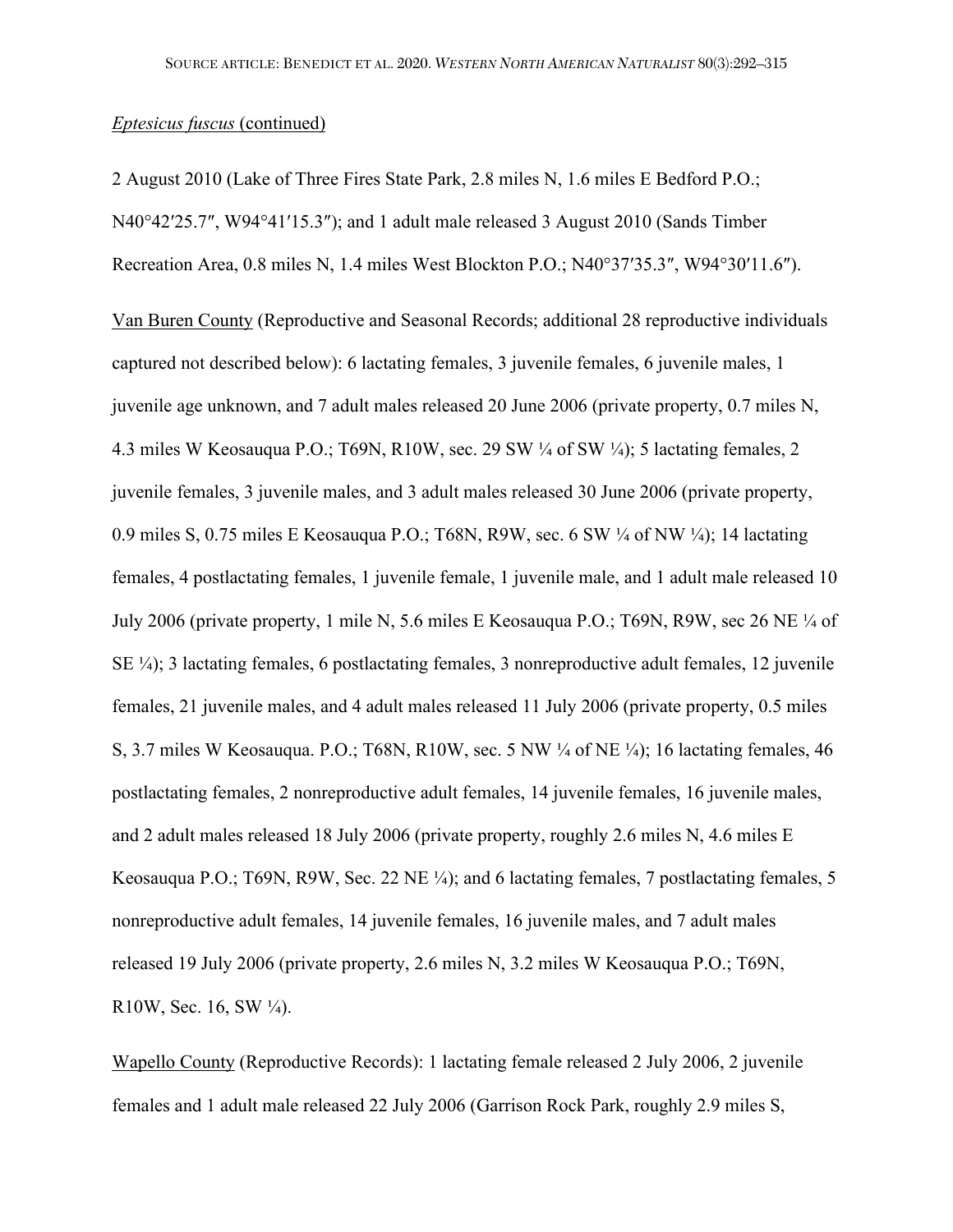_Eptesicus fuscus_ (continued)

2 August 2010 (Lake of Three Fires State Park, 2.8 miles N, 1.6 miles E Bedford P.O.; N40°42′25.7″, W94°41′15.3″); and 1 adult male released 3 August 2010 (Sands Timber Recreation Area, 0.8 miles N, 1.4 miles West Blockton P.O.; N40°37′35.3″, W94°30′11.6″).

Van Buren County (Reproductive and Seasonal Records; additional 28 reproductive individuals captured not described below): 6 lactating females, 3 juvenile females, 6 juvenile males, 1 juvenile age unknown, and 7 adult males released 20 June 2006 (private property, 0.7 miles N, 4.3 miles W Keosauqua P.O.; T69N, R10W, sec. 29 SW ¼ of SW ¼); 5 lactating females, 2 juvenile females, 3 juvenile males, and 3 adult males released 30 June 2006 (private property, 0.9 miles S, 0.75 miles E Keosauqua P.O.; T68N, R9W, sec. 6 SW ¼ of NW ¼); 14 lactating females, 4 postlactating females, 1 juvenile female, 1 juvenile male, and 1 adult male released 10 July 2006 (private property, 1 mile N, 5.6 miles E Keosauqua P.O.; T69N, R9W, sec 26 NE ¼ of SE ¼); 3 lactating females, 6 postlactating females, 3 nonreproductive adult females, 12 juvenile females, 21 juvenile males, and 4 adult males released 11 July 2006 (private property, 0.5 miles S, 3.7 miles W Keosauqua. P.O.; T68N, R10W, sec. 5 NW ¼ of NE ¼); 16 lactating females, 46 postlactating females, 2 nonreproductive adult females, 14 juvenile females, 16 juvenile males, and 2 adult males released 18 July 2006 (private property, roughly 2.6 miles N, 4.6 miles E Keosauqua P.O.; T69N, R9W, Sec. 22 NE ¼); and 6 lactating females, 7 postlactating females, 5 nonreproductive adult females, 14 juvenile females, 16 juvenile males, and 7 adult males released 19 July 2006 (private property, 2.6 miles N, 3.2 miles W Keosauqua P.O.; T69N, R10W, Sec. 16, SW ¼).

Wapello County (Reproductive Records): 1 lactating female released 2 July 2006, 2 juvenile females and 1 adult male released 22 July 2006 (Garrison Rock Park, roughly 2.9 miles S,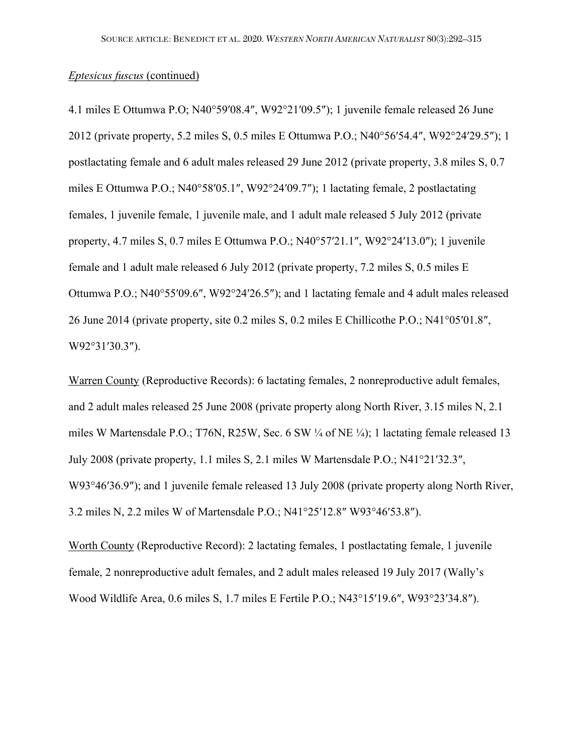*Eptesicus fuscus* (continued)

4.1 miles E Ottumwa P.O; N40°59′08.4″, W92°21′09.5″); 1 juvenile female released 26 June 2012 (private property, 5.2 miles S, 0.5 miles E Ottumwa P.O.; N40°56′54.4″, W92°24′29.5″); 1 postlactating female and 6 adult males released 29 June 2012 (private property, 3.8 miles S, 0.7 miles E Ottumwa P.O.; N40°58′05.1″, W92°24′09.7″); 1 lactating female, 2 postlactating females, 1 juvenile female, 1 juvenile male, and 1 adult male released 5 July 2012 (private property, 4.7 miles S, 0.7 miles E Ottumwa P.O.; N40°57′21.1″, W92°24′13.0″); 1 juvenile female and 1 adult male released 6 July 2012 (private property, 7.2 miles S, 0.5 miles E Ottumwa P.O.; N40°55′09.6″, W92°24′26.5″); and 1 lactating female and 4 adult males released 26 June 2014 (private property, site 0.2 miles S, 0.2 miles E Chillicothe P.O.; N41°05′01.8″, W92°31′30.3″).

Warren County (Reproductive Records): 6 lactating females, 2 nonreproductive adult females, and 2 adult males released 25 June 2008 (private property along North River, 3.15 miles N, 2.1 miles W Martensdale P.O.; T76N, R25W, Sec. 6 SW ¼ of NE ¼); 1 lactating female released 13 July 2008 (private property, 1.1 miles S, 2.1 miles W Martensdale P.O.; N41°21′32.3″, W93°46′36.9″); and 1 juvenile female released 13 July 2008 (private property along North River, 3.2 miles N, 2.2 miles W of Martensdale P.O.; N41°25′12.8″ W93°46′53.8″).

Worth County (Reproductive Record): 2 lactating females, 1 postlactating female, 1 juvenile female, 2 nonreproductive adult females, and 2 adult males released 19 July 2017 (Wally's Wood Wildlife Area, 0.6 miles S, 1.7 miles E Fertile P.O.; N43°15′19.6″, W93°23′34.8″).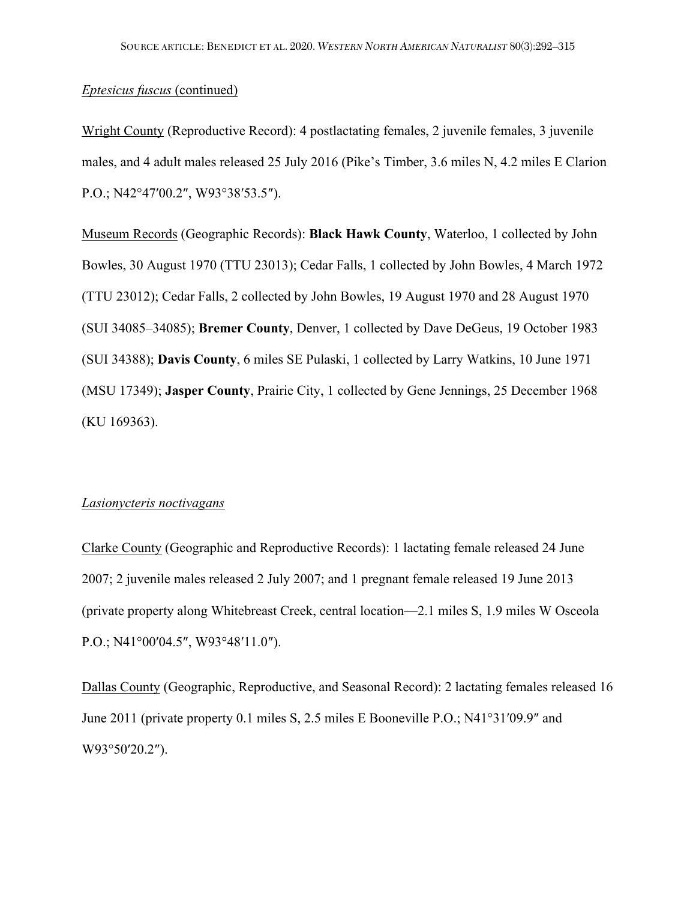*Eptesicus fuscus* (continued)

Wright County (Reproductive Record): 4 postlactating females, 2 juvenile females, 3 juvenile males, and 4 adult males released 25 July 2016 (Pike's Timber, 3.6 miles N, 4.2 miles E Clarion P.O.; N42°47′00.2″, W93°38′53.5″).

Museum Records (Geographic Records): **Black Hawk County**, Waterloo, 1 collected by John Bowles, 30 August 1970 (TTU 23013); Cedar Falls, 1 collected by John Bowles, 4 March 1972 (TTU 23012); Cedar Falls, 2 collected by John Bowles, 19 August 1970 and 28 August 1970 (SUI 34085–34085); **Bremer County**, Denver, 1 collected by Dave DeGeus, 19 October 1983 (SUI 34388); **Davis County**, 6 miles SE Pulaski, 1 collected by Larry Watkins, 10 June 1971 (MSU 17349); **Jasper County**, Prairie City, 1 collected by Gene Jennings, 25 December 1968 (KU 169363).

*Lasionycteris noctivagans*

Clarke County (Geographic and Reproductive Records): 1 lactating female released 24 June 2007; 2 juvenile males released 2 July 2007; and 1 pregnant female released 19 June 2013 (private property along Whitebreast Creek, central location—2.1 miles S, 1.9 miles W Osceola P.O.; N41°00′04.5″, W93°48′11.0″).

Dallas County (Geographic, Reproductive, and Seasonal Record): 2 lactating females released 16 June 2011 (private property 0.1 miles S, 2.5 miles E Booneville P.O.; N41°31′09.9″ and W93°50′20.2″).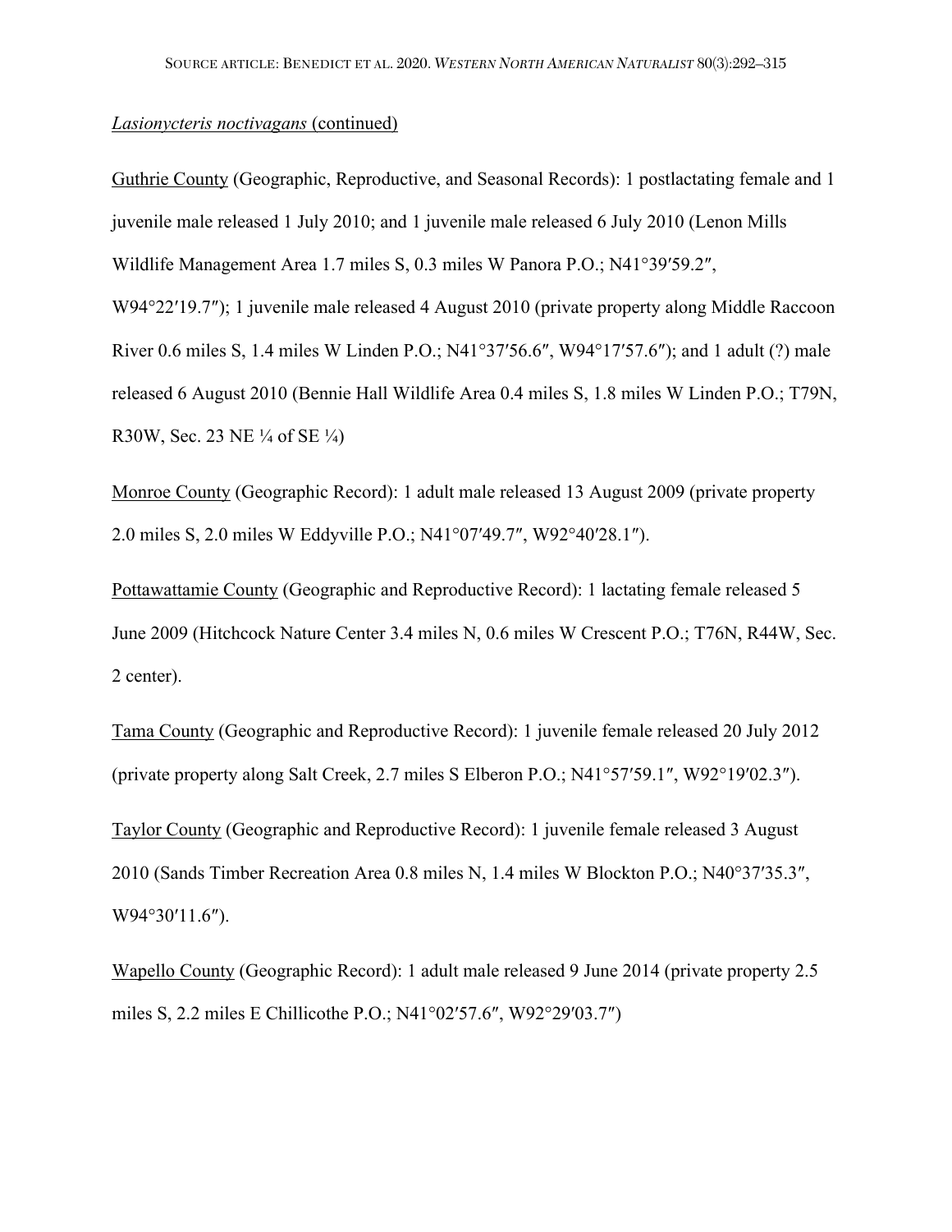*Lasionycteris noctivagans* (continued)

Guthrie County (Geographic, Reproductive, and Seasonal Records): 1 postlactating female and 1 juvenile male released 1 July 2010; and 1 juvenile male released 6 July 2010 (Lenon Mills Wildlife Management Area 1.7 miles S, 0.3 miles W Panora P.O.; N41°39′59.2″, W94°22′19.7″); 1 juvenile male released 4 August 2010 (private property along Middle Raccoon River 0.6 miles S, 1.4 miles W Linden P.O.; N41°37′56.6″, W94°17′57.6″); and 1 adult (?) male released 6 August 2010 (Bennie Hall Wildlife Area 0.4 miles S, 1.8 miles W Linden P.O.; T79N, R30W, Sec. 23 NE ¼ of SE ¼)

Monroe County (Geographic Record): 1 adult male released 13 August 2009 (private property 2.0 miles S, 2.0 miles W Eddyville P.O.; N41°07′49.7″, W92°40′28.1″).

Pottawattamie County (Geographic and Reproductive Record): 1 lactating female released 5 June 2009 (Hitchcock Nature Center 3.4 miles N, 0.6 miles W Crescent P.O.; T76N, R44W, Sec. 2 center).

Tama County (Geographic and Reproductive Record): 1 juvenile female released 20 July 2012 (private property along Salt Creek, 2.7 miles S Elberon P.O.; N41°57′59.1″, W92°19′02.3″).

Taylor County (Geographic and Reproductive Record): 1 juvenile female released 3 August 2010 (Sands Timber Recreation Area 0.8 miles N, 1.4 miles W Blockton P.O.; N40°37′35.3″, W94°30′11.6″).

Wapello County (Geographic Record): 1 adult male released 9 June 2014 (private property 2.5 miles S, 2.2 miles E Chillicothe P.O.; N41°02′57.6″, W92°29′03.7″)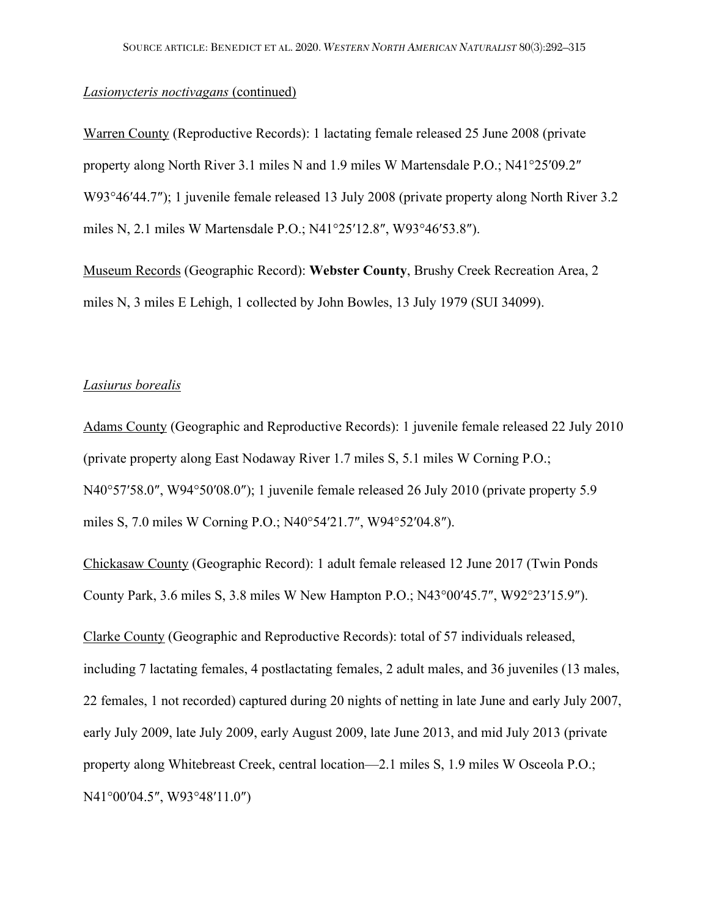*Lasionycteris noctivagans* (continued)

Warren County (Reproductive Records): 1 lactating female released 25 June 2008 (private property along North River 3.1 miles N and 1.9 miles W Martensdale P.O.; N41°25′09.2″ W93°46′44.7″); 1 juvenile female released 13 July 2008 (private property along North River 3.2 miles N, 2.1 miles W Martensdale P.O.; N41°25′12.8″, W93°46′53.8″).

Museum Records (Geographic Record): **Webster County**, Brushy Creek Recreation Area, 2 miles N, 3 miles E Lehigh, 1 collected by John Bowles, 13 July 1979 (SUI 34099).

*Lasiurus borealis*

Adams County (Geographic and Reproductive Records): 1 juvenile female released 22 July 2010 (private property along East Nodaway River 1.7 miles S, 5.1 miles W Corning P.O.; N40°57′58.0″, W94°50′08.0″); 1 juvenile female released 26 July 2010 (private property 5.9 miles S, 7.0 miles W Corning P.O.; N40°54′21.7″, W94°52′04.8″).

Chickasaw County (Geographic Record): 1 adult female released 12 June 2017 (Twin Ponds County Park, 3.6 miles S, 3.8 miles W New Hampton P.O.; N43°00′45.7″, W92°23′15.9″).

Clarke County (Geographic and Reproductive Records): total of 57 individuals released, including 7 lactating females, 4 postlactating females, 2 adult males, and 36 juveniles (13 males, 22 females, 1 not recorded) captured during 20 nights of netting in late June and early July 2007, early July 2009, late July 2009, early August 2009, late June 2013, and mid July 2013 (private property along Whitebreast Creek, central location—2.1 miles S, 1.9 miles W Osceola P.O.; N41°00′04.5″, W93°48′11.0″)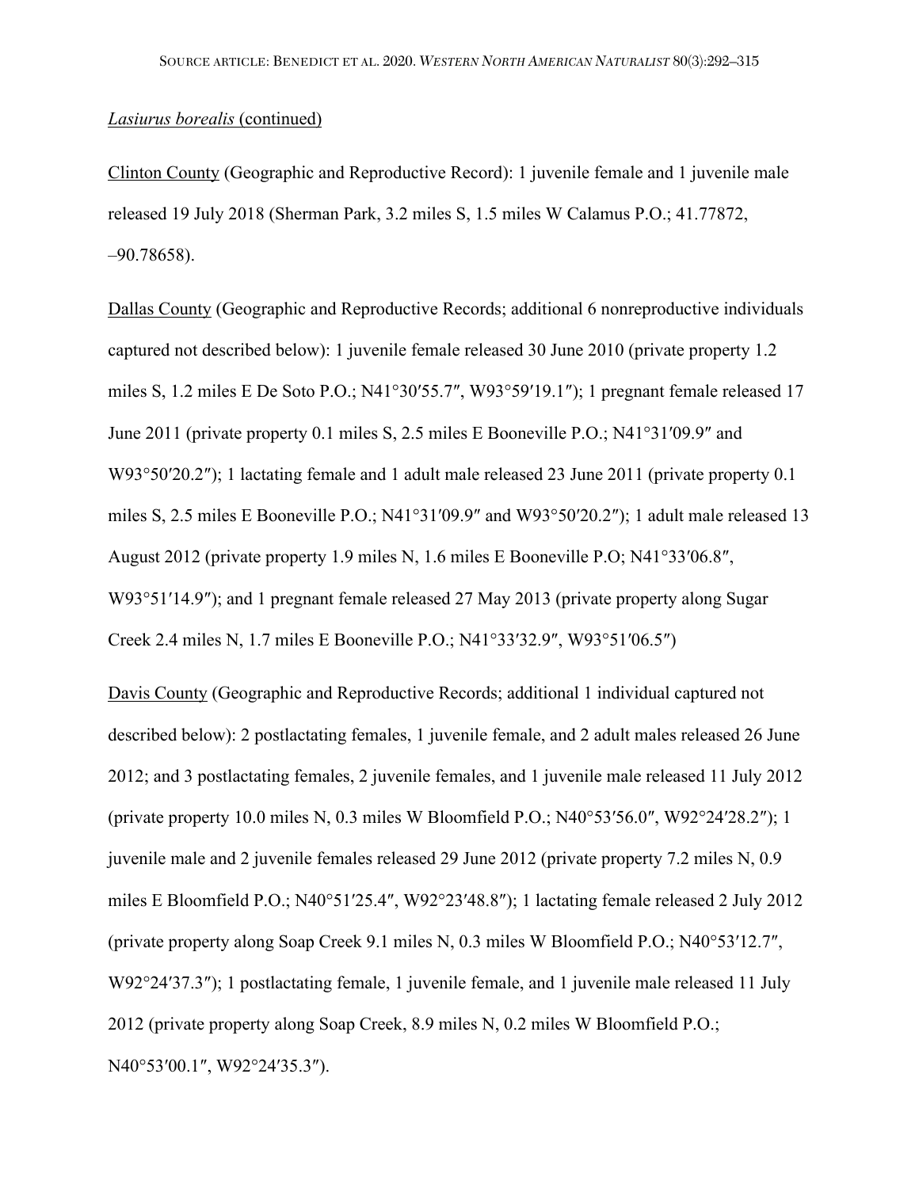*Lasiurus borealis* (continued)

Clinton County (Geographic and Reproductive Record): 1 juvenile female and 1 juvenile male released 19 July 2018 (Sherman Park, 3.2 miles S, 1.5 miles W Calamus P.O.; 41.77872, –90.78658).

Dallas County (Geographic and Reproductive Records; additional 6 nonreproductive individuals captured not described below): 1 juvenile female released 30 June 2010 (private property 1.2 miles S, 1.2 miles E De Soto P.O.; N41°30′55.7″, W93°59′19.1″); 1 pregnant female released 17 June 2011 (private property 0.1 miles S, 2.5 miles E Booneville P.O.; N41°31′09.9″ and W93°50′20.2″); 1 lactating female and 1 adult male released 23 June 2011 (private property 0.1 miles S, 2.5 miles E Booneville P.O.; N41°31′09.9″ and W93°50′20.2″); 1 adult male released 13 August 2012 (private property 1.9 miles N, 1.6 miles E Booneville P.O; N41°33′06.8″, W93°51′14.9″); and 1 pregnant female released 27 May 2013 (private property along Sugar Creek 2.4 miles N, 1.7 miles E Booneville P.O.; N41°33′32.9″, W93°51′06.5″)

Davis County (Geographic and Reproductive Records; additional 1 individual captured not described below): 2 postlactating females, 1 juvenile female, and 2 adult males released 26 June 2012; and 3 postlactating females, 2 juvenile females, and 1 juvenile male released 11 July 2012 (private property 10.0 miles N, 0.3 miles W Bloomfield P.O.; N40°53′56.0″, W92°24′28.2″); 1 juvenile male and 2 juvenile females released 29 June 2012 (private property 7.2 miles N, 0.9 miles E Bloomfield P.O.; N40°51′25.4″, W92°23′48.8″); 1 lactating female released 2 July 2012 (private property along Soap Creek 9.1 miles N, 0.3 miles W Bloomfield P.O.; N40°53′12.7″, W92°24′37.3″); 1 postlactating female, 1 juvenile female, and 1 juvenile male released 11 July 2012 (private property along Soap Creek, 8.9 miles N, 0.2 miles W Bloomfield P.O.; N40°53′00.1″, W92°24′35.3″).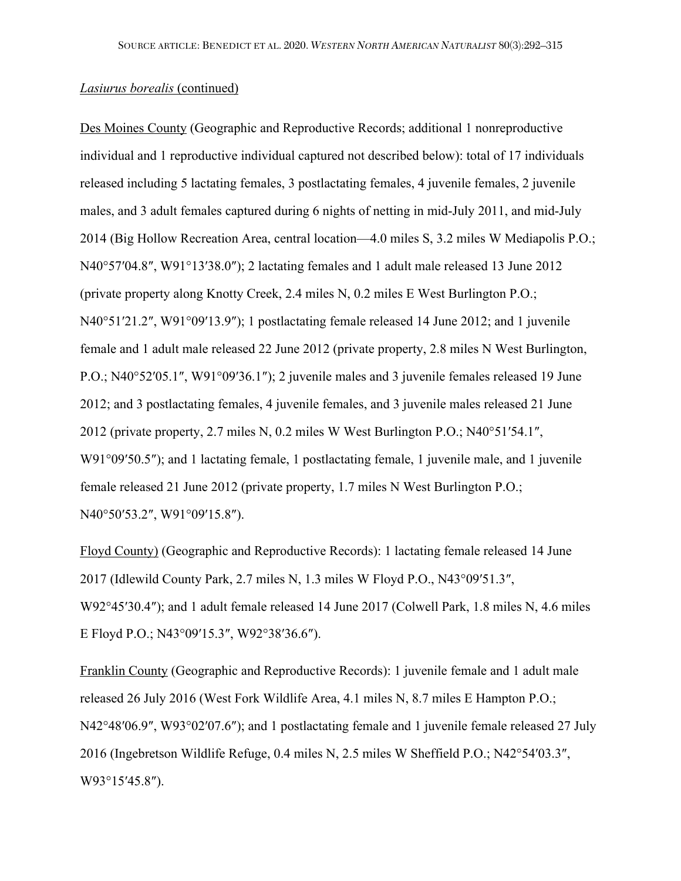*Lasiurus borealis* (continued)

Des Moines County (Geographic and Reproductive Records; additional 1 nonreproductive individual and 1 reproductive individual captured not described below): total of 17 individuals released including 5 lactating females, 3 postlactating females, 4 juvenile females, 2 juvenile males, and 3 adult females captured during 6 nights of netting in mid-July 2011, and mid-July 2014 (Big Hollow Recreation Area, central location—4.0 miles S, 3.2 miles W Mediapolis P.O.; N40°57′04.8″, W91°13′38.0″); 2 lactating females and 1 adult male released 13 June 2012 (private property along Knotty Creek, 2.4 miles N, 0.2 miles E West Burlington P.O.; N40°51′21.2″, W91°09′13.9″); 1 postlactating female released 14 June 2012; and 1 juvenile female and 1 adult male released 22 June 2012 (private property, 2.8 miles N West Burlington, P.O.; N40°52′05.1″, W91°09′36.1″); 2 juvenile males and 3 juvenile females released 19 June 2012; and 3 postlactating females, 4 juvenile females, and 3 juvenile males released 21 June 2012 (private property, 2.7 miles N, 0.2 miles W West Burlington P.O.; N40°51′54.1″, W91°09′50.5″); and 1 lactating female, 1 postlactating female, 1 juvenile male, and 1 juvenile female released 21 June 2012 (private property, 1.7 miles N West Burlington P.O.; N40°50′53.2″, W91°09′15.8″).

Floyd County) (Geographic and Reproductive Records): 1 lactating female released 14 June 2017 (Idlewild County Park, 2.7 miles N, 1.3 miles W Floyd P.O., N43°09′51.3″, W92°45′30.4″); and 1 adult female released 14 June 2017 (Colwell Park, 1.8 miles N, 4.6 miles E Floyd P.O.; N43°09′15.3″, W92°38′36.6″).

Franklin County (Geographic and Reproductive Records): 1 juvenile female and 1 adult male released 26 July 2016 (West Fork Wildlife Area, 4.1 miles N, 8.7 miles E Hampton P.O.; N42°48′06.9″, W93°02′07.6″); and 1 postlactating female and 1 juvenile female released 27 July 2016 (Ingebretson Wildlife Refuge, 0.4 miles N, 2.5 miles W Sheffield P.O.; N42°54′03.3″, W93°15′45.8″).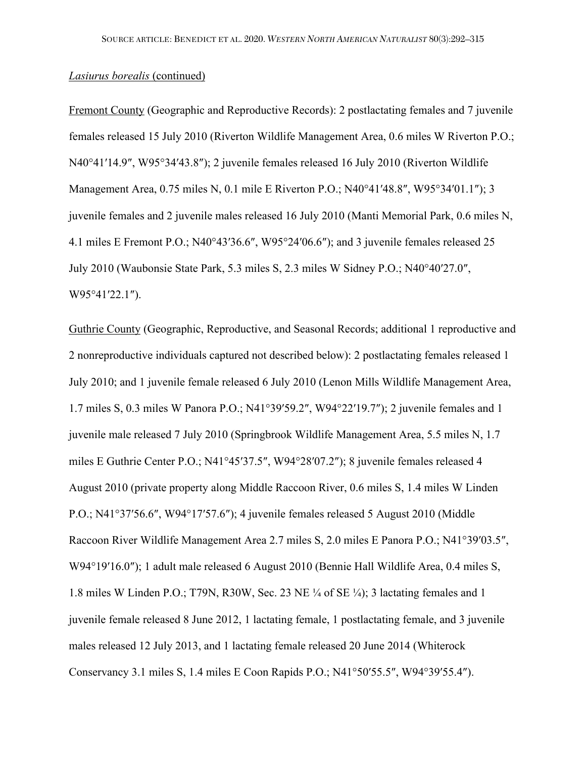*Lasiurus borealis* (continued)

Fremont County (Geographic and Reproductive Records): 2 postlactating females and 7 juvenile females released 15 July 2010 (Riverton Wildlife Management Area, 0.6 miles W Riverton P.O.; N40°41′14.9″, W95°34′43.8″); 2 juvenile females released 16 July 2010 (Riverton Wildlife Management Area, 0.75 miles N, 0.1 mile E Riverton P.O.; N40°41′48.8″, W95°34′01.1″); 3 juvenile females and 2 juvenile males released 16 July 2010 (Manti Memorial Park, 0.6 miles N, 4.1 miles E Fremont P.O.; N40°43′36.6″, W95°24′06.6″); and 3 juvenile females released 25 July 2010 (Waubonsie State Park, 5.3 miles S, 2.3 miles W Sidney P.O.; N40°40′27.0″, W95°41′22.1″).

Guthrie County (Geographic, Reproductive, and Seasonal Records; additional 1 reproductive and 2 nonreproductive individuals captured not described below): 2 postlactating females released 1 July 2010; and 1 juvenile female released 6 July 2010 (Lenon Mills Wildlife Management Area, 1.7 miles S, 0.3 miles W Panora P.O.; N41°39′59.2″, W94°22′19.7″); 2 juvenile females and 1 juvenile male released 7 July 2010 (Springbrook Wildlife Management Area, 5.5 miles N, 1.7 miles E Guthrie Center P.O.; N41°45′37.5″, W94°28′07.2″); 8 juvenile females released 4 August 2010 (private property along Middle Raccoon River, 0.6 miles S, 1.4 miles W Linden P.O.; N41°37′56.6″, W94°17′57.6″); 4 juvenile females released 5 August 2010 (Middle Raccoon River Wildlife Management Area 2.7 miles S, 2.0 miles E Panora P.O.; N41°39′03.5″, W94°19′16.0″); 1 adult male released 6 August 2010 (Bennie Hall Wildlife Area, 0.4 miles S, 1.8 miles W Linden P.O.; T79N, R30W, Sec. 23 NE ¼ of SE ¼); 3 lactating females and 1 juvenile female released 8 June 2012, 1 lactating female, 1 postlactating female, and 3 juvenile males released 12 July 2013, and 1 lactating female released 20 June 2014 (Whiterock Conservancy 3.1 miles S, 1.4 miles E Coon Rapids P.O.; N41°50′55.5″, W94°39′55.4″).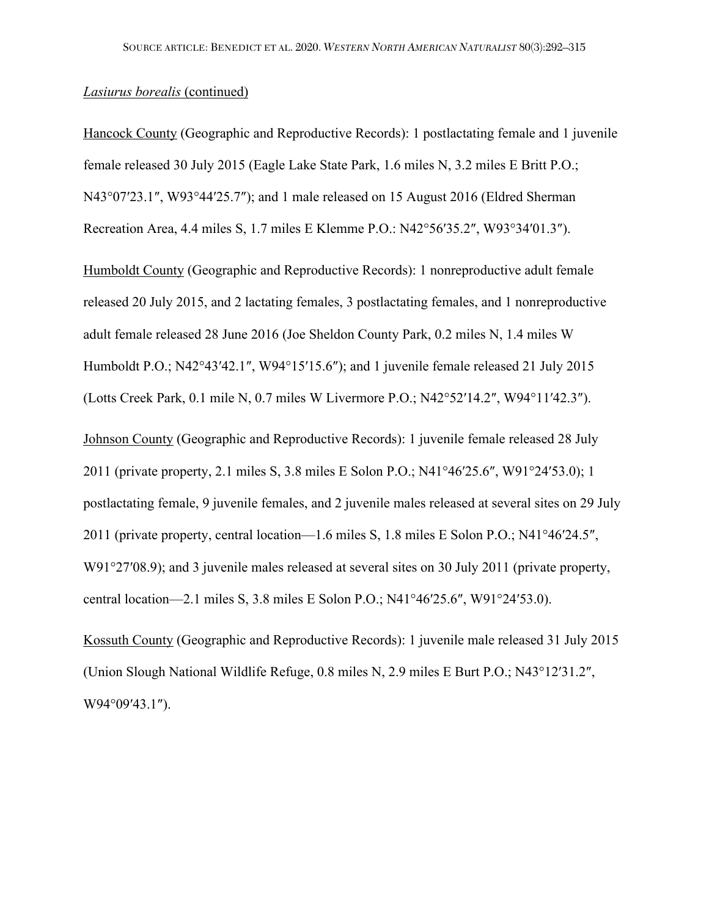*Lasiurus borealis* (continued)

Hancock County (Geographic and Reproductive Records): 1 postlactating female and 1 juvenile female released 30 July 2015 (Eagle Lake State Park, 1.6 miles N, 3.2 miles E Britt P.O.; N43°07′23.1″, W93°44′25.7″); and 1 male released on 15 August 2016 (Eldred Sherman Recreation Area, 4.4 miles S, 1.7 miles E Klemme P.O.: N42°56′35.2″, W93°34′01.3″).

Humboldt County (Geographic and Reproductive Records): 1 nonreproductive adult female released 20 July 2015, and 2 lactating females, 3 postlactating females, and 1 nonreproductive adult female released 28 June 2016 (Joe Sheldon County Park, 0.2 miles N, 1.4 miles W Humboldt P.O.; N42°43′42.1″, W94°15′15.6″); and 1 juvenile female released 21 July 2015 (Lotts Creek Park, 0.1 mile N, 0.7 miles W Livermore P.O.; N42°52′14.2″, W94°11′42.3″).

Johnson County (Geographic and Reproductive Records): 1 juvenile female released 28 July 2011 (private property, 2.1 miles S, 3.8 miles E Solon P.O.; N41°46′25.6″, W91°24′53.0); 1 postlactating female, 9 juvenile females, and 2 juvenile males released at several sites on 29 July 2011 (private property, central location—1.6 miles S, 1.8 miles E Solon P.O.; N41°46′24.5″, W91°27′08.9); and 3 juvenile males released at several sites on 30 July 2011 (private property, central location—2.1 miles S, 3.8 miles E Solon P.O.; N41°46′25.6″, W91°24′53.0).

Kossuth County (Geographic and Reproductive Records): 1 juvenile male released 31 July 2015 (Union Slough National Wildlife Refuge, 0.8 miles N, 2.9 miles E Burt P.O.; N43°12′31.2″, W94°09′43.1″).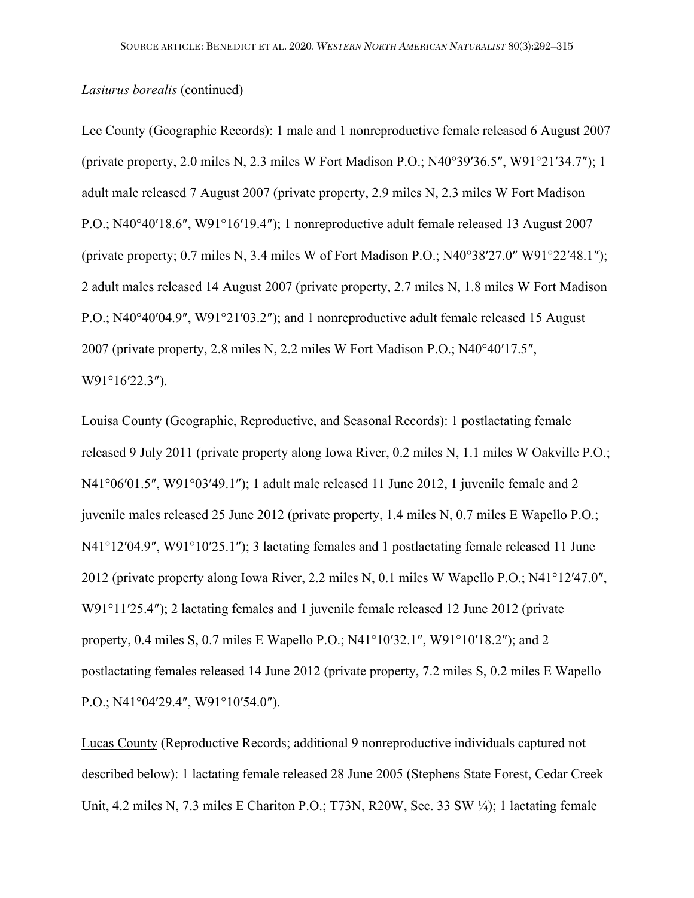*Lasiurus borealis* (continued)

Lee County (Geographic Records): 1 male and 1 nonreproductive female released 6 August 2007 (private property, 2.0 miles N, 2.3 miles W Fort Madison P.O.; N40°39′36.5″, W91°21′34.7″); 1 adult male released 7 August 2007 (private property, 2.9 miles N, 2.3 miles W Fort Madison P.O.; N40°40′18.6″, W91°16′19.4″); 1 nonreproductive adult female released 13 August 2007 (private property; 0.7 miles N, 3.4 miles W of Fort Madison P.O.; N40°38′27.0″ W91°22′48.1″); 2 adult males released 14 August 2007 (private property, 2.7 miles N, 1.8 miles W Fort Madison P.O.; N40°40′04.9″, W91°21′03.2″); and 1 nonreproductive adult female released 15 August 2007 (private property, 2.8 miles N, 2.2 miles W Fort Madison P.O.; N40°40′17.5″, W91°16′22.3″).

Louisa County (Geographic, Reproductive, and Seasonal Records): 1 postlactating female released 9 July 2011 (private property along Iowa River, 0.2 miles N, 1.1 miles W Oakville P.O.; N41°06′01.5″, W91°03′49.1″); 1 adult male released 11 June 2012, 1 juvenile female and 2 juvenile males released 25 June 2012 (private property, 1.4 miles N, 0.7 miles E Wapello P.O.; N41°12′04.9″, W91°10′25.1″); 3 lactating females and 1 postlactating female released 11 June 2012 (private property along Iowa River, 2.2 miles N, 0.1 miles W Wapello P.O.; N41°12′47.0″, W91°11′25.4″); 2 lactating females and 1 juvenile female released 12 June 2012 (private property, 0.4 miles S, 0.7 miles E Wapello P.O.; N41°10′32.1″, W91°10′18.2″); and 2 postlactating females released 14 June 2012 (private property, 7.2 miles S, 0.2 miles E Wapello P.O.; N41°04′29.4″, W91°10′54.0″).

Lucas County (Reproductive Records; additional 9 nonreproductive individuals captured not described below): 1 lactating female released 28 June 2005 (Stephens State Forest, Cedar Creek Unit, 4.2 miles N, 7.3 miles E Chariton P.O.; T73N, R20W, Sec. 33 SW ¼); 1 lactating female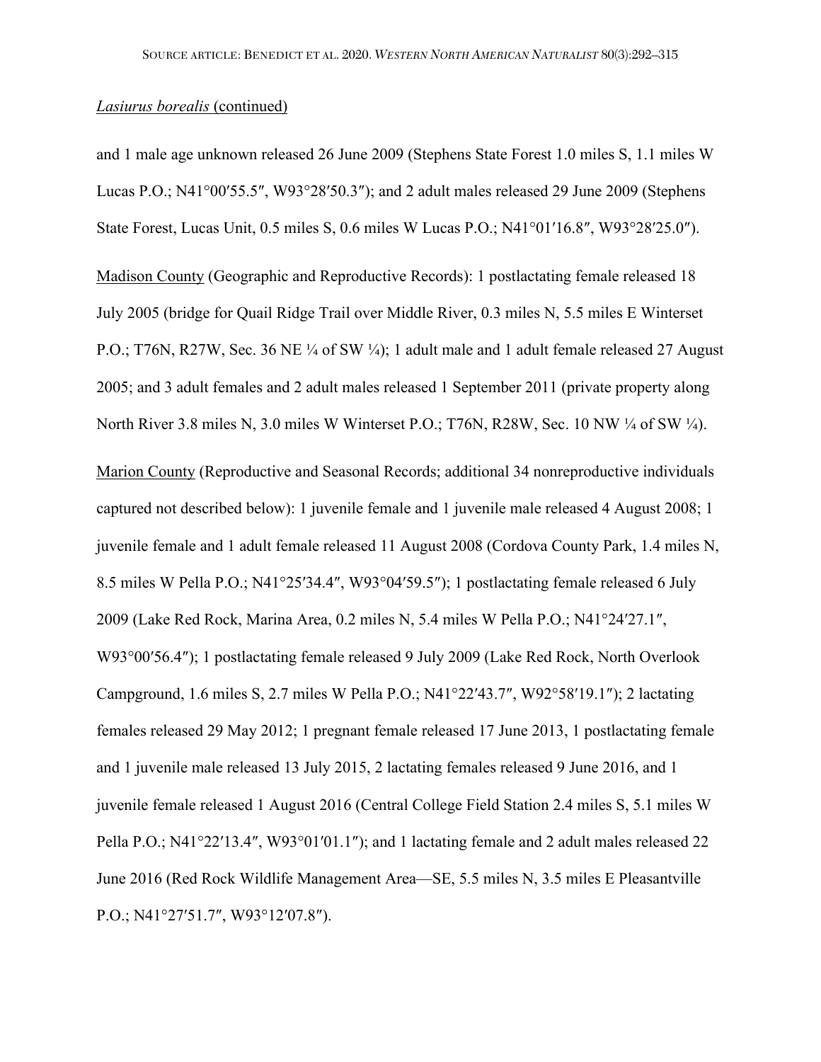*Lasiurus borealis* (continued)

and 1 male age unknown released 26 June 2009 (Stephens State Forest 1.0 miles S, 1.1 miles W Lucas P.O.; N41°00′55.5″, W93°28′50.3″); and 2 adult males released 29 June 2009 (Stephens State Forest, Lucas Unit, 0.5 miles S, 0.6 miles W Lucas P.O.; N41°01′16.8″, W93°28′25.0″).

Madison County (Geographic and Reproductive Records): 1 postlactating female released 18 July 2005 (bridge for Quail Ridge Trail over Middle River, 0.3 miles N, 5.5 miles E Winterset P.O.; T76N, R27W, Sec. 36 NE ¼ of SW ¼); 1 adult male and 1 adult female released 27 August 2005; and 3 adult females and 2 adult males released 1 September 2011 (private property along North River 3.8 miles N, 3.0 miles W Winterset P.O.; T76N, R28W, Sec. 10 NW ¼ of SW ¼).

Marion County (Reproductive and Seasonal Records; additional 34 nonreproductive individuals captured not described below): 1 juvenile female and 1 juvenile male released 4 August 2008; 1 juvenile female and 1 adult female released 11 August 2008 (Cordova County Park, 1.4 miles N, 8.5 miles W Pella P.O.; N41°25′34.4″, W93°04′59.5″); 1 postlactating female released 6 July 2009 (Lake Red Rock, Marina Area, 0.2 miles N, 5.4 miles W Pella P.O.; N41°24′27.1″, W93°00′56.4″); 1 postlactating female released 9 July 2009 (Lake Red Rock, North Overlook Campground, 1.6 miles S, 2.7 miles W Pella P.O.; N41°22′43.7″, W92°58′19.1″); 2 lactating females released 29 May 2012; 1 pregnant female released 17 June 2013, 1 postlactating female and 1 juvenile male released 13 July 2015, 2 lactating females released 9 June 2016, and 1 juvenile female released 1 August 2016 (Central College Field Station 2.4 miles S, 5.1 miles W Pella P.O.; N41°22′13.4″, W93°01′01.1″); and 1 lactating female and 2 adult males released 22 June 2016 (Red Rock Wildlife Management Area—SE, 5.5 miles N, 3.5 miles E Pleasantville P.O.; N41°27′51.7″, W93°12′07.8″).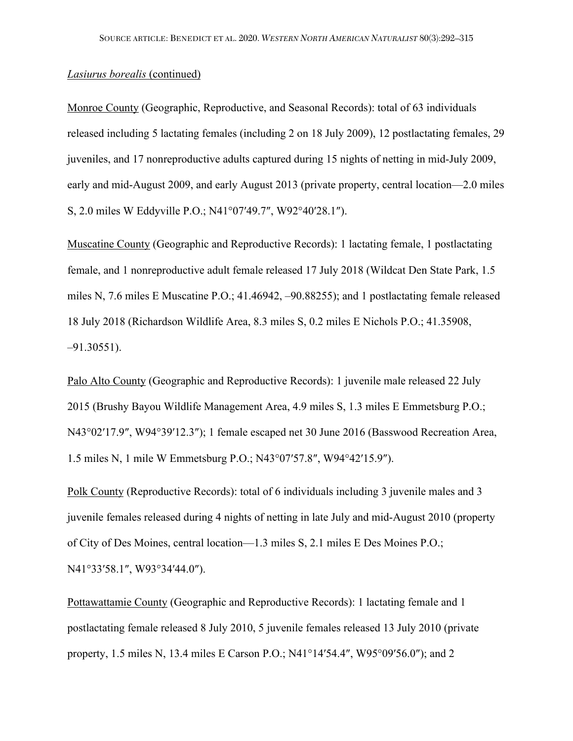*Lasiurus borealis* (continued)

Monroe County (Geographic, Reproductive, and Seasonal Records): total of 63 individuals released including 5 lactating females (including 2 on 18 July 2009), 12 postlactating females, 29 juveniles, and 17 nonreproductive adults captured during 15 nights of netting in mid-July 2009, early and mid-August 2009, and early August 2013 (private property, central location—2.0 miles S, 2.0 miles W Eddyville P.O.; N41°07′49.7″, W92°40′28.1″).

Muscatine County (Geographic and Reproductive Records): 1 lactating female, 1 postlactating female, and 1 nonreproductive adult female released 17 July 2018 (Wildcat Den State Park, 1.5 miles N, 7.6 miles E Muscatine P.O.; 41.46942, –90.88255); and 1 postlactating female released 18 July 2018 (Richardson Wildlife Area, 8.3 miles S, 0.2 miles E Nichols P.O.; 41.35908, –91.30551).

Palo Alto County (Geographic and Reproductive Records): 1 juvenile male released 22 July 2015 (Brushy Bayou Wildlife Management Area, 4.9 miles S, 1.3 miles E Emmetsburg P.O.; N43°02′17.9″, W94°39′12.3″); 1 female escaped net 30 June 2016 (Basswood Recreation Area, 1.5 miles N, 1 mile W Emmetsburg P.O.; N43°07′57.8″, W94°42′15.9″).

Polk County (Reproductive Records): total of 6 individuals including 3 juvenile males and 3 juvenile females released during 4 nights of netting in late July and mid-August 2010 (property of City of Des Moines, central location—1.3 miles S, 2.1 miles E Des Moines P.O.; N41°33′58.1″, W93°34′44.0″).

Pottawattamie County (Geographic and Reproductive Records): 1 lactating female and 1 postlactating female released 8 July 2010, 5 juvenile females released 13 July 2010 (private property, 1.5 miles N, 13.4 miles E Carson P.O.; N41°14′54.4″, W95°09′56.0″); and 2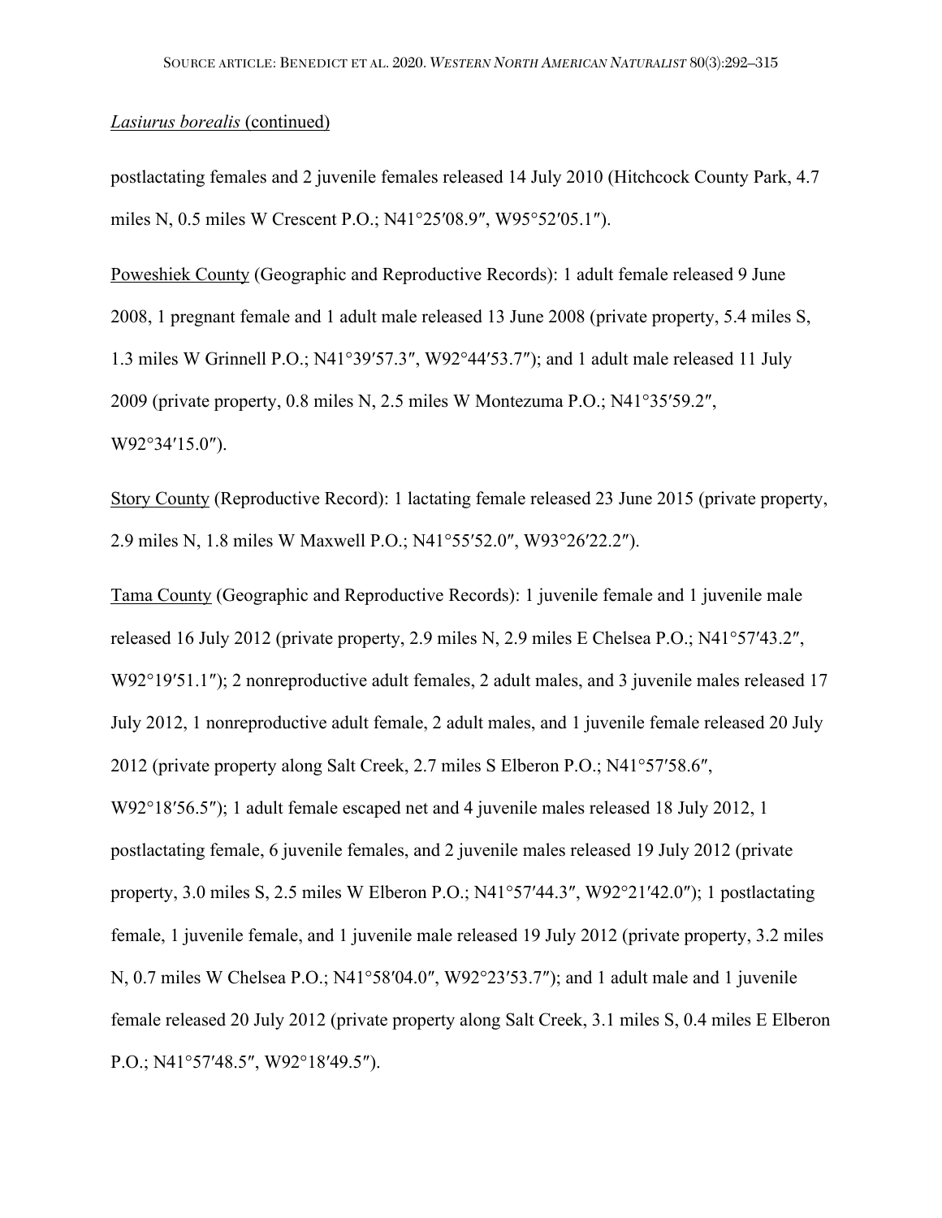_Lasiurus borealis_ (continued)

postlactating females and 2 juvenile females released 14 July 2010 (Hitchcock County Park, 4.7 miles N, 0.5 miles W Crescent P.O.; N41°25′08.9″, W95°52′05.1″).

Poweshiek County (Geographic and Reproductive Records): 1 adult female released 9 June 2008, 1 pregnant female and 1 adult male released 13 June 2008 (private property, 5.4 miles S, 1.3 miles W Grinnell P.O.; N41°39′57.3″, W92°44′53.7″); and 1 adult male released 11 July 2009 (private property, 0.8 miles N, 2.5 miles W Montezuma P.O.; N41°35′59.2″, W92°34′15.0″).

Story County (Reproductive Record): 1 lactating female released 23 June 2015 (private property, 2.9 miles N, 1.8 miles W Maxwell P.O.; N41°55′52.0″, W93°26′22.2″).

Tama County (Geographic and Reproductive Records): 1 juvenile female and 1 juvenile male released 16 July 2012 (private property, 2.9 miles N, 2.9 miles E Chelsea P.O.; N41°57′43.2″, W92°19′51.1″); 2 nonreproductive adult females, 2 adult males, and 3 juvenile males released 17 July 2012, 1 nonreproductive adult female, 2 adult males, and 1 juvenile female released 20 July 2012 (private property along Salt Creek, 2.7 miles S Elberon P.O.; N41°57′58.6″, W92°18′56.5″); 1 adult female escaped net and 4 juvenile males released 18 July 2012, 1 postlactating female, 6 juvenile females, and 2 juvenile males released 19 July 2012 (private property, 3.0 miles S, 2.5 miles W Elberon P.O.; N41°57′44.3″, W92°21′42.0″); 1 postlactating female, 1 juvenile female, and 1 juvenile male released 19 July 2012 (private property, 3.2 miles N, 0.7 miles W Chelsea P.O.; N41°58′04.0″, W92°23′53.7″); and 1 adult male and 1 juvenile female released 20 July 2012 (private property along Salt Creek, 3.1 miles S, 0.4 miles E Elberon P.O.; N41°57′48.5″, W92°18′49.5″).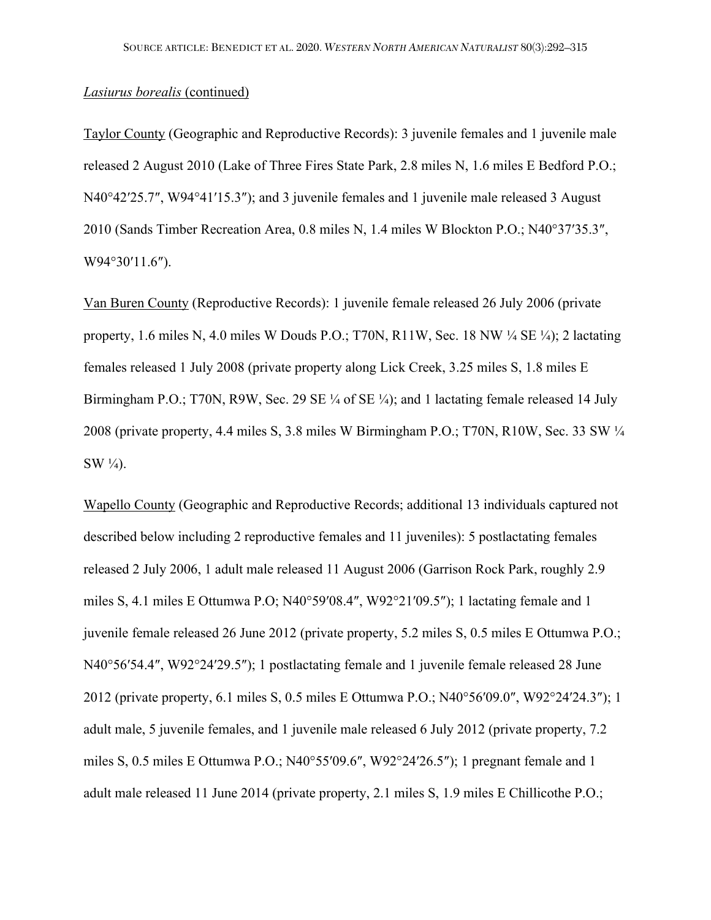*Lasiurus borealis* (continued)

Taylor County (Geographic and Reproductive Records): 3 juvenile females and 1 juvenile male released 2 August 2010 (Lake of Three Fires State Park, 2.8 miles N, 1.6 miles E Bedford P.O.; N40°42′25.7″, W94°41′15.3″); and 3 juvenile females and 1 juvenile male released 3 August 2010 (Sands Timber Recreation Area, 0.8 miles N, 1.4 miles W Blockton P.O.; N40°37′35.3″, W94°30′11.6″).

Van Buren County (Reproductive Records): 1 juvenile female released 26 July 2006 (private property, 1.6 miles N, 4.0 miles W Douds P.O.; T70N, R11W, Sec. 18 NW ¼ SE ¼); 2 lactating females released 1 July 2008 (private property along Lick Creek, 3.25 miles S, 1.8 miles E Birmingham P.O.; T70N, R9W, Sec. 29 SE ¼ of SE ¼); and 1 lactating female released 14 July 2008 (private property, 4.4 miles S, 3.8 miles W Birmingham P.O.; T70N, R10W, Sec. 33 SW ¼ SW ¼).

Wapello County (Geographic and Reproductive Records; additional 13 individuals captured not described below including 2 reproductive females and 11 juveniles): 5 postlactating females released 2 July 2006, 1 adult male released 11 August 2006 (Garrison Rock Park, roughly 2.9 miles S, 4.1 miles E Ottumwa P.O; N40°59′08.4″, W92°21′09.5″); 1 lactating female and 1 juvenile female released 26 June 2012 (private property, 5.2 miles S, 0.5 miles E Ottumwa P.O.; N40°56′54.4″, W92°24′29.5″); 1 postlactating female and 1 juvenile female released 28 June 2012 (private property, 6.1 miles S, 0.5 miles E Ottumwa P.O.; N40°56′09.0″, W92°24′24.3″); 1 adult male, 5 juvenile females, and 1 juvenile male released 6 July 2012 (private property, 7.2 miles S, 0.5 miles E Ottumwa P.O.; N40°55′09.6″, W92°24′26.5″); 1 pregnant female and 1 adult male released 11 June 2014 (private property, 2.1 miles S, 1.9 miles E Chillicothe P.O.;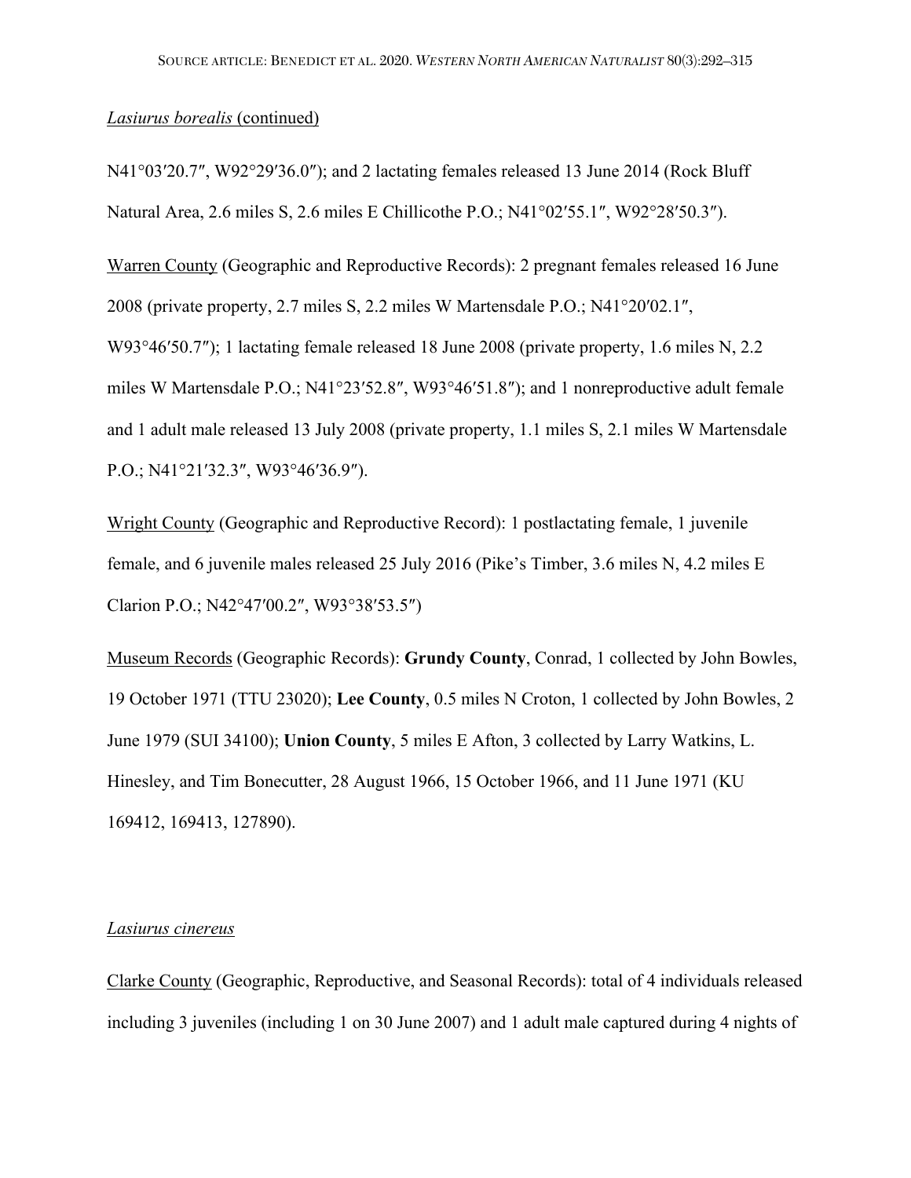*Lasiurus borealis* (continued)

N41°03′20.7″, W92°29′36.0″); and 2 lactating females released 13 June 2014 (Rock Bluff Natural Area, 2.6 miles S, 2.6 miles E Chillicothe P.O.; N41°02′55.1″, W92°28′50.3″).

Warren County (Geographic and Reproductive Records): 2 pregnant females released 16 June 2008 (private property, 2.7 miles S, 2.2 miles W Martensdale P.O.; N41°20′02.1″, W93°46′50.7″); 1 lactating female released 18 June 2008 (private property, 1.6 miles N, 2.2 miles W Martensdale P.O.; N41°23′52.8″, W93°46′51.8″); and 1 nonreproductive adult female and 1 adult male released 13 July 2008 (private property, 1.1 miles S, 2.1 miles W Martensdale P.O.; N41°21′32.3″, W93°46′36.9″).

Wright County (Geographic and Reproductive Record): 1 postlactating female, 1 juvenile female, and 6 juvenile males released 25 July 2016 (Pike's Timber, 3.6 miles N, 4.2 miles E Clarion P.O.; N42°47′00.2″, W93°38′53.5″)

Museum Records (Geographic Records): **Grundy County**, Conrad, 1 collected by John Bowles, 19 October 1971 (TTU 23020); **Lee County**, 0.5 miles N Croton, 1 collected by John Bowles, 2 June 1979 (SUI 34100); **Union County**, 5 miles E Afton, 3 collected by Larry Watkins, L. Hinesley, and Tim Bonecutter, 28 August 1966, 15 October 1966, and 11 June 1971 (KU 169412, 169413, 127890).

*Lasiurus cinereus*

Clarke County (Geographic, Reproductive, and Seasonal Records): total of 4 individuals released including 3 juveniles (including 1 on 30 June 2007) and 1 adult male captured during 4 nights of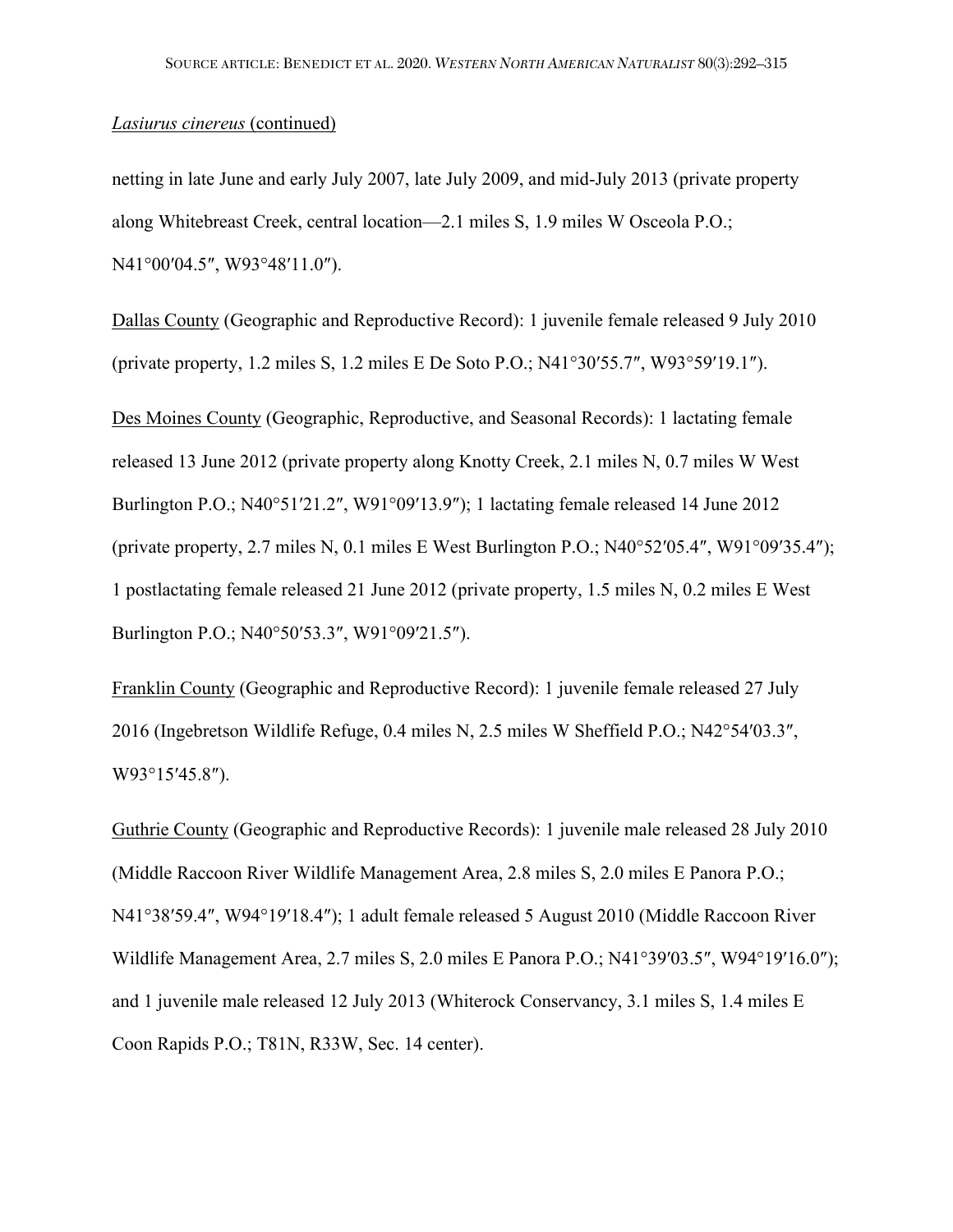*Lasiurus cinereus* (continued)

netting in late June and early July 2007, late July 2009, and mid-July 2013 (private property along Whitebreast Creek, central location—2.1 miles S, 1.9 miles W Osceola P.O.; N41°00′04.5″, W93°48′11.0″).

Dallas County (Geographic and Reproductive Record): 1 juvenile female released 9 July 2010 (private property, 1.2 miles S, 1.2 miles E De Soto P.O.; N41°30′55.7″, W93°59′19.1″).

Des Moines County (Geographic, Reproductive, and Seasonal Records): 1 lactating female released 13 June 2012 (private property along Knotty Creek, 2.1 miles N, 0.7 miles W West Burlington P.O.; N40°51′21.2″, W91°09′13.9″); 1 lactating female released 14 June 2012 (private property, 2.7 miles N, 0.1 miles E West Burlington P.O.; N40°52′05.4″, W91°09′35.4″); 1 postlactating female released 21 June 2012 (private property, 1.5 miles N, 0.2 miles E West Burlington P.O.; N40°50′53.3″, W91°09′21.5″).

Franklin County (Geographic and Reproductive Record): 1 juvenile female released 27 July 2016 (Ingebretson Wildlife Refuge, 0.4 miles N, 2.5 miles W Sheffield P.O.; N42°54′03.3″, W93°15′45.8″).

Guthrie County (Geographic and Reproductive Records): 1 juvenile male released 28 July 2010 (Middle Raccoon River Wildlife Management Area, 2.8 miles S, 2.0 miles E Panora P.O.; N41°38′59.4″, W94°19′18.4″); 1 adult female released 5 August 2010 (Middle Raccoon River Wildlife Management Area, 2.7 miles S, 2.0 miles E Panora P.O.; N41°39′03.5″, W94°19′16.0″); and 1 juvenile male released 12 July 2013 (Whiterock Conservancy, 3.1 miles S, 1.4 miles E Coon Rapids P.O.; T81N, R33W, Sec. 14 center).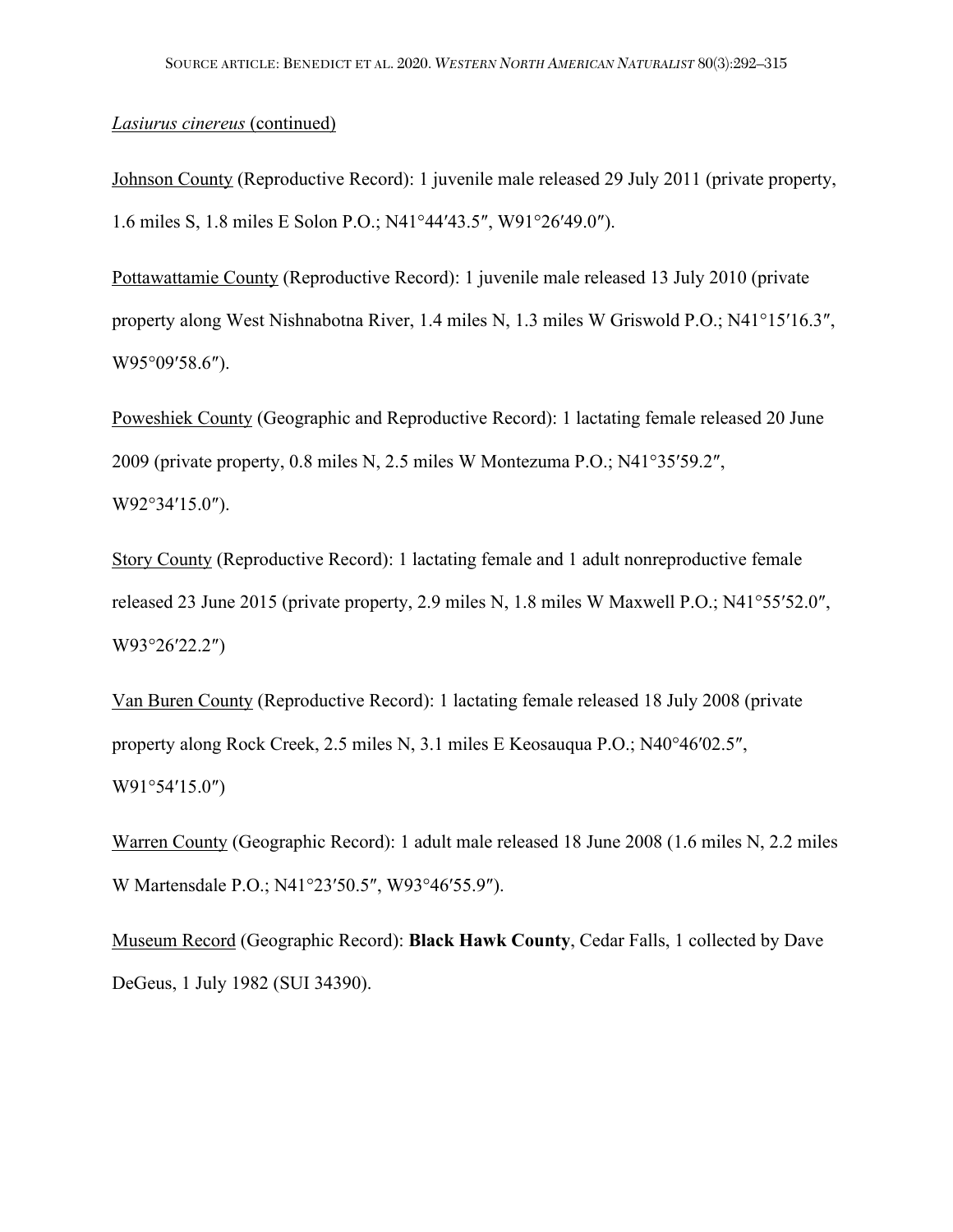*Lasiurus cinereus* (continued)

Johnson County (Reproductive Record): 1 juvenile male released 29 July 2011 (private property, 1.6 miles S, 1.8 miles E Solon P.O.; N41°44′43.5″, W91°26′49.0″).

Pottawattamie County (Reproductive Record): 1 juvenile male released 13 July 2010 (private property along West Nishnabotna River, 1.4 miles N, 1.3 miles W Griswold P.O.; N41°15′16.3″, W95°09′58.6″).

Poweshiek County (Geographic and Reproductive Record): 1 lactating female released 20 June 2009 (private property, 0.8 miles N, 2.5 miles W Montezuma P.O.; N41°35′59.2″, W92°34′15.0″).

Story County (Reproductive Record): 1 lactating female and 1 adult nonreproductive female released 23 June 2015 (private property, 2.9 miles N, 1.8 miles W Maxwell P.O.; N41°55′52.0″, W93°26′22.2″)

Van Buren County (Reproductive Record): 1 lactating female released 18 July 2008 (private property along Rock Creek, 2.5 miles N, 3.1 miles E Keosauqua P.O.; N40°46′02.5″, W91°54′15.0″)

Warren County (Geographic Record): 1 adult male released 18 June 2008 (1.6 miles N, 2.2 miles W Martensdale P.O.; N41°23′50.5″, W93°46′55.9″).

Museum Record (Geographic Record): **Black Hawk County**, Cedar Falls, 1 collected by Dave DeGeus, 1 July 1982 (SUI 34390).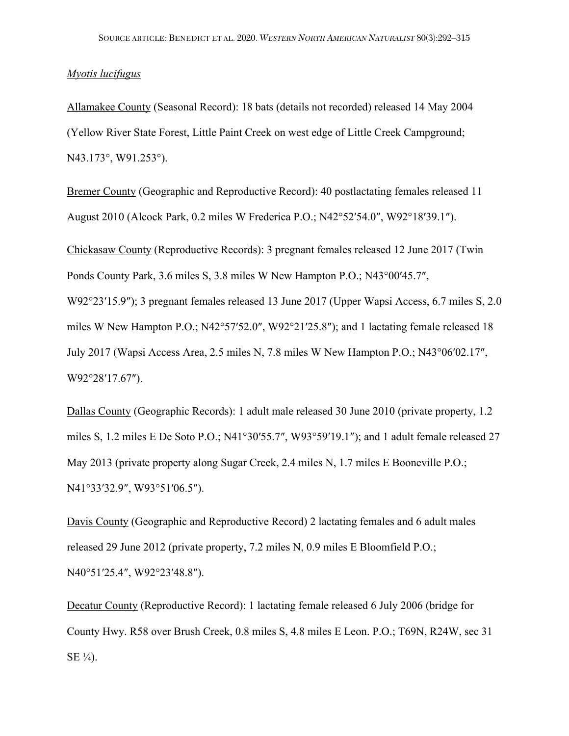*Myotis lucifugus*

Allamakee County (Seasonal Record): 18 bats (details not recorded) released 14 May 2004 (Yellow River State Forest, Little Paint Creek on west edge of Little Creek Campground; N43.173°, W91.253°).

Bremer County (Geographic and Reproductive Record): 40 postlactating females released 11 August 2010 (Alcock Park, 0.2 miles W Frederica P.O.; N42°52′54.0″, W92°18′39.1″).

Chickasaw County (Reproductive Records): 3 pregnant females released 12 June 2017 (Twin Ponds County Park, 3.6 miles S, 3.8 miles W New Hampton P.O.; N43°00′45.7″, W92°23′15.9″); 3 pregnant females released 13 June 2017 (Upper Wapsi Access, 6.7 miles S, 2.0 miles W New Hampton P.O.; N42°57′52.0″, W92°21′25.8″); and 1 lactating female released 18 July 2017 (Wapsi Access Area, 2.5 miles N, 7.8 miles W New Hampton P.O.; N43°06′02.17″, W92°28′17.67″).

Dallas County (Geographic Records): 1 adult male released 30 June 2010 (private property, 1.2 miles S, 1.2 miles E De Soto P.O.; N41°30′55.7″, W93°59′19.1″); and 1 adult female released 27 May 2013 (private property along Sugar Creek, 2.4 miles N, 1.7 miles E Booneville P.O.; N41°33′32.9″, W93°51′06.5″).

Davis County (Geographic and Reproductive Record) 2 lactating females and 6 adult males released 29 June 2012 (private property, 7.2 miles N, 0.9 miles E Bloomfield P.O.; N40°51′25.4″, W92°23′48.8″).

Decatur County (Reproductive Record): 1 lactating female released 6 July 2006 (bridge for County Hwy. R58 over Brush Creek, 0.8 miles S, 4.8 miles E Leon. P.O.; T69N, R24W, sec 31 SE ¼).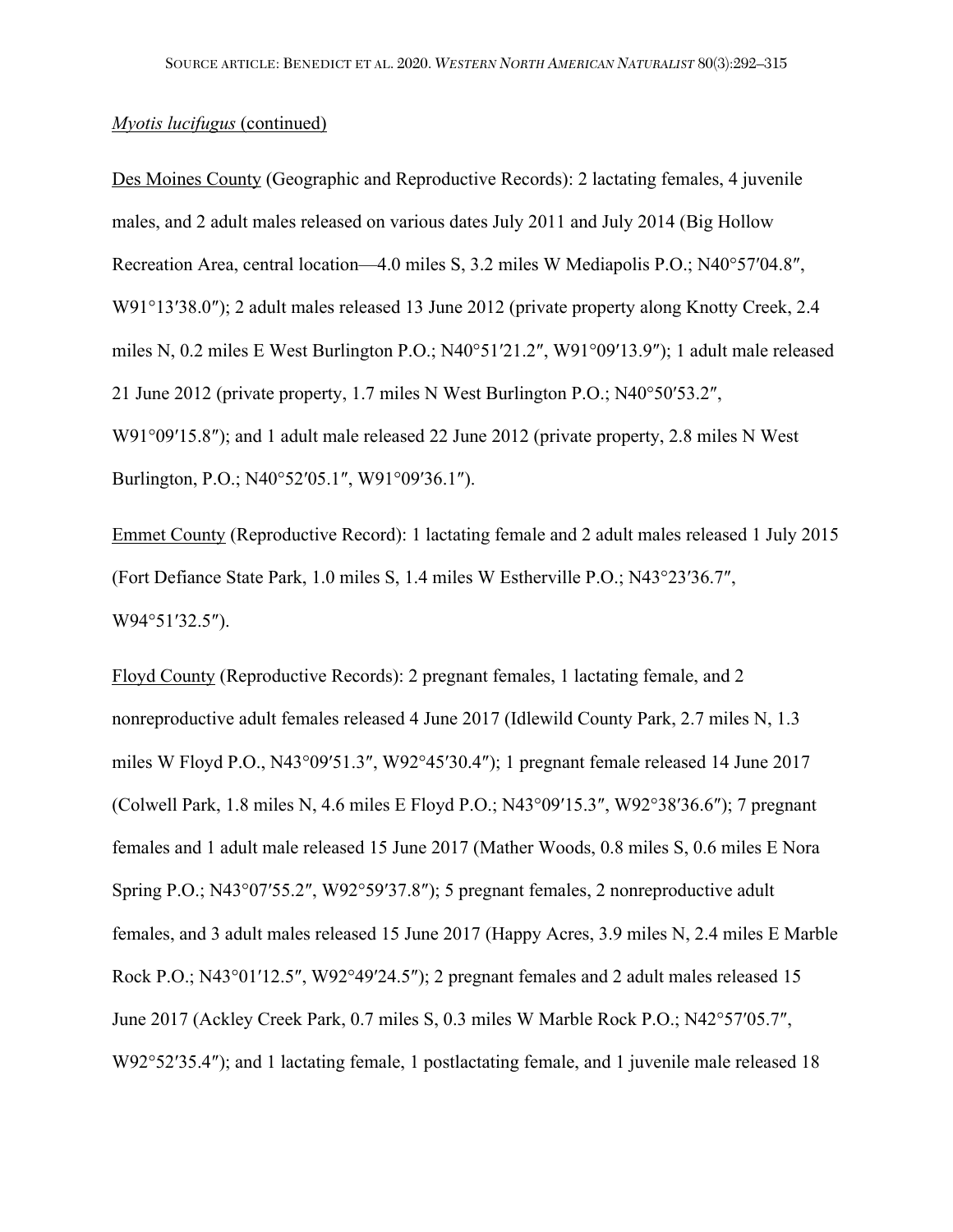*Myotis lucifugus* (continued)

Des Moines County (Geographic and Reproductive Records): 2 lactating females, 4 juvenile males, and 2 adult males released on various dates July 2011 and July 2014 (Big Hollow Recreation Area, central location—4.0 miles S, 3.2 miles W Mediapolis P.O.; N40°57′04.8″, W91°13′38.0″); 2 adult males released 13 June 2012 (private property along Knotty Creek, 2.4 miles N, 0.2 miles E West Burlington P.O.; N40°51′21.2″, W91°09′13.9″); 1 adult male released 21 June 2012 (private property, 1.7 miles N West Burlington P.O.; N40°50′53.2″, W91°09′15.8″); and 1 adult male released 22 June 2012 (private property, 2.8 miles N West Burlington, P.O.; N40°52′05.1″, W91°09′36.1″).

Emmet County (Reproductive Record): 1 lactating female and 2 adult males released 1 July 2015 (Fort Defiance State Park, 1.0 miles S, 1.4 miles W Estherville P.O.; N43°23′36.7″, W94°51′32.5″).

Floyd County (Reproductive Records): 2 pregnant females, 1 lactating female, and 2 nonreproductive adult females released 4 June 2017 (Idlewild County Park, 2.7 miles N, 1.3 miles W Floyd P.O., N43°09′51.3″, W92°45′30.4″); 1 pregnant female released 14 June 2017 (Colwell Park, 1.8 miles N, 4.6 miles E Floyd P.O.; N43°09′15.3″, W92°38′36.6″); 7 pregnant females and 1 adult male released 15 June 2017 (Mather Woods, 0.8 miles S, 0.6 miles E Nora Spring P.O.; N43°07′55.2″, W92°59′37.8″); 5 pregnant females, 2 nonreproductive adult females, and 3 adult males released 15 June 2017 (Happy Acres, 3.9 miles N, 2.4 miles E Marble Rock P.O.; N43°01′12.5″, W92°49′24.5″); 2 pregnant females and 2 adult males released 15 June 2017 (Ackley Creek Park, 0.7 miles S, 0.3 miles W Marble Rock P.O.; N42°57′05.7″, W92°52′35.4″); and 1 lactating female, 1 postlactating female, and 1 juvenile male released 18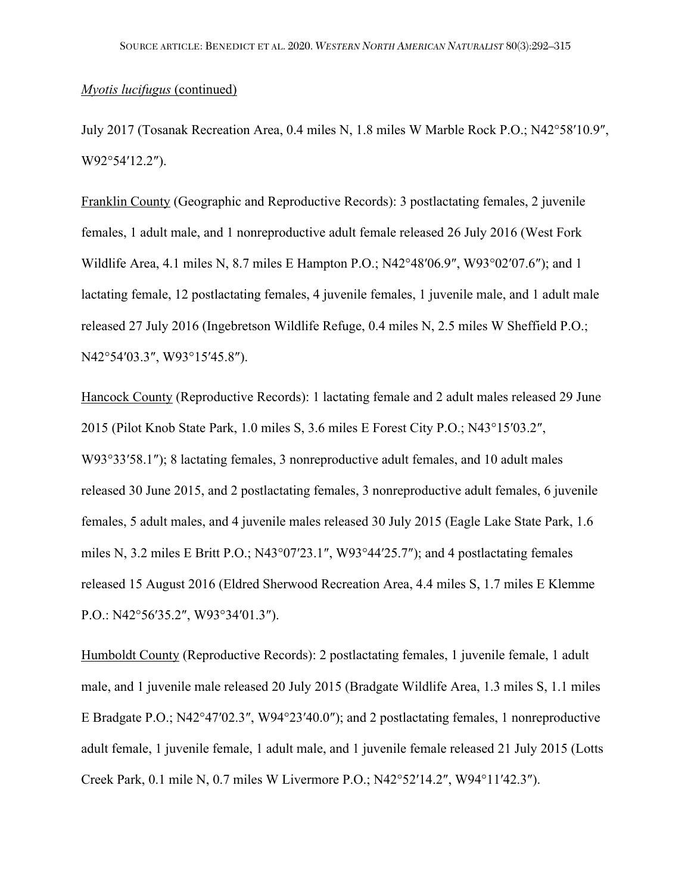*Myotis lucifugus* (continued)

July 2017 (Tosanak Recreation Area, 0.4 miles N, 1.8 miles W Marble Rock P.O.; N42°58′10.9″, W92°54′12.2″).

Franklin County (Geographic and Reproductive Records): 3 postlactating females, 2 juvenile females, 1 adult male, and 1 nonreproductive adult female released 26 July 2016 (West Fork Wildlife Area, 4.1 miles N, 8.7 miles E Hampton P.O.; N42°48′06.9″, W93°02′07.6″); and 1 lactating female, 12 postlactating females, 4 juvenile females, 1 juvenile male, and 1 adult male released 27 July 2016 (Ingebretson Wildlife Refuge, 0.4 miles N, 2.5 miles W Sheffield P.O.; N42°54′03.3″, W93°15′45.8″).

Hancock County (Reproductive Records): 1 lactating female and 2 adult males released 29 June 2015 (Pilot Knob State Park, 1.0 miles S, 3.6 miles E Forest City P.O.; N43°15′03.2″, W93°33′58.1″); 8 lactating females, 3 nonreproductive adult females, and 10 adult males released 30 June 2015, and 2 postlactating females, 3 nonreproductive adult females, 6 juvenile females, 5 adult males, and 4 juvenile males released 30 July 2015 (Eagle Lake State Park, 1.6 miles N, 3.2 miles E Britt P.O.; N43°07′23.1″, W93°44′25.7″); and 4 postlactating females released 15 August 2016 (Eldred Sherwood Recreation Area, 4.4 miles S, 1.7 miles E Klemme P.O.: N42°56′35.2″, W93°34′01.3″).

Humboldt County (Reproductive Records): 2 postlactating females, 1 juvenile female, 1 adult male, and 1 juvenile male released 20 July 2015 (Bradgate Wildlife Area, 1.3 miles S, 1.1 miles E Bradgate P.O.; N42°47′02.3″, W94°23′40.0″); and 2 postlactating females, 1 nonreproductive adult female, 1 juvenile female, 1 adult male, and 1 juvenile female released 21 July 2015 (Lotts Creek Park, 0.1 mile N, 0.7 miles W Livermore P.O.; N42°52′14.2″, W94°11′42.3″).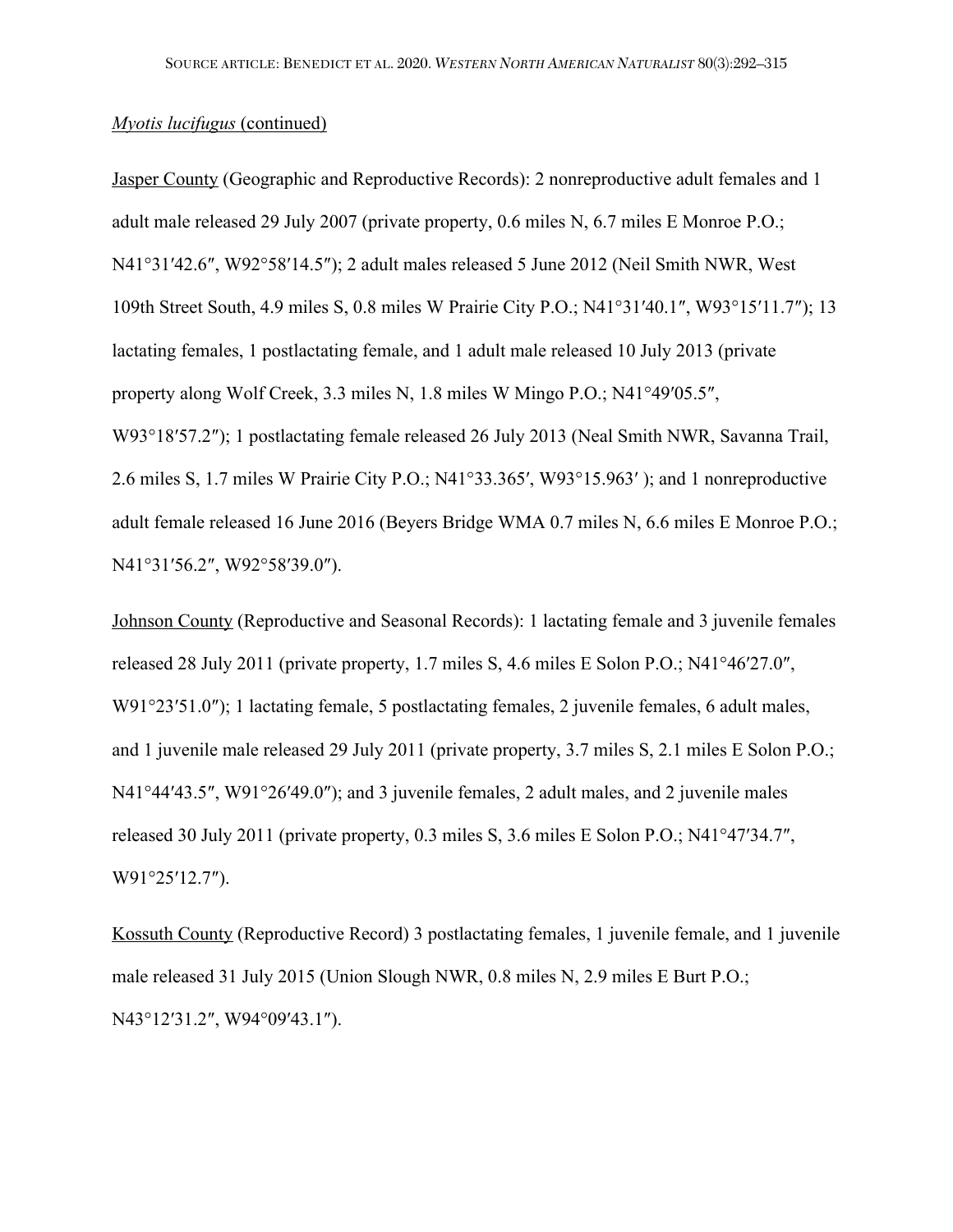*Myotis lucifugus* (continued)

Jasper County (Geographic and Reproductive Records): 2 nonreproductive adult females and 1 adult male released 29 July 2007 (private property, 0.6 miles N, 6.7 miles E Monroe P.O.; N41°31′42.6″, W92°58′14.5″); 2 adult males released 5 June 2012 (Neil Smith NWR, West 109th Street South, 4.9 miles S, 0.8 miles W Prairie City P.O.; N41°31′40.1″, W93°15′11.7″); 13 lactating females, 1 postlactating female, and 1 adult male released 10 July 2013 (private property along Wolf Creek, 3.3 miles N, 1.8 miles W Mingo P.O.; N41°49′05.5″, W93°18′57.2″); 1 postlactating female released 26 July 2013 (Neal Smith NWR, Savanna Trail, 2.6 miles S, 1.7 miles W Prairie City P.O.; N41°33.365′, W93°15.963′ ); and 1 nonreproductive adult female released 16 June 2016 (Beyers Bridge WMA 0.7 miles N, 6.6 miles E Monroe P.O.; N41°31′56.2″, W92°58′39.0″).

Johnson County (Reproductive and Seasonal Records): 1 lactating female and 3 juvenile females released 28 July 2011 (private property, 1.7 miles S, 4.6 miles E Solon P.O.; N41°46′27.0″, W91°23′51.0″); 1 lactating female, 5 postlactating females, 2 juvenile females, 6 adult males, and 1 juvenile male released 29 July 2011 (private property, 3.7 miles S, 2.1 miles E Solon P.O.; N41°44′43.5″, W91°26′49.0″); and 3 juvenile females, 2 adult males, and 2 juvenile males released 30 July 2011 (private property, 0.3 miles S, 3.6 miles E Solon P.O.; N41°47′34.7″, W91°25′12.7″).

Kossuth County (Reproductive Record) 3 postlactating females, 1 juvenile female, and 1 juvenile male released 31 July 2015 (Union Slough NWR, 0.8 miles N, 2.9 miles E Burt P.O.; N43°12′31.2″, W94°09′43.1″).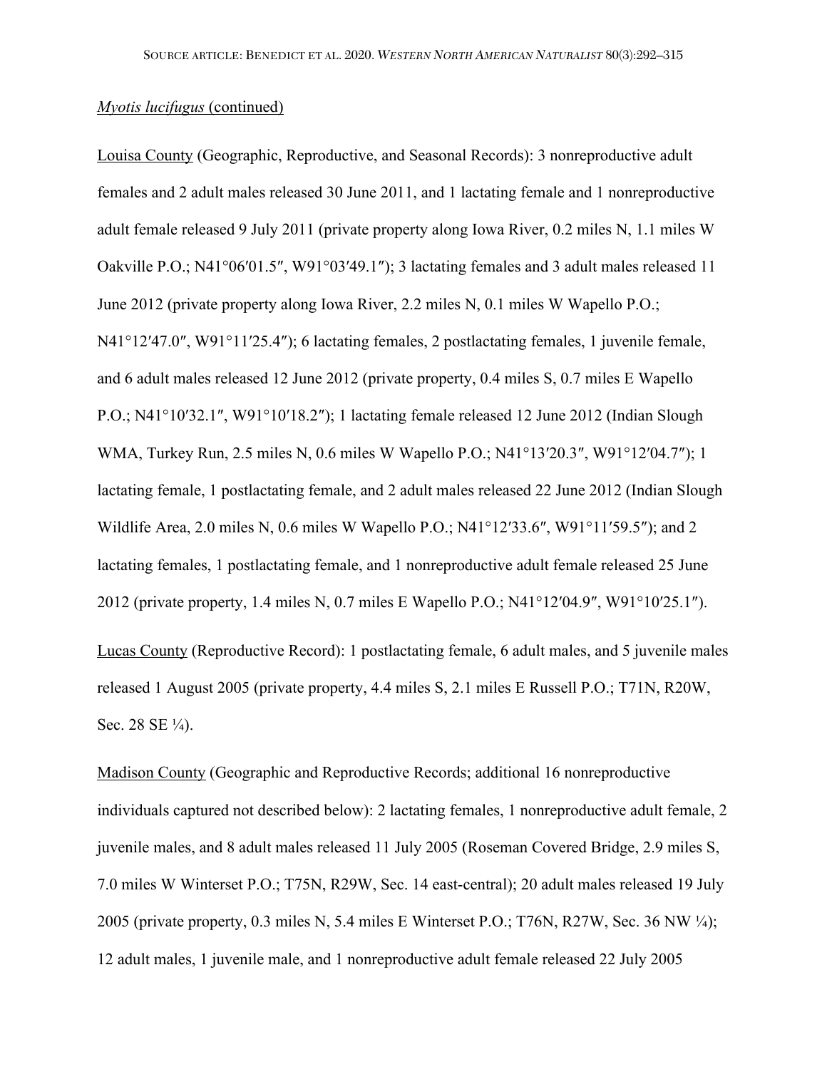*Myotis lucifugus* (continued)

Louisa County (Geographic, Reproductive, and Seasonal Records): 3 nonreproductive adult females and 2 adult males released 30 June 2011, and 1 lactating female and 1 nonreproductive adult female released 9 July 2011 (private property along Iowa River, 0.2 miles N, 1.1 miles W Oakville P.O.; N41°06′01.5″, W91°03′49.1″); 3 lactating females and 3 adult males released 11 June 2012 (private property along Iowa River, 2.2 miles N, 0.1 miles W Wapello P.O.; N41°12′47.0″, W91°11′25.4″); 6 lactating females, 2 postlactating females, 1 juvenile female, and 6 adult males released 12 June 2012 (private property, 0.4 miles S, 0.7 miles E Wapello P.O.; N41°10′32.1″, W91°10′18.2″); 1 lactating female released 12 June 2012 (Indian Slough WMA, Turkey Run, 2.5 miles N, 0.6 miles W Wapello P.O.; N41°13′20.3″, W91°12′04.7″); 1 lactating female, 1 postlactating female, and 2 adult males released 22 June 2012 (Indian Slough Wildlife Area, 2.0 miles N, 0.6 miles W Wapello P.O.; N41°12′33.6″, W91°11′59.5″); and 2 lactating females, 1 postlactating female, and 1 nonreproductive adult female released 25 June 2012 (private property, 1.4 miles N, 0.7 miles E Wapello P.O.; N41°12′04.9″, W91°10′25.1″).

Lucas County (Reproductive Record): 1 postlactating female, 6 adult males, and 5 juvenile males released 1 August 2005 (private property, 4.4 miles S, 2.1 miles E Russell P.O.; T71N, R20W, Sec. 28 SE ¼).

Madison County (Geographic and Reproductive Records; additional 16 nonreproductive individuals captured not described below): 2 lactating females, 1 nonreproductive adult female, 2 juvenile males, and 8 adult males released 11 July 2005 (Roseman Covered Bridge, 2.9 miles S, 7.0 miles W Winterset P.O.; T75N, R29W, Sec. 14 east-central); 20 adult males released 19 July 2005 (private property, 0.3 miles N, 5.4 miles E Winterset P.O.; T76N, R27W, Sec. 36 NW ¼); 12 adult males, 1 juvenile male, and 1 nonreproductive adult female released 22 July 2005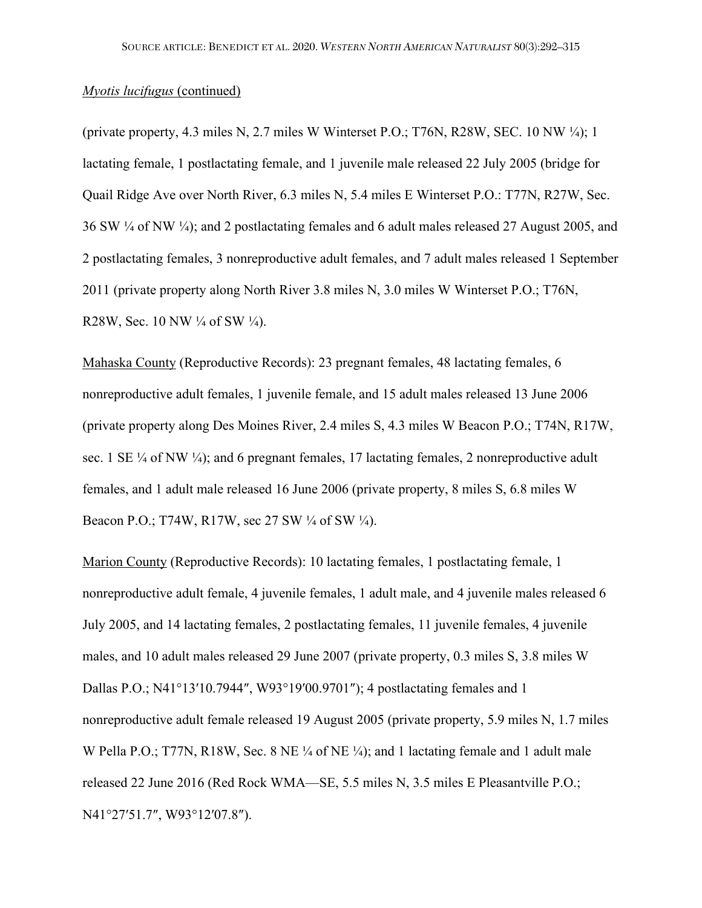*Myotis lucifugus* (continued)

(private property, 4.3 miles N, 2.7 miles W Winterset P.O.; T76N, R28W, SEC. 10 NW ¼); 1 lactating female, 1 postlactating female, and 1 juvenile male released 22 July 2005 (bridge for Quail Ridge Ave over North River, 6.3 miles N, 5.4 miles E Winterset P.O.: T77N, R27W, Sec. 36 SW ¼ of NW ¼); and 2 postlactating females and 6 adult males released 27 August 2005, and 2 postlactating females, 3 nonreproductive adult females, and 7 adult males released 1 September 2011 (private property along North River 3.8 miles N, 3.0 miles W Winterset P.O.; T76N, R28W, Sec. 10 NW ¼ of SW ¼).

Mahaska County (Reproductive Records): 23 pregnant females, 48 lactating females, 6 nonreproductive adult females, 1 juvenile female, and 15 adult males released 13 June 2006 (private property along Des Moines River, 2.4 miles S, 4.3 miles W Beacon P.O.; T74N, R17W, sec. 1 SE ¼ of NW ¼); and 6 pregnant females, 17 lactating females, 2 nonreproductive adult females, and 1 adult male released 16 June 2006 (private property, 8 miles S, 6.8 miles W Beacon P.O.; T74W, R17W, sec 27 SW ¼ of SW ¼).

Marion County (Reproductive Records): 10 lactating females, 1 postlactating female, 1 nonreproductive adult female, 4 juvenile females, 1 adult male, and 4 juvenile males released 6 July 2005, and 14 lactating females, 2 postlactating females, 11 juvenile females, 4 juvenile males, and 10 adult males released 29 June 2007 (private property, 0.3 miles S, 3.8 miles W Dallas P.O.; N41°13′10.7944″, W93°19′00.9701″); 4 postlactating females and 1 nonreproductive adult female released 19 August 2005 (private property, 5.9 miles N, 1.7 miles W Pella P.O.; T77N, R18W, Sec. 8 NE ¼ of NE ¼); and 1 lactating female and 1 adult male released 22 June 2016 (Red Rock WMA—SE, 5.5 miles N, 3.5 miles E Pleasantville P.O.; N41°27′51.7″, W93°12′07.8″).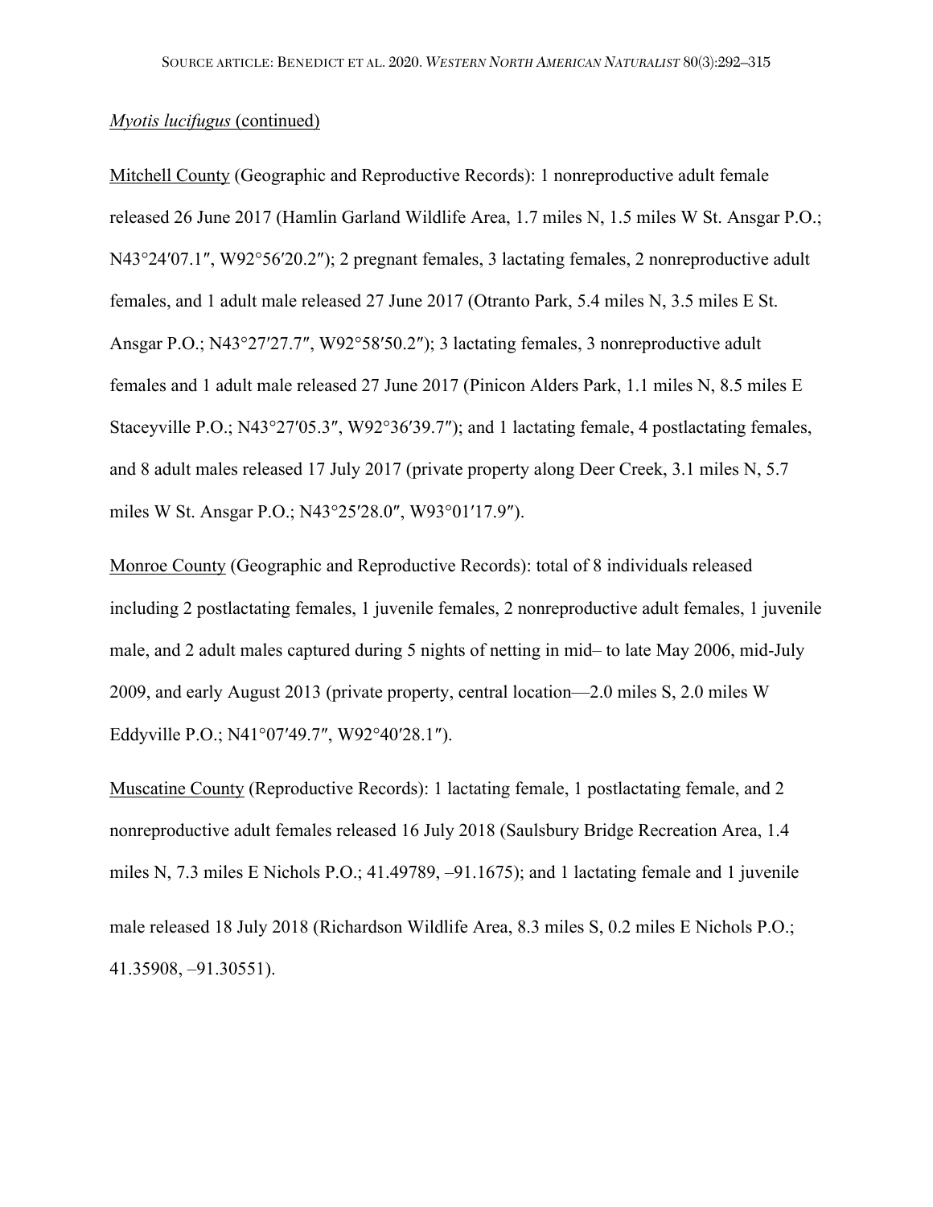*Myotis lucifugus* (continued)

Mitchell County (Geographic and Reproductive Records): 1 nonreproductive adult female released 26 June 2017 (Hamlin Garland Wildlife Area, 1.7 miles N, 1.5 miles W St. Ansgar P.O.; N43°24′07.1″, W92°56′20.2″); 2 pregnant females, 3 lactating females, 2 nonreproductive adult females, and 1 adult male released 27 June 2017 (Otranto Park, 5.4 miles N, 3.5 miles E St. Ansgar P.O.; N43°27′27.7″, W92°58′50.2″); 3 lactating females, 3 nonreproductive adult females and 1 adult male released 27 June 2017 (Pinicon Alders Park, 1.1 miles N, 8.5 miles E Staceyville P.O.; N43°27′05.3″, W92°36′39.7″); and 1 lactating female, 4 postlactating females, and 8 adult males released 17 July 2017 (private property along Deer Creek, 3.1 miles N, 5.7 miles W St. Ansgar P.O.; N43°25′28.0″, W93°01′17.9″).

Monroe County (Geographic and Reproductive Records): total of 8 individuals released including 2 postlactating females, 1 juvenile females, 2 nonreproductive adult females, 1 juvenile male, and 2 adult males captured during 5 nights of netting in mid– to late May 2006, mid-July 2009, and early August 2013 (private property, central location—2.0 miles S, 2.0 miles W Eddyville P.O.; N41°07′49.7″, W92°40′28.1″).

Muscatine County (Reproductive Records): 1 lactating female, 1 postlactating female, and 2 nonreproductive adult females released 16 July 2018 (Saulsbury Bridge Recreation Area, 1.4 miles N, 7.3 miles E Nichols P.O.; 41.49789, –91.1675); and 1 lactating female and 1 juvenile male released 18 July 2018 (Richardson Wildlife Area, 8.3 miles S, 0.2 miles E Nichols P.O.; 41.35908, –91.30551).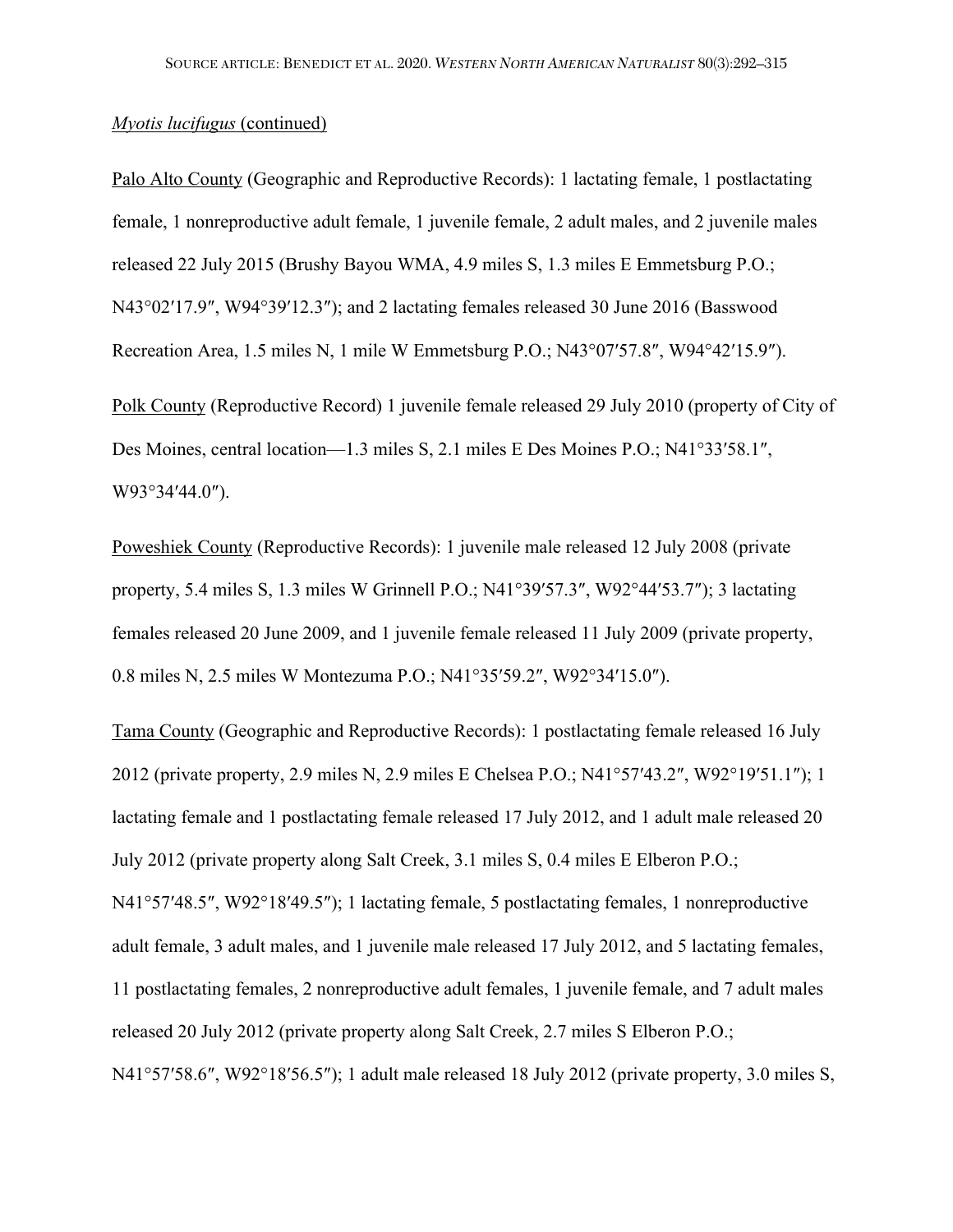*Myotis lucifugus* (continued)

Palo Alto County (Geographic and Reproductive Records): 1 lactating female, 1 postlactating female, 1 nonreproductive adult female, 1 juvenile female, 2 adult males, and 2 juvenile males released 22 July 2015 (Brushy Bayou WMA, 4.9 miles S, 1.3 miles E Emmetsburg P.O.; N43°02′17.9″, W94°39′12.3″); and 2 lactating females released 30 June 2016 (Basswood Recreation Area, 1.5 miles N, 1 mile W Emmetsburg P.O.; N43°07′57.8″, W94°42′15.9″).

Polk County (Reproductive Record) 1 juvenile female released 29 July 2010 (property of City of Des Moines, central location—1.3 miles S, 2.1 miles E Des Moines P.O.; N41°33′58.1″, W93°34′44.0″).

Poweshiek County (Reproductive Records): 1 juvenile male released 12 July 2008 (private property, 5.4 miles S, 1.3 miles W Grinnell P.O.; N41°39′57.3″, W92°44′53.7″); 3 lactating females released 20 June 2009, and 1 juvenile female released 11 July 2009 (private property, 0.8 miles N, 2.5 miles W Montezuma P.O.; N41°35′59.2″, W92°34′15.0″).

Tama County (Geographic and Reproductive Records): 1 postlactating female released 16 July 2012 (private property, 2.9 miles N, 2.9 miles E Chelsea P.O.; N41°57′43.2″, W92°19′51.1″); 1 lactating female and 1 postlactating female released 17 July 2012, and 1 adult male released 20 July 2012 (private property along Salt Creek, 3.1 miles S, 0.4 miles E Elberon P.O.; N41°57′48.5″, W92°18′49.5″); 1 lactating female, 5 postlactating females, 1 nonreproductive adult female, 3 adult males, and 1 juvenile male released 17 July 2012, and 5 lactating females, 11 postlactating females, 2 nonreproductive adult females, 1 juvenile female, and 7 adult males released 20 July 2012 (private property along Salt Creek, 2.7 miles S Elberon P.O.; N41°57′58.6″, W92°18′56.5″); 1 adult male released 18 July 2012 (private property, 3.0 miles S,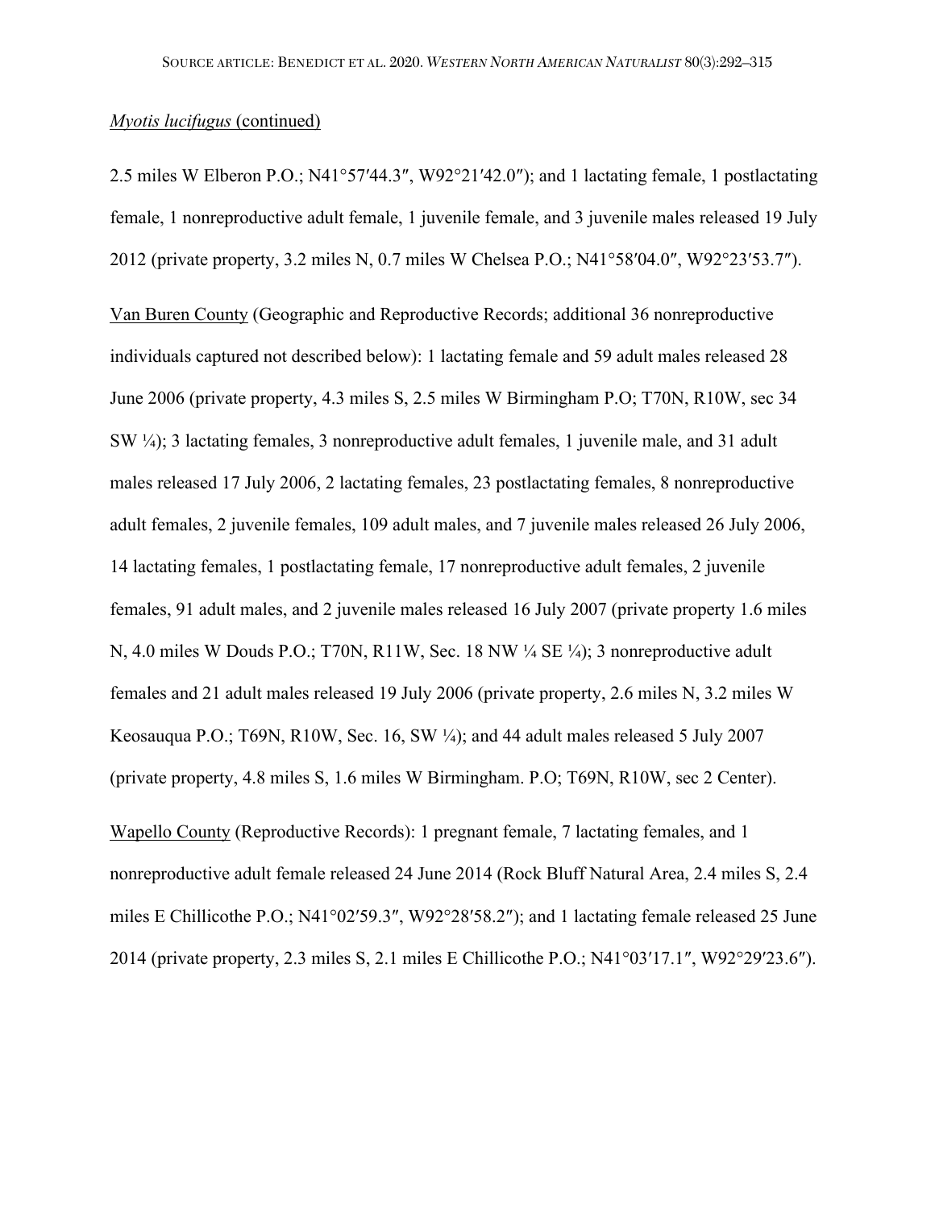Myotis lucifugus (continued)

2.5 miles W Elberon P.O.; N41°57′44.3″, W92°21′42.0″); and 1 lactating female, 1 postlactating female, 1 nonreproductive adult female, 1 juvenile female, and 3 juvenile males released 19 July 2012 (private property, 3.2 miles N, 0.7 miles W Chelsea P.O.; N41°58′04.0″, W92°23′53.7″).

Van Buren County (Geographic and Reproductive Records; additional 36 nonreproductive individuals captured not described below): 1 lactating female and 59 adult males released 28 June 2006 (private property, 4.3 miles S, 2.5 miles W Birmingham P.O; T70N, R10W, sec 34 SW ¼); 3 lactating females, 3 nonreproductive adult females, 1 juvenile male, and 31 adult males released 17 July 2006, 2 lactating females, 23 postlactating females, 8 nonreproductive adult females, 2 juvenile females, 109 adult males, and 7 juvenile males released 26 July 2006, 14 lactating females, 1 postlactating female, 17 nonreproductive adult females, 2 juvenile females, 91 adult males, and 2 juvenile males released 16 July 2007 (private property 1.6 miles N, 4.0 miles W Douds P.O.; T70N, R11W, Sec. 18 NW ¼ SE ¼); 3 nonreproductive adult females and 21 adult males released 19 July 2006 (private property, 2.6 miles N, 3.2 miles W Keosauqua P.O.; T69N, R10W, Sec. 16, SW ¼); and 44 adult males released 5 July 2007 (private property, 4.8 miles S, 1.6 miles W Birmingham. P.O; T69N, R10W, sec 2 Center).

Wapello County (Reproductive Records): 1 pregnant female, 7 lactating females, and 1 nonreproductive adult female released 24 June 2014 (Rock Bluff Natural Area, 2.4 miles S, 2.4 miles E Chillicothe P.O.; N41°02′59.3″, W92°28′58.2″); and 1 lactating female released 25 June 2014 (private property, 2.3 miles S, 2.1 miles E Chillicothe P.O.; N41°03′17.1″, W92°29′23.6″).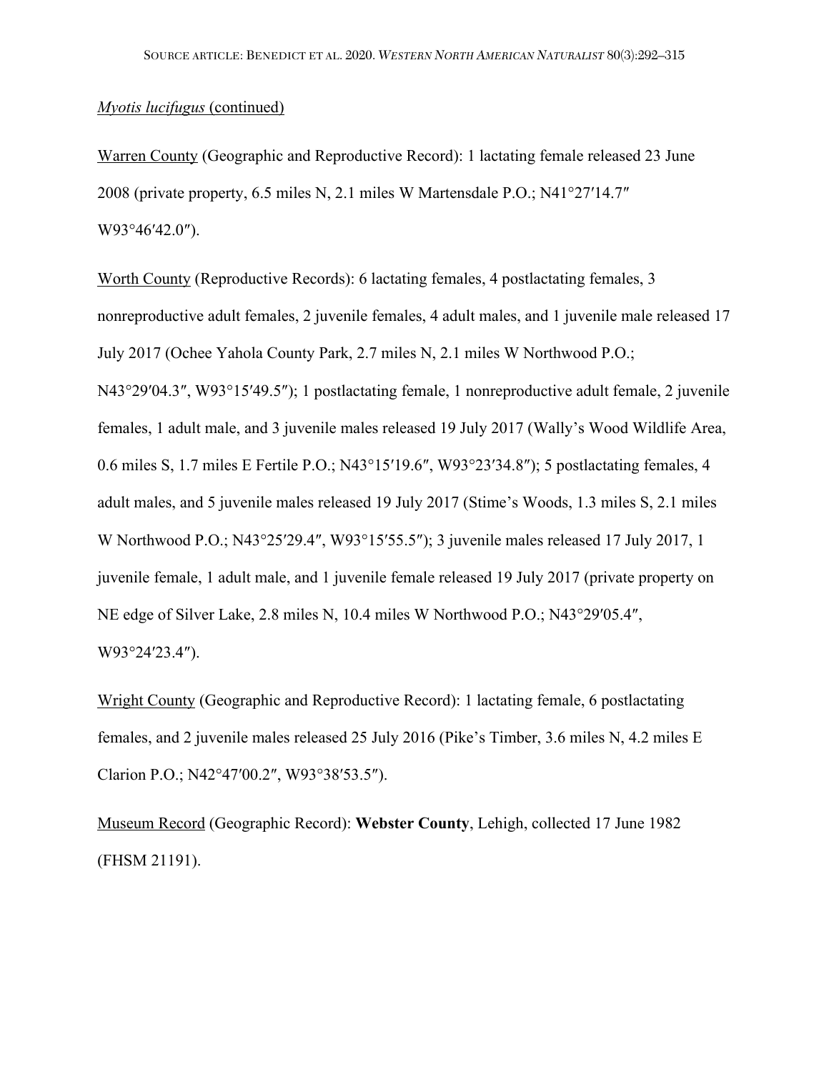*Myotis lucifugus* (continued)

Warren County (Geographic and Reproductive Record): 1 lactating female released 23 June 2008 (private property, 6.5 miles N, 2.1 miles W Martensdale P.O.; N41°27′14.7″ W93°46′42.0″).

Worth County (Reproductive Records): 6 lactating females, 4 postlactating females, 3 nonreproductive adult females, 2 juvenile females, 4 adult males, and 1 juvenile male released 17 July 2017 (Ochee Yahola County Park, 2.7 miles N, 2.1 miles W Northwood P.O.; N43°29′04.3″, W93°15′49.5″); 1 postlactating female, 1 nonreproductive adult female, 2 juvenile females, 1 adult male, and 3 juvenile males released 19 July 2017 (Wally's Wood Wildlife Area, 0.6 miles S, 1.7 miles E Fertile P.O.; N43°15′19.6″, W93°23′34.8″); 5 postlactating females, 4 adult males, and 5 juvenile males released 19 July 2017 (Stime's Woods, 1.3 miles S, 2.1 miles W Northwood P.O.; N43°25′29.4″, W93°15′55.5″); 3 juvenile males released 17 July 2017, 1 juvenile female, 1 adult male, and 1 juvenile female released 19 July 2017 (private property on NE edge of Silver Lake, 2.8 miles N, 10.4 miles W Northwood P.O.; N43°29′05.4″, W93°24′23.4″).

Wright County (Geographic and Reproductive Record): 1 lactating female, 6 postlactating females, and 2 juvenile males released 25 July 2016 (Pike's Timber, 3.6 miles N, 4.2 miles E Clarion P.O.; N42°47′00.2″, W93°38′53.5″).

Museum Record (Geographic Record): **Webster County**, Lehigh, collected 17 June 1982 (FHSM 21191).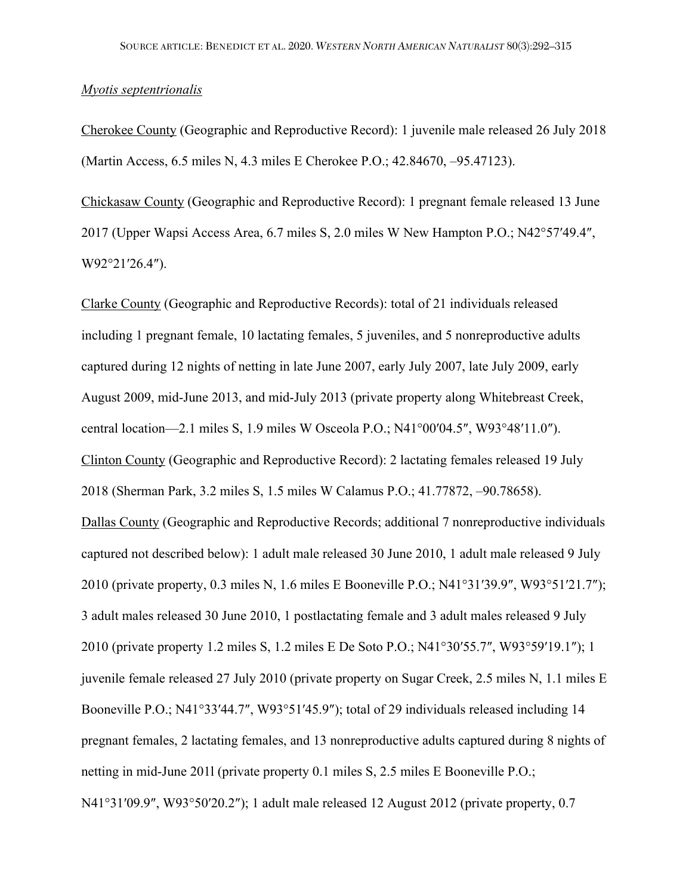*Myotis septentrionalis*

Cherokee County (Geographic and Reproductive Record): 1 juvenile male released 26 July 2018 (Martin Access, 6.5 miles N, 4.3 miles E Cherokee P.O.; 42.84670, –95.47123).

Chickasaw County (Geographic and Reproductive Record): 1 pregnant female released 13 June 2017 (Upper Wapsi Access Area, 6.7 miles S, 2.0 miles W New Hampton P.O.; N42°57′49.4″, W92°21′26.4″).

Clarke County (Geographic and Reproductive Records): total of 21 individuals released including 1 pregnant female, 10 lactating females, 5 juveniles, and 5 nonreproductive adults captured during 12 nights of netting in late June 2007, early July 2007, late July 2009, early August 2009, mid-June 2013, and mid-July 2013 (private property along Whitebreast Creek, central location—2.1 miles S, 1.9 miles W Osceola P.O.; N41°00′04.5″, W93°48′11.0″).

Clinton County (Geographic and Reproductive Record): 2 lactating females released 19 July 2018 (Sherman Park, 3.2 miles S, 1.5 miles W Calamus P.O.; 41.77872, –90.78658).

Dallas County (Geographic and Reproductive Records; additional 7 nonreproductive individuals captured not described below): 1 adult male released 30 June 2010, 1 adult male released 9 July 2010 (private property, 0.3 miles N, 1.6 miles E Booneville P.O.; N41°31′39.9″, W93°51′21.7″); 3 adult males released 30 June 2010, 1 postlactating female and 3 adult males released 9 July 2010 (private property 1.2 miles S, 1.2 miles E De Soto P.O.; N41°30′55.7″, W93°59′19.1″); 1 juvenile female released 27 July 2010 (private property on Sugar Creek, 2.5 miles N, 1.1 miles E Booneville P.O.; N41°33′44.7″, W93°51′45.9″); total of 29 individuals released including 14 pregnant females, 2 lactating females, and 13 nonreproductive adults captured during 8 nights of netting in mid-June 2011 (private property 0.1 miles S, 2.5 miles E Booneville P.O.; N41°31′09.9″, W93°50′20.2″); 1 adult male released 12 August 2012 (private property, 0.7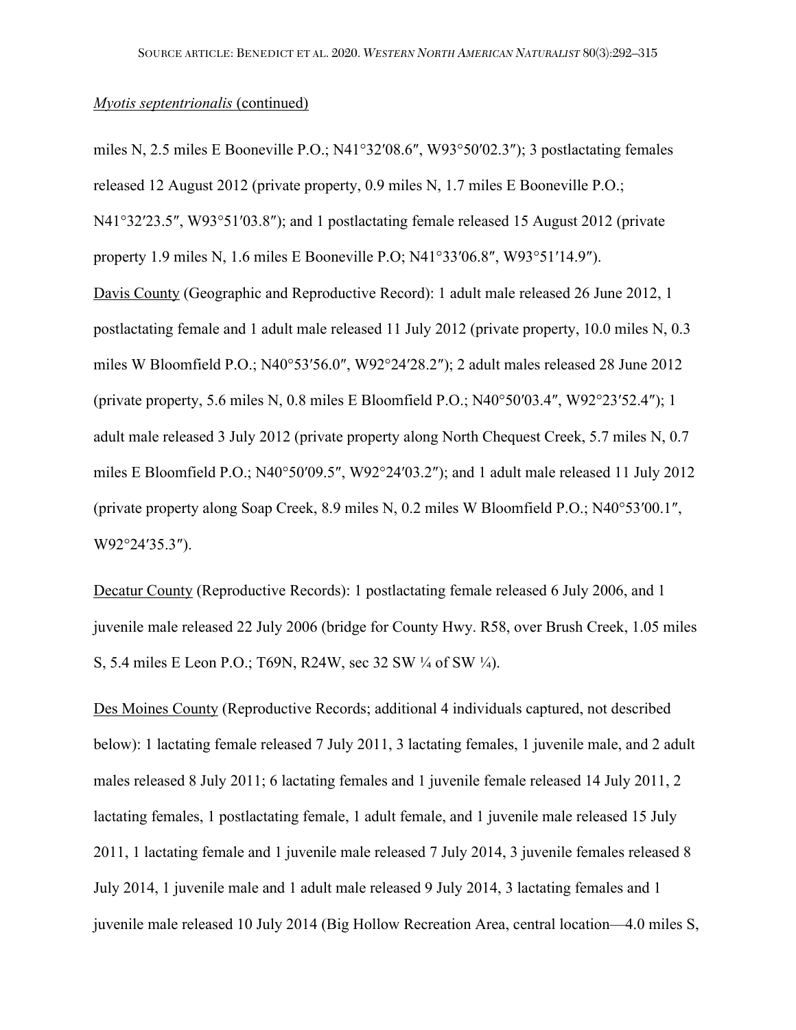*Myotis septentrionalis* (continued)

miles N, 2.5 miles E Booneville P.O.; N41°32′08.6″, W93°50′02.3″); 3 postlactating females released 12 August 2012 (private property, 0.9 miles N, 1.7 miles E Booneville P.O.; N41°32′23.5″, W93°51′03.8″); and 1 postlactating female released 15 August 2012 (private property 1.9 miles N, 1.6 miles E Booneville P.O; N41°33′06.8″, W93°51′14.9″).

Davis County (Geographic and Reproductive Record): 1 adult male released 26 June 2012, 1 postlactating female and 1 adult male released 11 July 2012 (private property, 10.0 miles N, 0.3 miles W Bloomfield P.O.; N40°53′56.0″, W92°24′28.2″); 2 adult males released 28 June 2012 (private property, 5.6 miles N, 0.8 miles E Bloomfield P.O.; N40°50′03.4″, W92°23′52.4″); 1 adult male released 3 July 2012 (private property along North Chequest Creek, 5.7 miles N, 0.7 miles E Bloomfield P.O.; N40°50′09.5″, W92°24′03.2″); and 1 adult male released 11 July 2012 (private property along Soap Creek, 8.9 miles N, 0.2 miles W Bloomfield P.O.; N40°53′00.1″, W92°24′35.3″).

Decatur County (Reproductive Records): 1 postlactating female released 6 July 2006, and 1 juvenile male released 22 July 2006 (bridge for County Hwy. R58, over Brush Creek, 1.05 miles S, 5.4 miles E Leon P.O.; T69N, R24W, sec 32 SW ¼ of SW ¼).

Des Moines County (Reproductive Records; additional 4 individuals captured, not described below): 1 lactating female released 7 July 2011, 3 lactating females, 1 juvenile male, and 2 adult males released 8 July 2011; 6 lactating females and 1 juvenile female released 14 July 2011, 2 lactating females, 1 postlactating female, 1 adult female, and 1 juvenile male released 15 July 2011, 1 lactating female and 1 juvenile male released 7 July 2014, 3 juvenile females released 8 July 2014, 1 juvenile male and 1 adult male released 9 July 2014, 3 lactating females and 1 juvenile male released 10 July 2014 (Big Hollow Recreation Area, central location—4.0 miles S,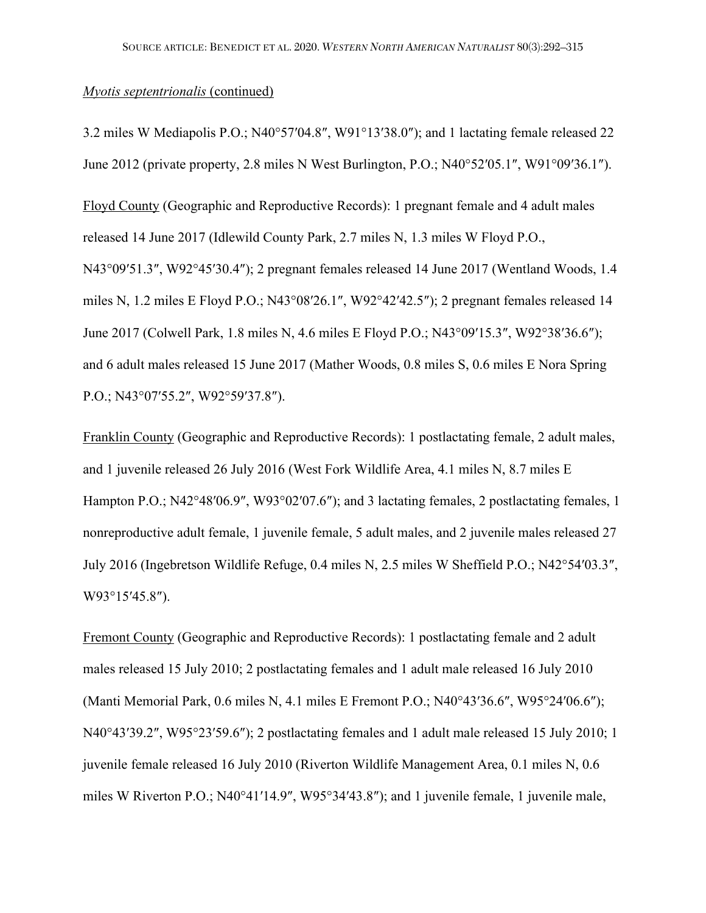*Myotis septentrionalis* (continued)

3.2 miles W Mediapolis P.O.; N40°57′04.8″, W91°13′38.0″); and 1 lactating female released 22 June 2012 (private property, 2.8 miles N West Burlington, P.O.; N40°52′05.1″, W91°09′36.1″).

Floyd County (Geographic and Reproductive Records): 1 pregnant female and 4 adult males released 14 June 2017 (Idlewild County Park, 2.7 miles N, 1.3 miles W Floyd P.O., N43°09′51.3″, W92°45′30.4″); 2 pregnant females released 14 June 2017 (Wentland Woods, 1.4 miles N, 1.2 miles E Floyd P.O.; N43°08′26.1″, W92°42′42.5″); 2 pregnant females released 14 June 2017 (Colwell Park, 1.8 miles N, 4.6 miles E Floyd P.O.; N43°09′15.3″, W92°38′36.6″); and 6 adult males released 15 June 2017 (Mather Woods, 0.8 miles S, 0.6 miles E Nora Spring P.O.; N43°07′55.2″, W92°59′37.8″).

Franklin County (Geographic and Reproductive Records): 1 postlactating female, 2 adult males, and 1 juvenile released 26 July 2016 (West Fork Wildlife Area, 4.1 miles N, 8.7 miles E Hampton P.O.; N42°48′06.9″, W93°02′07.6″); and 3 lactating females, 2 postlactating females, 1 nonreproductive adult female, 1 juvenile female, 5 adult males, and 2 juvenile males released 27 July 2016 (Ingebretson Wildlife Refuge, 0.4 miles N, 2.5 miles W Sheffield P.O.; N42°54′03.3″, W93°15′45.8″).

Fremont County (Geographic and Reproductive Records): 1 postlactating female and 2 adult males released 15 July 2010; 2 postlactating females and 1 adult male released 16 July 2010 (Manti Memorial Park, 0.6 miles N, 4.1 miles E Fremont P.O.; N40°43′36.6″, W95°24′06.6″); N40°43′39.2″, W95°23′59.6″); 2 postlactating females and 1 adult male released 15 July 2010; 1 juvenile female released 16 July 2010 (Riverton Wildlife Management Area, 0.1 miles N, 0.6 miles W Riverton P.O.; N40°41′14.9″, W95°34′43.8″); and 1 juvenile female, 1 juvenile male,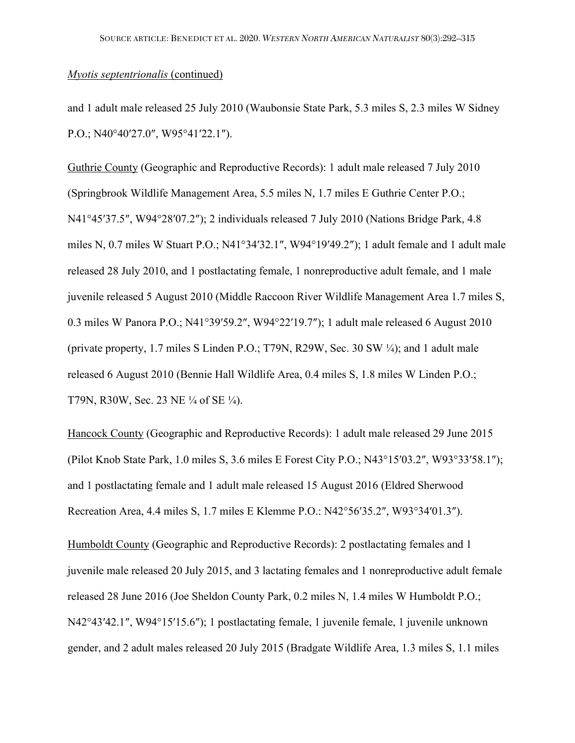*Myotis septentrionalis* (continued)

and 1 adult male released 25 July 2010 (Waubonsie State Park, 5.3 miles S, 2.3 miles W Sidney P.O.; N40°40′27.0″, W95°41′22.1″).

Guthrie County (Geographic and Reproductive Records): 1 adult male released 7 July 2010 (Springbrook Wildlife Management Area, 5.5 miles N, 1.7 miles E Guthrie Center P.O.; N41°45′37.5″, W94°28′07.2″); 2 individuals released 7 July 2010 (Nations Bridge Park, 4.8 miles N, 0.7 miles W Stuart P.O.; N41°34′32.1″, W94°19′49.2″); 1 adult female and 1 adult male released 28 July 2010, and 1 postlactating female, 1 nonreproductive adult female, and 1 male juvenile released 5 August 2010 (Middle Raccoon River Wildlife Management Area 1.7 miles S, 0.3 miles W Panora P.O.; N41°39′59.2″, W94°22′19.7″); 1 adult male released 6 August 2010 (private property, 1.7 miles S Linden P.O.; T79N, R29W, Sec. 30 SW ¼); and 1 adult male released 6 August 2010 (Bennie Hall Wildlife Area, 0.4 miles S, 1.8 miles W Linden P.O.; T79N, R30W, Sec. 23 NE ¼ of SE ¼).

Hancock County (Geographic and Reproductive Records): 1 adult male released 29 June 2015 (Pilot Knob State Park, 1.0 miles S, 3.6 miles E Forest City P.O.; N43°15′03.2″, W93°33′58.1″); and 1 postlactating female and 1 adult male released 15 August 2016 (Eldred Sherwood Recreation Area, 4.4 miles S, 1.7 miles E Klemme P.O.: N42°56′35.2″, W93°34′01.3″).

Humboldt County (Geographic and Reproductive Records): 2 postlactating females and 1 juvenile male released 20 July 2015, and 3 lactating females and 1 nonreproductive adult female released 28 June 2016 (Joe Sheldon County Park, 0.2 miles N, 1.4 miles W Humboldt P.O.; N42°43′42.1″, W94°15′15.6″); 1 postlactating female, 1 juvenile female, 1 juvenile unknown gender, and 2 adult males released 20 July 2015 (Bradgate Wildlife Area, 1.3 miles S, 1.1 miles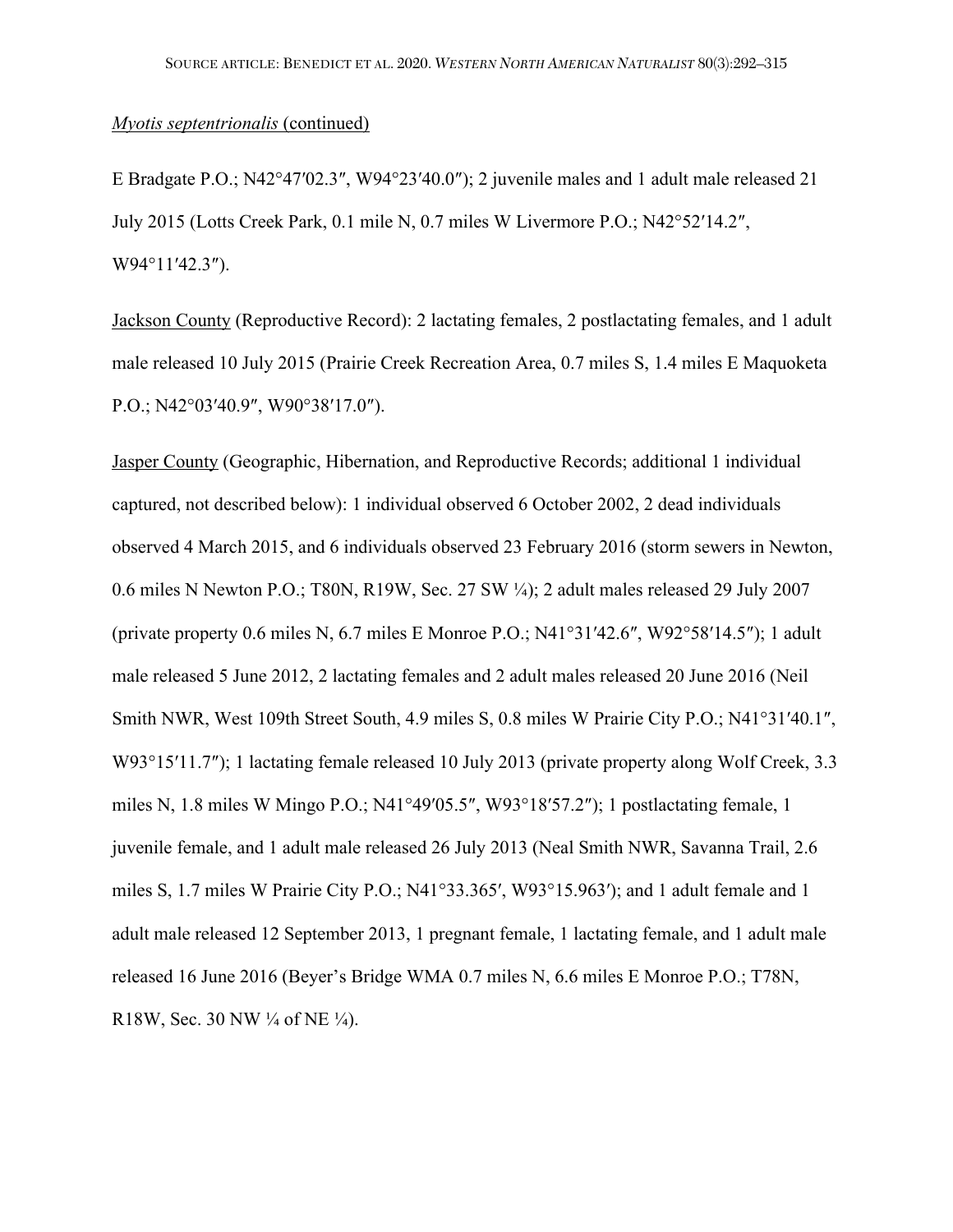_Myotis septentrionalis_ (continued)

E Bradgate P.O.; N42°47′02.3″, W94°23′40.0″); 2 juvenile males and 1 adult male released 21 July 2015 (Lotts Creek Park, 0.1 mile N, 0.7 miles W Livermore P.O.; N42°52′14.2″, W94°11′42.3″).

Jackson County (Reproductive Record): 2 lactating females, 2 postlactating females, and 1 adult male released 10 July 2015 (Prairie Creek Recreation Area, 0.7 miles S, 1.4 miles E Maquoketa P.O.; N42°03′40.9″, W90°38′17.0″).

Jasper County (Geographic, Hibernation, and Reproductive Records; additional 1 individual captured, not described below): 1 individual observed 6 October 2002, 2 dead individuals observed 4 March 2015, and 6 individuals observed 23 February 2016 (storm sewers in Newton, 0.6 miles N Newton P.O.; T80N, R19W, Sec. 27 SW ¼); 2 adult males released 29 July 2007 (private property 0.6 miles N, 6.7 miles E Monroe P.O.; N41°31′42.6″, W92°58′14.5″); 1 adult male released 5 June 2012, 2 lactating females and 2 adult males released 20 June 2016 (Neil Smith NWR, West 109th Street South, 4.9 miles S, 0.8 miles W Prairie City P.O.; N41°31′40.1″, W93°15′11.7″); 1 lactating female released 10 July 2013 (private property along Wolf Creek, 3.3 miles N, 1.8 miles W Mingo P.O.; N41°49′05.5″, W93°18′57.2″); 1 postlactating female, 1 juvenile female, and 1 adult male released 26 July 2013 (Neal Smith NWR, Savanna Trail, 2.6 miles S, 1.7 miles W Prairie City P.O.; N41°33.365′, W93°15.963′); and 1 adult female and 1 adult male released 12 September 2013, 1 pregnant female, 1 lactating female, and 1 adult male released 16 June 2016 (Beyer's Bridge WMA 0.7 miles N, 6.6 miles E Monroe P.O.; T78N, R18W, Sec. 30 NW ¼ of NE ¼).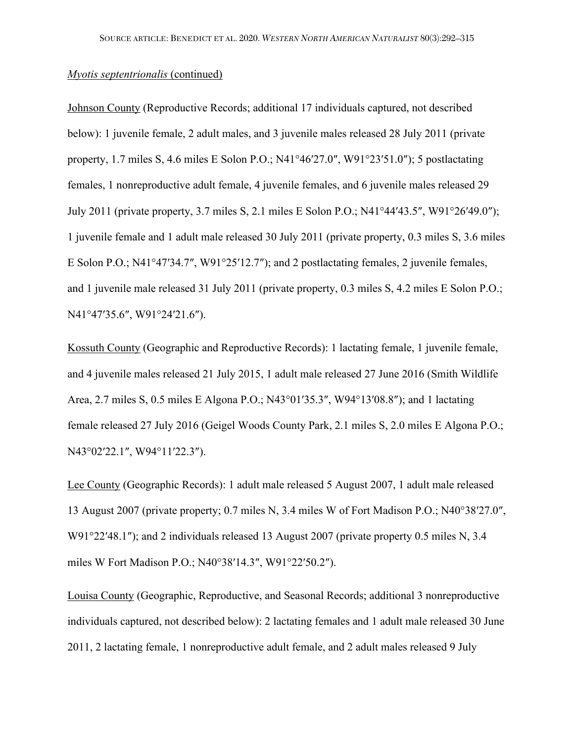*Myotis septentrionalis* (continued)

Johnson County (Reproductive Records; additional 17 individuals captured, not described below): 1 juvenile female, 2 adult males, and 3 juvenile males released 28 July 2011 (private property, 1.7 miles S, 4.6 miles E Solon P.O.; N41°46′27.0″, W91°23′51.0″); 5 postlactating females, 1 nonreproductive adult female, 4 juvenile females, and 6 juvenile males released 29 July 2011 (private property, 3.7 miles S, 2.1 miles E Solon P.O.; N41°44′43.5″, W91°26′49.0″); 1 juvenile female and 1 adult male released 30 July 2011 (private property, 0.3 miles S, 3.6 miles E Solon P.O.; N41°47′34.7″, W91°25′12.7″); and 2 postlactating females, 2 juvenile females, and 1 juvenile male released 31 July 2011 (private property, 0.3 miles S, 4.2 miles E Solon P.O.; N41°47′35.6″, W91°24′21.6″).

Kossuth County (Geographic and Reproductive Records): 1 lactating female, 1 juvenile female, and 4 juvenile males released 21 July 2015, 1 adult male released 27 June 2016 (Smith Wildlife Area, 2.7 miles S, 0.5 miles E Algona P.O.; N43°01′35.3″, W94°13′08.8″); and 1 lactating female released 27 July 2016 (Geigel Woods County Park, 2.1 miles S, 2.0 miles E Algona P.O.; N43°02′22.1″, W94°11′22.3″).

Lee County (Geographic Records): 1 adult male released 5 August 2007, 1 adult male released 13 August 2007 (private property; 0.7 miles N, 3.4 miles W of Fort Madison P.O.; N40°38′27.0″, W91°22′48.1″); and 2 individuals released 13 August 2007 (private property 0.5 miles N, 3.4 miles W Fort Madison P.O.; N40°38′14.3″, W91°22′50.2″).

Louisa County (Geographic, Reproductive, and Seasonal Records; additional 3 nonreproductive individuals captured, not described below): 2 lactating females and 1 adult male released 30 June 2011, 2 lactating female, 1 nonreproductive adult female, and 2 adult males released 9 July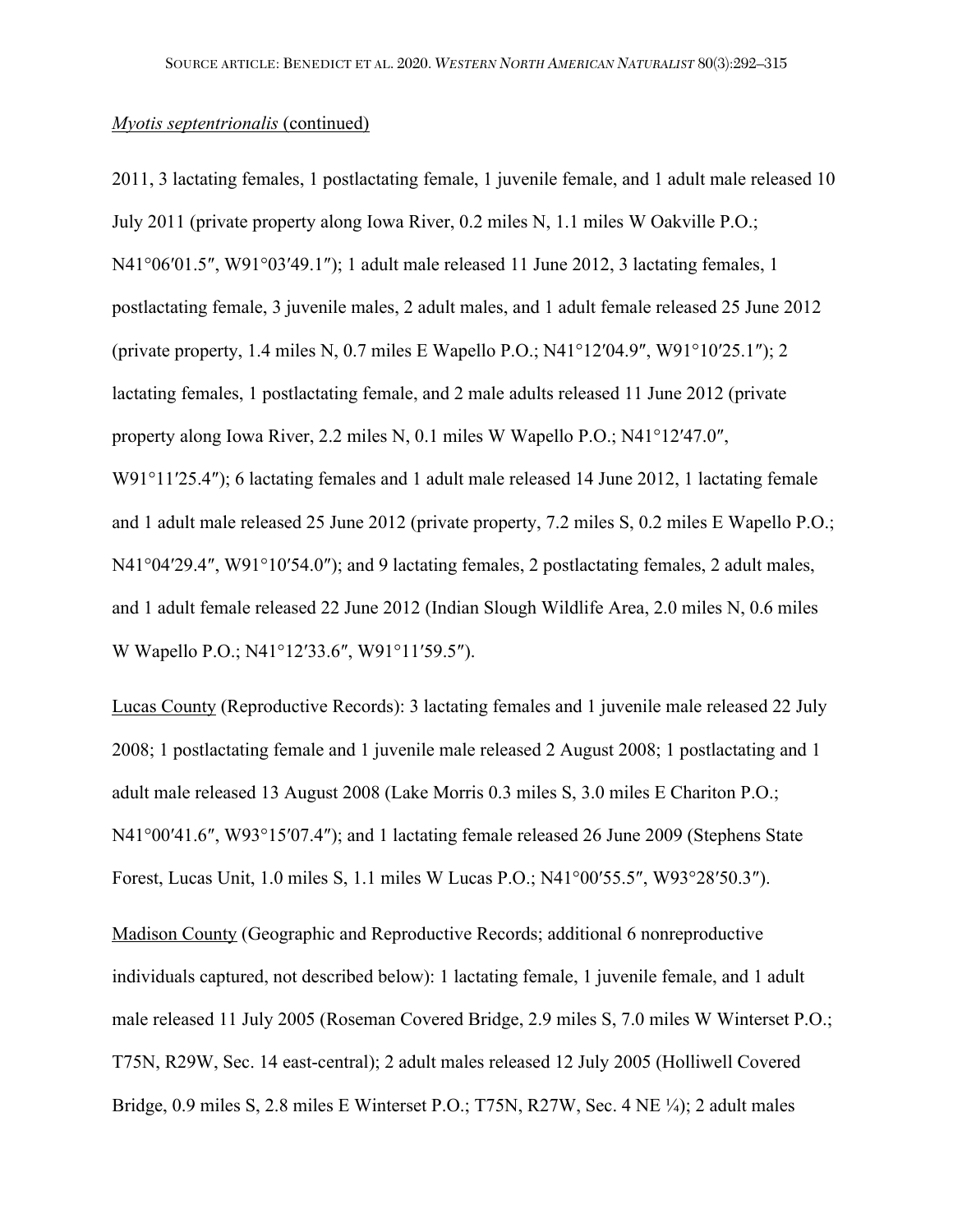*Myotis septentrionalis* (continued)

2011, 3 lactating females, 1 postlactating female, 1 juvenile female, and 1 adult male released 10 July 2011 (private property along Iowa River, 0.2 miles N, 1.1 miles W Oakville P.O.; N41°06′01.5″, W91°03′49.1″); 1 adult male released 11 June 2012, 3 lactating females, 1 postlactating female, 3 juvenile males, 2 adult males, and 1 adult female released 25 June 2012 (private property, 1.4 miles N, 0.7 miles E Wapello P.O.; N41°12′04.9″, W91°10′25.1″); 2 lactating females, 1 postlactating female, and 2 male adults released 11 June 2012 (private property along Iowa River, 2.2 miles N, 0.1 miles W Wapello P.O.; N41°12′47.0″, W91°11′25.4″); 6 lactating females and 1 adult male released 14 June 2012, 1 lactating female and 1 adult male released 25 June 2012 (private property, 7.2 miles S, 0.2 miles E Wapello P.O.; N41°04′29.4″, W91°10′54.0″); and 9 lactating females, 2 postlactating females, 2 adult males, and 1 adult female released 22 June 2012 (Indian Slough Wildlife Area, 2.0 miles N, 0.6 miles W Wapello P.O.; N41°12′33.6″, W91°11′59.5″).

Lucas County (Reproductive Records): 3 lactating females and 1 juvenile male released 22 July 2008; 1 postlactating female and 1 juvenile male released 2 August 2008; 1 postlactating and 1 adult male released 13 August 2008 (Lake Morris 0.3 miles S, 3.0 miles E Chariton P.O.; N41°00′41.6″, W93°15′07.4″); and 1 lactating female released 26 June 2009 (Stephens State Forest, Lucas Unit, 1.0 miles S, 1.1 miles W Lucas P.O.; N41°00′55.5″, W93°28′50.3″).

Madison County (Geographic and Reproductive Records; additional 6 nonreproductive individuals captured, not described below): 1 lactating female, 1 juvenile female, and 1 adult male released 11 July 2005 (Roseman Covered Bridge, 2.9 miles S, 7.0 miles W Winterset P.O.; T75N, R29W, Sec. 14 east-central); 2 adult males released 12 July 2005 (Holliwell Covered Bridge, 0.9 miles S, 2.8 miles E Winterset P.O.; T75N, R27W, Sec. 4 NE ¼); 2 adult males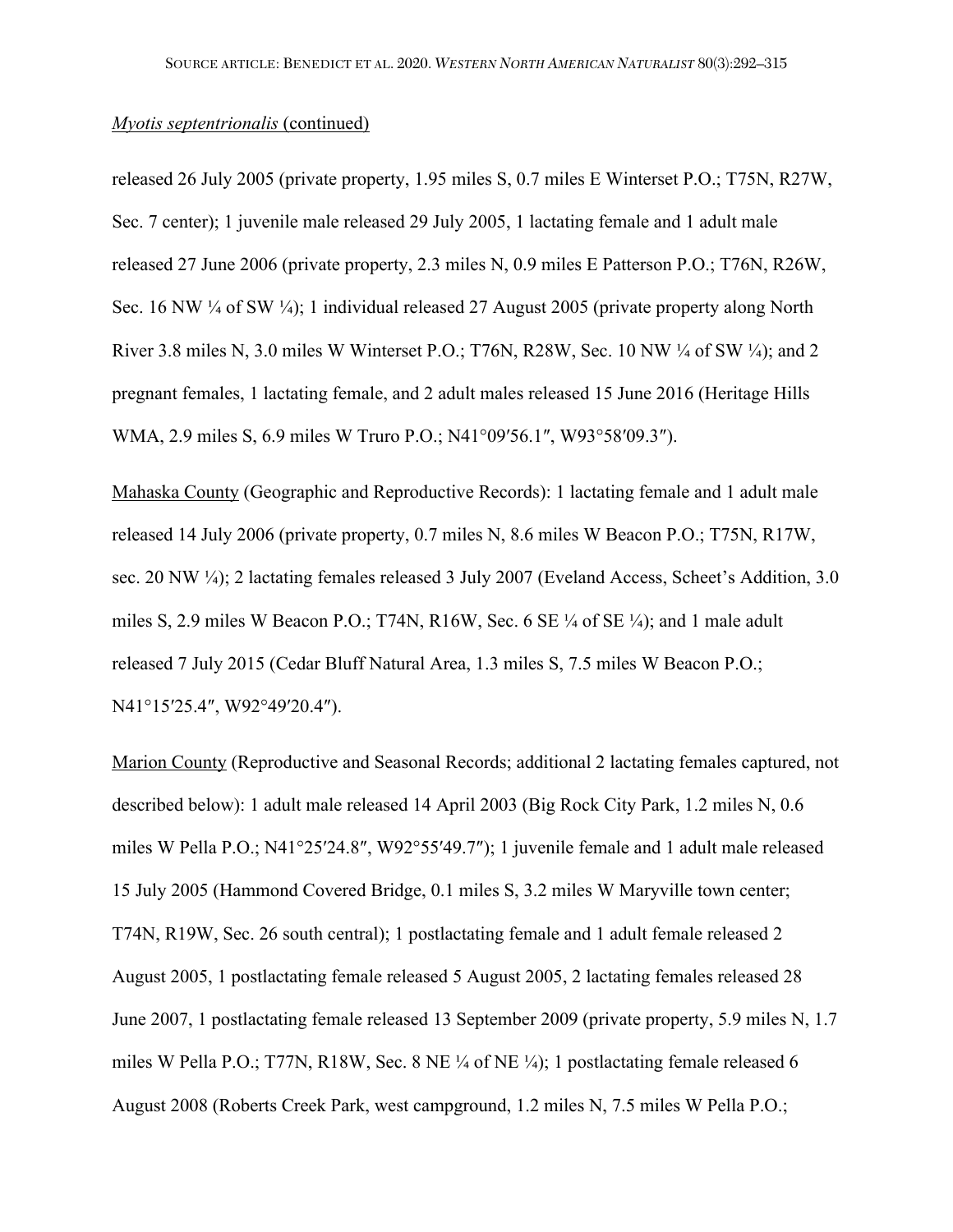*Myotis septentrionalis* (continued)

released 26 July 2005 (private property, 1.95 miles S, 0.7 miles E Winterset P.O.; T75N, R27W, Sec. 7 center); 1 juvenile male released 29 July 2005, 1 lactating female and 1 adult male released 27 June 2006 (private property, 2.3 miles N, 0.9 miles E Patterson P.O.; T76N, R26W, Sec. 16 NW ¼ of SW ¼); 1 individual released 27 August 2005 (private property along North River 3.8 miles N, 3.0 miles W Winterset P.O.; T76N, R28W, Sec. 10 NW ¼ of SW ¼); and 2 pregnant females, 1 lactating female, and 2 adult males released 15 June 2016 (Heritage Hills WMA, 2.9 miles S, 6.9 miles W Truro P.O.; N41°09′56.1″, W93°58′09.3″).

<u>Mahaska County</u> (Geographic and Reproductive Records): 1 lactating female and 1 adult male released 14 July 2006 (private property, 0.7 miles N, 8.6 miles W Beacon P.O.; T75N, R17W, sec. 20 NW ¼); 2 lactating females released 3 July 2007 (Eveland Access, Scheet's Addition, 3.0 miles S, 2.9 miles W Beacon P.O.; T74N, R16W, Sec. 6 SE ¼ of SE ¼); and 1 male adult released 7 July 2015 (Cedar Bluff Natural Area, 1.3 miles S, 7.5 miles W Beacon P.O.; N41°15′25.4″, W92°49′20.4″).

<u>Marion County</u> (Reproductive and Seasonal Records; additional 2 lactating females captured, not described below): 1 adult male released 14 April 2003 (Big Rock City Park, 1.2 miles N, 0.6 miles W Pella P.O.; N41°25′24.8″, W92°55′49.7″); 1 juvenile female and 1 adult male released 15 July 2005 (Hammond Covered Bridge, 0.1 miles S, 3.2 miles W Maryville town center; T74N, R19W, Sec. 26 south central); 1 postlactating female and 1 adult female released 2 August 2005, 1 postlactating female released 5 August 2005, 2 lactating females released 28 June 2007, 1 postlactating female released 13 September 2009 (private property, 5.9 miles N, 1.7 miles W Pella P.O.; T77N, R18W, Sec. 8 NE ¼ of NE ¼); 1 postlactating female released 6 August 2008 (Roberts Creek Park, west campground, 1.2 miles N, 7.5 miles W Pella P.O.;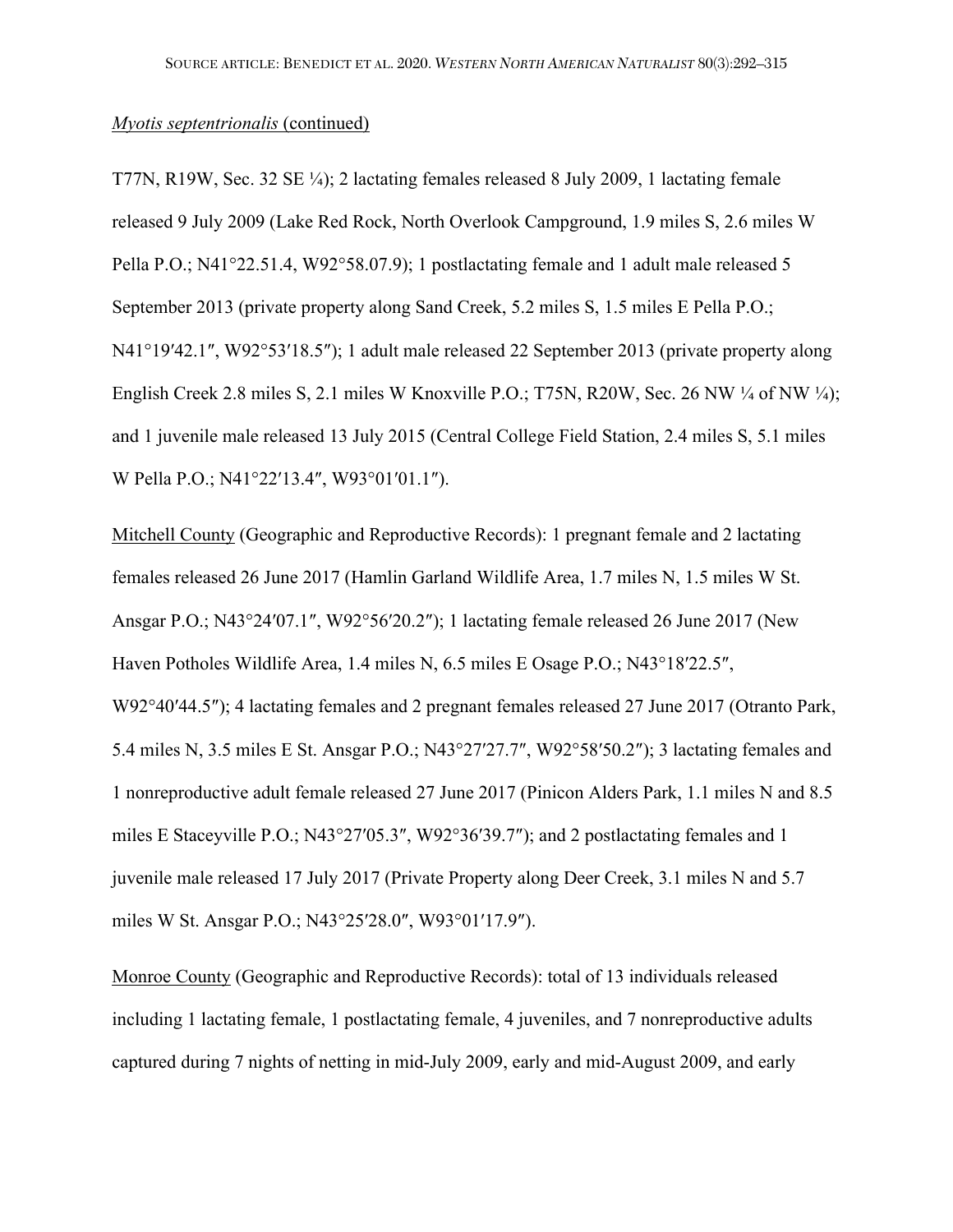*Myotis septentrionalis* (continued)

T77N, R19W, Sec. 32 SE ¼); 2 lactating females released 8 July 2009, 1 lactating female released 9 July 2009 (Lake Red Rock, North Overlook Campground, 1.9 miles S, 2.6 miles W Pella P.O.; N41°22.51.4, W92°58.07.9); 1 postlactating female and 1 adult male released 5 September 2013 (private property along Sand Creek, 5.2 miles S, 1.5 miles E Pella P.O.; N41°19′42.1″, W92°53′18.5″); 1 adult male released 22 September 2013 (private property along English Creek 2.8 miles S, 2.1 miles W Knoxville P.O.; T75N, R20W, Sec. 26 NW ¼ of NW ¼); and 1 juvenile male released 13 July 2015 (Central College Field Station, 2.4 miles S, 5.1 miles W Pella P.O.; N41°22′13.4″, W93°01′01.1″).

Mitchell County (Geographic and Reproductive Records): 1 pregnant female and 2 lactating females released 26 June 2017 (Hamlin Garland Wildlife Area, 1.7 miles N, 1.5 miles W St. Ansgar P.O.; N43°24′07.1″, W92°56′20.2″); 1 lactating female released 26 June 2017 (New Haven Potholes Wildlife Area, 1.4 miles N, 6.5 miles E Osage P.O.; N43°18′22.5″, W92°40′44.5″); 4 lactating females and 2 pregnant females released 27 June 2017 (Otranto Park, 5.4 miles N, 3.5 miles E St. Ansgar P.O.; N43°27′27.7″, W92°58′50.2″); 3 lactating females and 1 nonreproductive adult female released 27 June 2017 (Pinicon Alders Park, 1.1 miles N and 8.5 miles E Staceyville P.O.; N43°27′05.3″, W92°36′39.7″); and 2 postlactating females and 1 juvenile male released 17 July 2017 (Private Property along Deer Creek, 3.1 miles N and 5.7 miles W St. Ansgar P.O.; N43°25′28.0″, W93°01′17.9″).

Monroe County (Geographic and Reproductive Records): total of 13 individuals released including 1 lactating female, 1 postlactating female, 4 juveniles, and 7 nonreproductive adults captured during 7 nights of netting in mid-July 2009, early and mid-August 2009, and early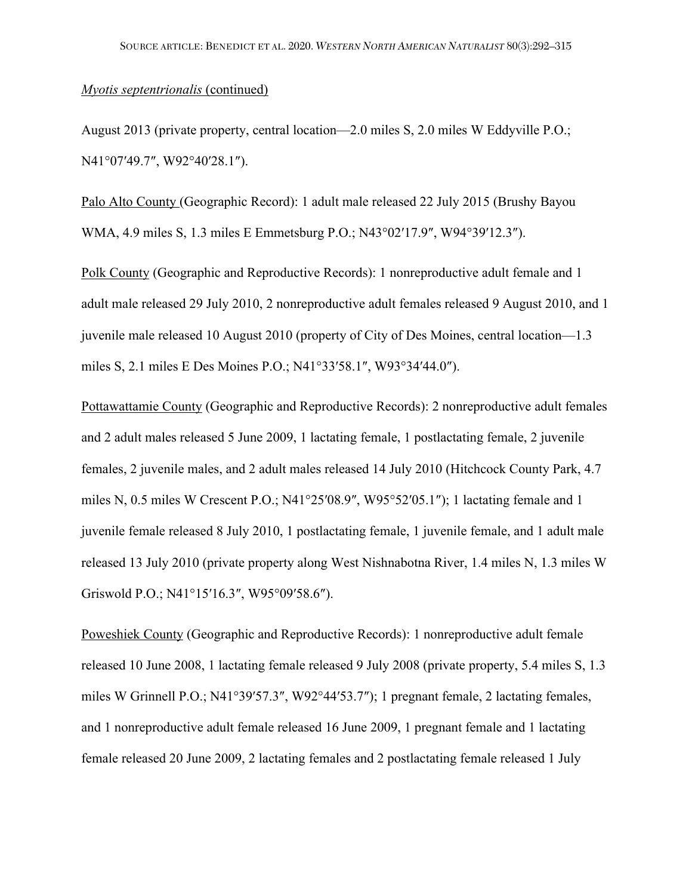*Myotis septentrionalis* (continued)

August 2013 (private property, central location—2.0 miles S, 2.0 miles W Eddyville P.O.; N41°07′49.7″, W92°40′28.1″).

Palo Alto County (Geographic Record): 1 adult male released 22 July 2015 (Brushy Bayou WMA, 4.9 miles S, 1.3 miles E Emmetsburg P.O.; N43°02′17.9″, W94°39′12.3″).

Polk County (Geographic and Reproductive Records): 1 nonreproductive adult female and 1 adult male released 29 July 2010, 2 nonreproductive adult females released 9 August 2010, and 1 juvenile male released 10 August 2010 (property of City of Des Moines, central location—1.3 miles S, 2.1 miles E Des Moines P.O.; N41°33′58.1″, W93°34′44.0″).

Pottawattamie County (Geographic and Reproductive Records): 2 nonreproductive adult females and 2 adult males released 5 June 2009, 1 lactating female, 1 postlactating female, 2 juvenile females, 2 juvenile males, and 2 adult males released 14 July 2010 (Hitchcock County Park, 4.7 miles N, 0.5 miles W Crescent P.O.; N41°25′08.9″, W95°52′05.1″); 1 lactating female and 1 juvenile female released 8 July 2010, 1 postlactating female, 1 juvenile female, and 1 adult male released 13 July 2010 (private property along West Nishnabotna River, 1.4 miles N, 1.3 miles W Griswold P.O.; N41°15′16.3″, W95°09′58.6″).

Poweshiek County (Geographic and Reproductive Records): 1 nonreproductive adult female released 10 June 2008, 1 lactating female released 9 July 2008 (private property, 5.4 miles S, 1.3 miles W Grinnell P.O.; N41°39′57.3″, W92°44′53.7″); 1 pregnant female, 2 lactating females, and 1 nonreproductive adult female released 16 June 2009, 1 pregnant female and 1 lactating female released 20 June 2009, 2 lactating females and 2 postlactating female released 1 July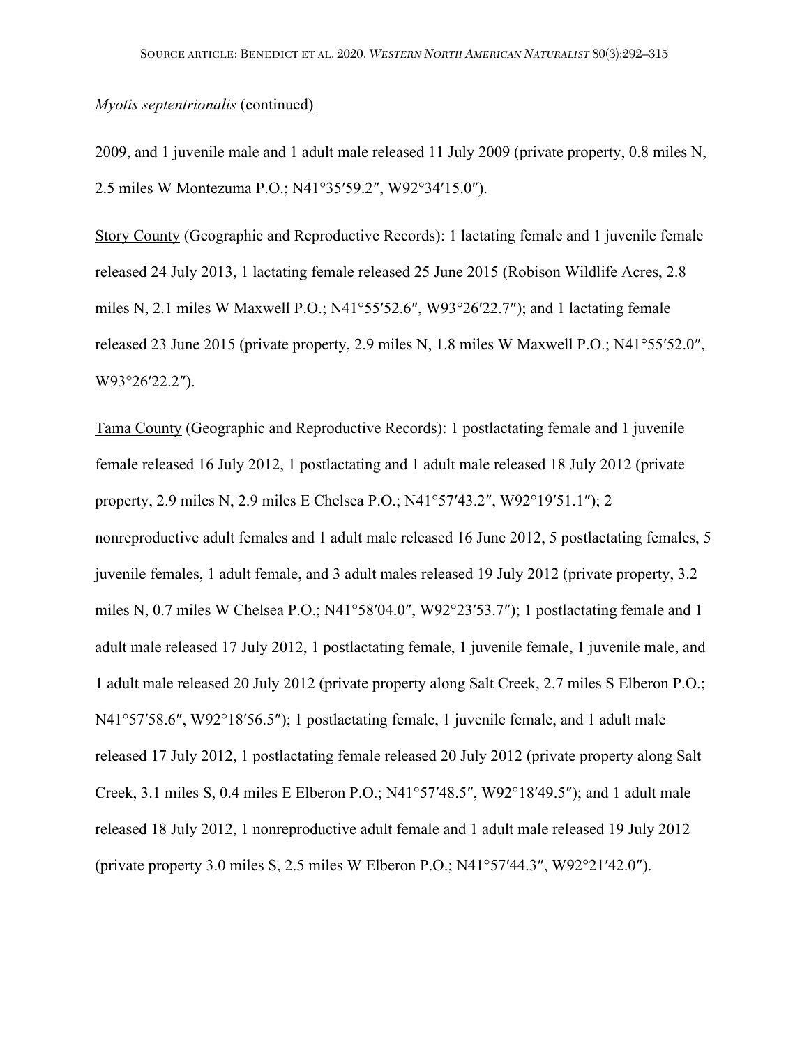*Myotis septentrionalis* (continued)

2009, and 1 juvenile male and 1 adult male released 11 July 2009 (private property, 0.8 miles N, 2.5 miles W Montezuma P.O.; N41°35′59.2″, W92°34′15.0″).

Story County (Geographic and Reproductive Records): 1 lactating female and 1 juvenile female released 24 July 2013, 1 lactating female released 25 June 2015 (Robison Wildlife Acres, 2.8 miles N, 2.1 miles W Maxwell P.O.; N41°55′52.6″, W93°26′22.7″); and 1 lactating female released 23 June 2015 (private property, 2.9 miles N, 1.8 miles W Maxwell P.O.; N41°55′52.0″, W93°26′22.2″).

Tama County (Geographic and Reproductive Records): 1 postlactating female and 1 juvenile female released 16 July 2012, 1 postlactating and 1 adult male released 18 July 2012 (private property, 2.9 miles N, 2.9 miles E Chelsea P.O.; N41°57′43.2″, W92°19′51.1″); 2 nonreproductive adult females and 1 adult male released 16 June 2012, 5 postlactating females, 5 juvenile females, 1 adult female, and 3 adult males released 19 July 2012 (private property, 3.2 miles N, 0.7 miles W Chelsea P.O.; N41°58′04.0″, W92°23′53.7″); 1 postlactating female and 1 adult male released 17 July 2012, 1 postlactating female, 1 juvenile female, 1 juvenile male, and 1 adult male released 20 July 2012 (private property along Salt Creek, 2.7 miles S Elberon P.O.; N41°57′58.6″, W92°18′56.5″); 1 postlactating female, 1 juvenile female, and 1 adult male released 17 July 2012, 1 postlactating female released 20 July 2012 (private property along Salt Creek, 3.1 miles S, 0.4 miles E Elberon P.O.; N41°57′48.5″, W92°18′49.5″); and 1 adult male released 18 July 2012, 1 nonreproductive adult female and 1 adult male released 19 July 2012 (private property 3.0 miles S, 2.5 miles W Elberon P.O.; N41°57′44.3″, W92°21′42.0″).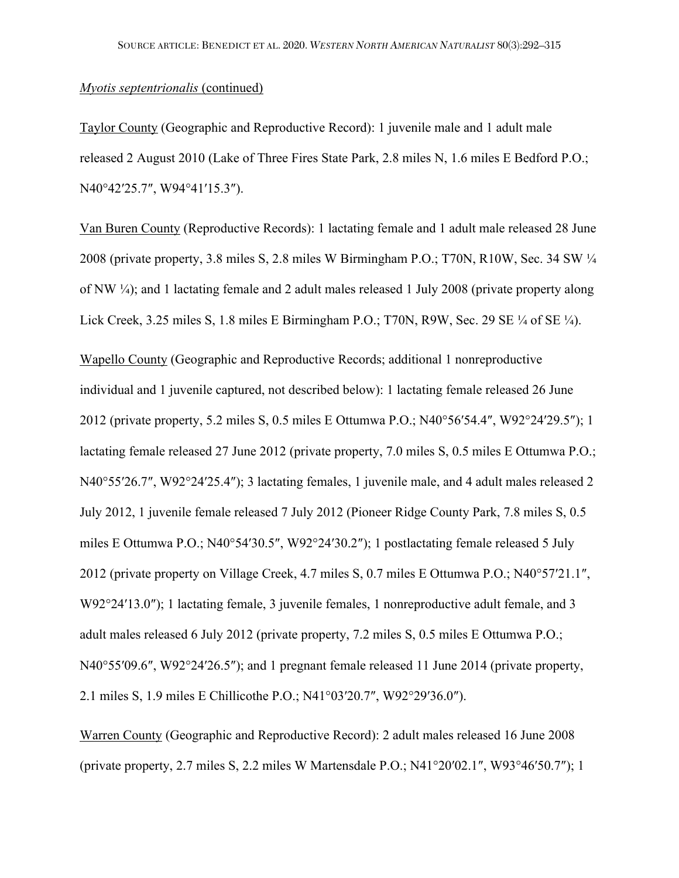*Myotis septentrionalis* (continued)

Taylor County (Geographic and Reproductive Record): 1 juvenile male and 1 adult male released 2 August 2010 (Lake of Three Fires State Park, 2.8 miles N, 1.6 miles E Bedford P.O.; N40°42′25.7″, W94°41′15.3″).

Van Buren County (Reproductive Records): 1 lactating female and 1 adult male released 28 June 2008 (private property, 3.8 miles S, 2.8 miles W Birmingham P.O.; T70N, R10W, Sec. 34 SW ¼ of NW ¼); and 1 lactating female and 2 adult males released 1 July 2008 (private property along Lick Creek, 3.25 miles S, 1.8 miles E Birmingham P.O.; T70N, R9W, Sec. 29 SE ¼ of SE ¼).

Wapello County (Geographic and Reproductive Records; additional 1 nonreproductive individual and 1 juvenile captured, not described below): 1 lactating female released 26 June 2012 (private property, 5.2 miles S, 0.5 miles E Ottumwa P.O.; N40°56′54.4″, W92°24′29.5″); 1 lactating female released 27 June 2012 (private property, 7.0 miles S, 0.5 miles E Ottumwa P.O.; N40°55′26.7″, W92°24′25.4″); 3 lactating females, 1 juvenile male, and 4 adult males released 2 July 2012, 1 juvenile female released 7 July 2012 (Pioneer Ridge County Park, 7.8 miles S, 0.5 miles E Ottumwa P.O.; N40°54′30.5″, W92°24′30.2″); 1 postlactating female released 5 July 2012 (private property on Village Creek, 4.7 miles S, 0.7 miles E Ottumwa P.O.; N40°57′21.1″, W92°24′13.0″); 1 lactating female, 3 juvenile females, 1 nonreproductive adult female, and 3 adult males released 6 July 2012 (private property, 7.2 miles S, 0.5 miles E Ottumwa P.O.; N40°55′09.6″, W92°24′26.5″); and 1 pregnant female released 11 June 2014 (private property, 2.1 miles S, 1.9 miles E Chillicothe P.O.; N41°03′20.7″, W92°29′36.0″).

Warren County (Geographic and Reproductive Record): 2 adult males released 16 June 2008 (private property, 2.7 miles S, 2.2 miles W Martensdale P.O.; N41°20′02.1″, W93°46′50.7″); 1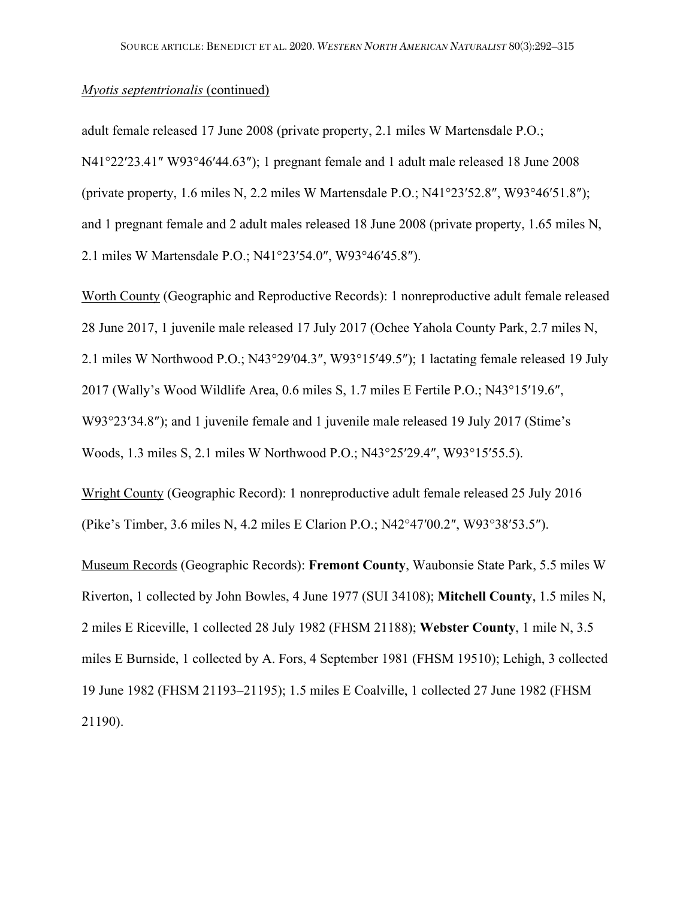*Myotis septentrionalis* (continued)

adult female released 17 June 2008 (private property, 2.1 miles W Martensdale P.O.; N41°22′23.41″ W93°46′44.63″); 1 pregnant female and 1 adult male released 18 June 2008 (private property, 1.6 miles N, 2.2 miles W Martensdale P.O.; N41°23′52.8″, W93°46′51.8″); and 1 pregnant female and 2 adult males released 18 June 2008 (private property, 1.65 miles N, 2.1 miles W Martensdale P.O.; N41°23′54.0″, W93°46′45.8″).

Worth County (Geographic and Reproductive Records): 1 nonreproductive adult female released 28 June 2017, 1 juvenile male released 17 July 2017 (Ochee Yahola County Park, 2.7 miles N, 2.1 miles W Northwood P.O.; N43°29′04.3″, W93°15′49.5″); 1 lactating female released 19 July 2017 (Wally's Wood Wildlife Area, 0.6 miles S, 1.7 miles E Fertile P.O.; N43°15′19.6″, W93°23′34.8″); and 1 juvenile female and 1 juvenile male released 19 July 2017 (Stime's Woods, 1.3 miles S, 2.1 miles W Northwood P.O.; N43°25′29.4″, W93°15′55.5).

Wright County (Geographic Record): 1 nonreproductive adult female released 25 July 2016 (Pike's Timber, 3.6 miles N, 4.2 miles E Clarion P.O.; N42°47′00.2″, W93°38′53.5″).

Museum Records (Geographic Records): **Fremont County**, Waubonsie State Park, 5.5 miles W Riverton, 1 collected by John Bowles, 4 June 1977 (SUI 34108); **Mitchell County**, 1.5 miles N, 2 miles E Riceville, 1 collected 28 July 1982 (FHSM 21188); **Webster County**, 1 mile N, 3.5 miles E Burnside, 1 collected by A. Fors, 4 September 1981 (FHSM 19510); Lehigh, 3 collected 19 June 1982 (FHSM 21193–21195); 1.5 miles E Coalville, 1 collected 27 June 1982 (FHSM 21190).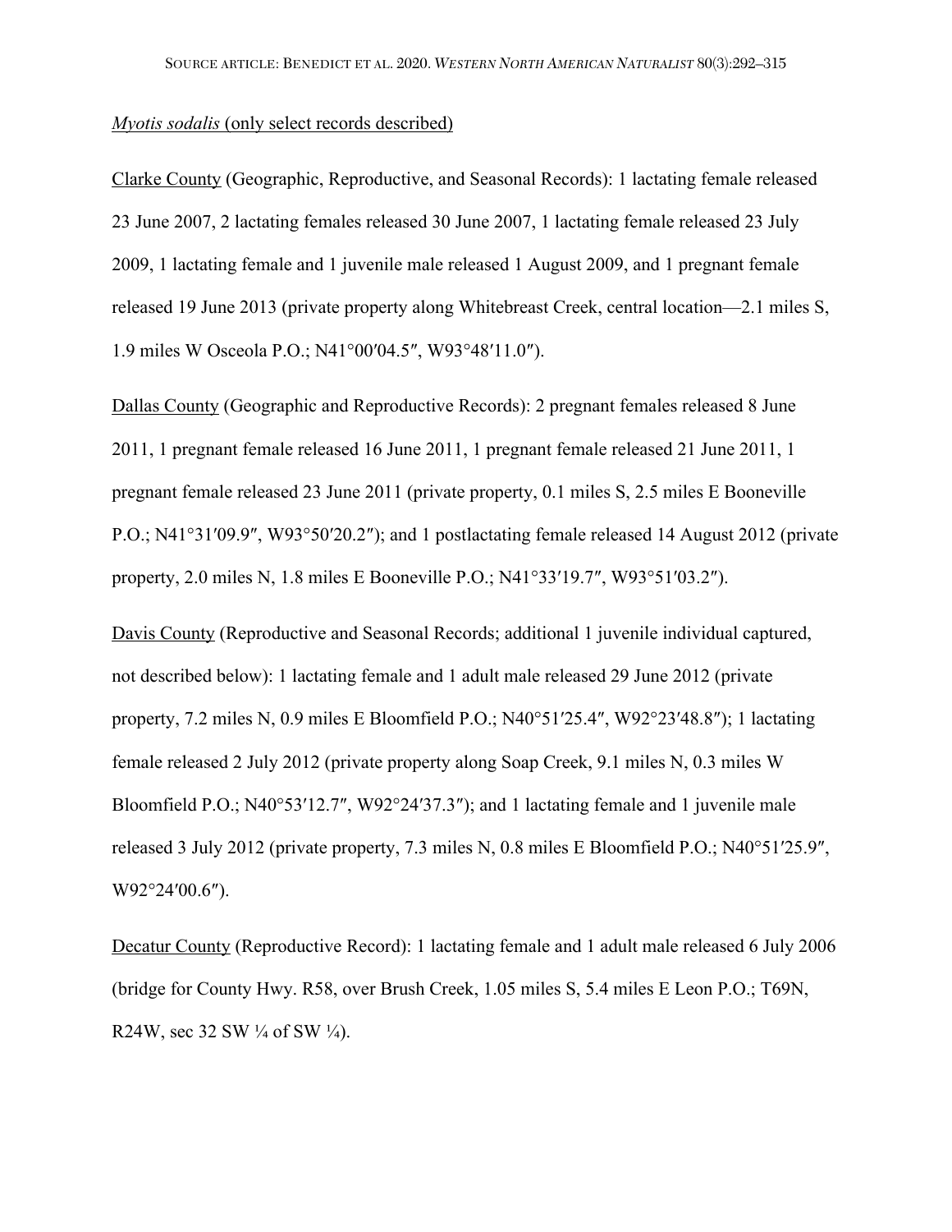*Myotis sodalis* (only select records described)

Clarke County (Geographic, Reproductive, and Seasonal Records): 1 lactating female released 23 June 2007, 2 lactating females released 30 June 2007, 1 lactating female released 23 July 2009, 1 lactating female and 1 juvenile male released 1 August 2009, and 1 pregnant female released 19 June 2013 (private property along Whitebreast Creek, central location—2.1 miles S, 1.9 miles W Osceola P.O.; N41°00′04.5″, W93°48′11.0″).

Dallas County (Geographic and Reproductive Records): 2 pregnant females released 8 June 2011, 1 pregnant female released 16 June 2011, 1 pregnant female released 21 June 2011, 1 pregnant female released 23 June 2011 (private property, 0.1 miles S, 2.5 miles E Booneville P.O.; N41°31′09.9″, W93°50′20.2″); and 1 postlactating female released 14 August 2012 (private property, 2.0 miles N, 1.8 miles E Booneville P.O.; N41°33′19.7″, W93°51′03.2″).

Davis County (Reproductive and Seasonal Records; additional 1 juvenile individual captured, not described below): 1 lactating female and 1 adult male released 29 June 2012 (private property, 7.2 miles N, 0.9 miles E Bloomfield P.O.; N40°51′25.4″, W92°23′48.8″); 1 lactating female released 2 July 2012 (private property along Soap Creek, 9.1 miles N, 0.3 miles W Bloomfield P.O.; N40°53′12.7″, W92°24′37.3″); and 1 lactating female and 1 juvenile male released 3 July 2012 (private property, 7.3 miles N, 0.8 miles E Bloomfield P.O.; N40°51′25.9″, W92°24′00.6″).

Decatur County (Reproductive Record): 1 lactating female and 1 adult male released 6 July 2006 (bridge for County Hwy. R58, over Brush Creek, 1.05 miles S, 5.4 miles E Leon P.O.; T69N, R24W, sec 32 SW ¼ of SW ¼).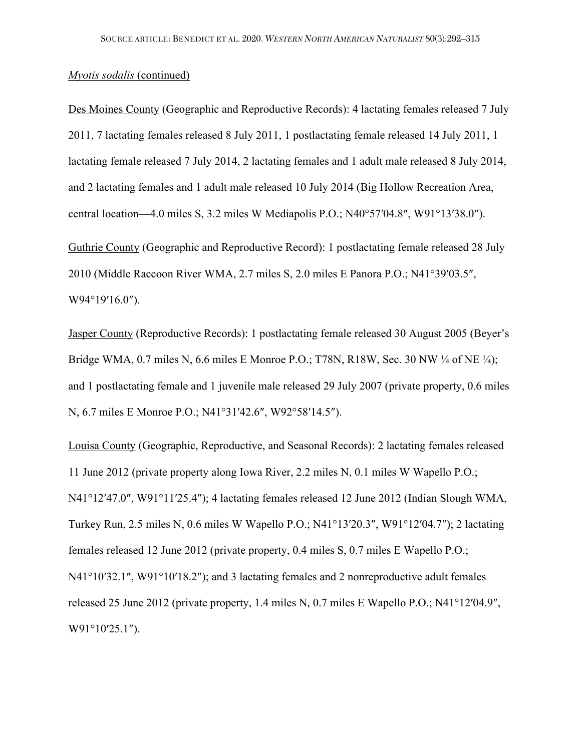*Myotis sodalis* (continued)

Des Moines County (Geographic and Reproductive Records): 4 lactating females released 7 July 2011, 7 lactating females released 8 July 2011, 1 postlactating female released 14 July 2011, 1 lactating female released 7 July 2014, 2 lactating females and 1 adult male released 8 July 2014, and 2 lactating females and 1 adult male released 10 July 2014 (Big Hollow Recreation Area, central location—4.0 miles S, 3.2 miles W Mediapolis P.O.; N40°57′04.8″, W91°13′38.0″).

Guthrie County (Geographic and Reproductive Record): 1 postlactating female released 28 July 2010 (Middle Raccoon River WMA, 2.7 miles S, 2.0 miles E Panora P.O.; N41°39′03.5″, W94°19′16.0″).

Jasper County (Reproductive Records): 1 postlactating female released 30 August 2005 (Beyer's Bridge WMA, 0.7 miles N, 6.6 miles E Monroe P.O.; T78N, R18W, Sec. 30 NW ¼ of NE ¼); and 1 postlactating female and 1 juvenile male released 29 July 2007 (private property, 0.6 miles N, 6.7 miles E Monroe P.O.; N41°31′42.6″, W92°58′14.5″).

Louisa County (Geographic, Reproductive, and Seasonal Records): 2 lactating females released 11 June 2012 (private property along Iowa River, 2.2 miles N, 0.1 miles W Wapello P.O.; N41°12′47.0″, W91°11′25.4″); 4 lactating females released 12 June 2012 (Indian Slough WMA, Turkey Run, 2.5 miles N, 0.6 miles W Wapello P.O.; N41°13′20.3″, W91°12′04.7″); 2 lactating females released 12 June 2012 (private property, 0.4 miles S, 0.7 miles E Wapello P.O.; N41°10′32.1″, W91°10′18.2″); and 3 lactating females and 2 nonreproductive adult females released 25 June 2012 (private property, 1.4 miles N, 0.7 miles E Wapello P.O.; N41°12′04.9″, W91°10′25.1″).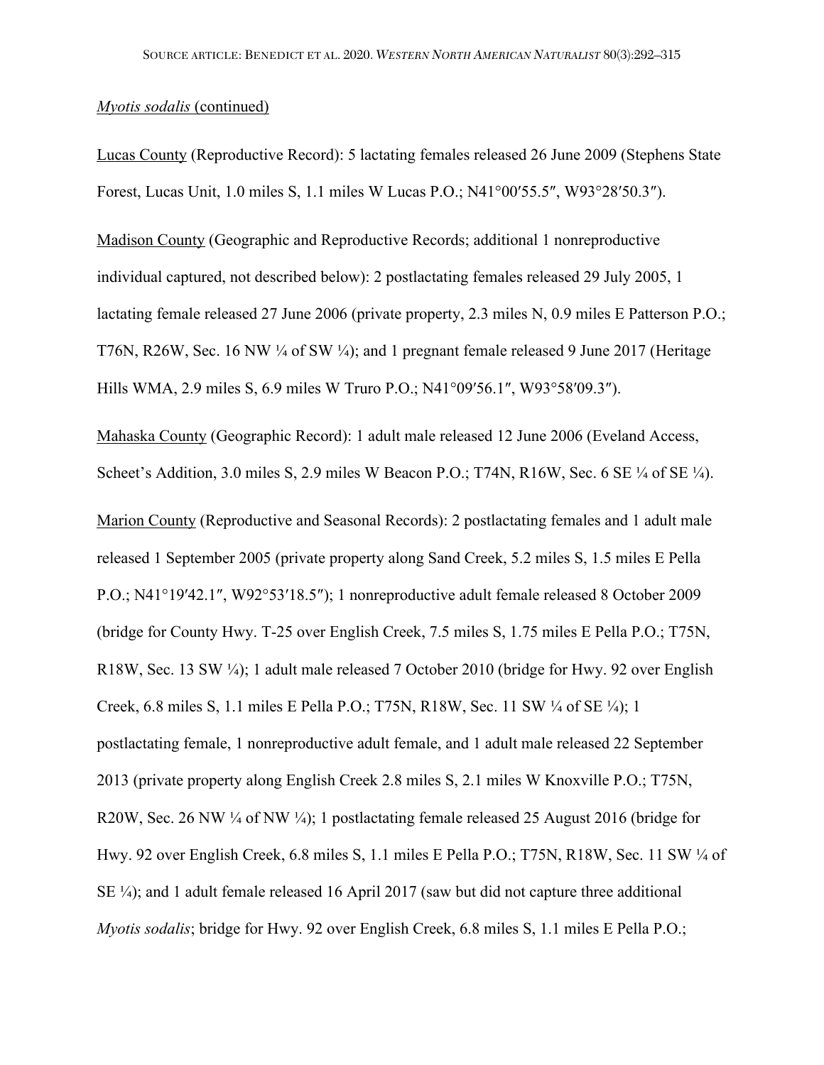*Myotis sodalis* (continued)

Lucas County (Reproductive Record): 5 lactating females released 26 June 2009 (Stephens State Forest, Lucas Unit, 1.0 miles S, 1.1 miles W Lucas P.O.; N41°00′55.5″, W93°28′50.3″).

Madison County (Geographic and Reproductive Records; additional 1 nonreproductive individual captured, not described below): 2 postlactating females released 29 July 2005, 1 lactating female released 27 June 2006 (private property, 2.3 miles N, 0.9 miles E Patterson P.O.; T76N, R26W, Sec. 16 NW ¼ of SW ¼); and 1 pregnant female released 9 June 2017 (Heritage Hills WMA, 2.9 miles S, 6.9 miles W Truro P.O.; N41°09′56.1″, W93°58′09.3″).

Mahaska County (Geographic Record): 1 adult male released 12 June 2006 (Eveland Access, Scheet's Addition, 3.0 miles S, 2.9 miles W Beacon P.O.; T74N, R16W, Sec. 6 SE ¼ of SE ¼).

Marion County (Reproductive and Seasonal Records): 2 postlactating females and 1 adult male released 1 September 2005 (private property along Sand Creek, 5.2 miles S, 1.5 miles E Pella P.O.; N41°19′42.1″, W92°53′18.5″); 1 nonreproductive adult female released 8 October 2009 (bridge for County Hwy. T-25 over English Creek, 7.5 miles S, 1.75 miles E Pella P.O.; T75N, R18W, Sec. 13 SW ¼); 1 adult male released 7 October 2010 (bridge for Hwy. 92 over English Creek, 6.8 miles S, 1.1 miles E Pella P.O.; T75N, R18W, Sec. 11 SW ¼ of SE ¼); 1 postlactating female, 1 nonreproductive adult female, and 1 adult male released 22 September 2013 (private property along English Creek 2.8 miles S, 2.1 miles W Knoxville P.O.; T75N, R20W, Sec. 26 NW ¼ of NW ¼); 1 postlactating female released 25 August 2016 (bridge for Hwy. 92 over English Creek, 6.8 miles S, 1.1 miles E Pella P.O.; T75N, R18W, Sec. 11 SW ¼ of SE ¼); and 1 adult female released 16 April 2017 (saw but did not capture three additional *Myotis sodalis*; bridge for Hwy. 92 over English Creek, 6.8 miles S, 1.1 miles E Pella P.O.;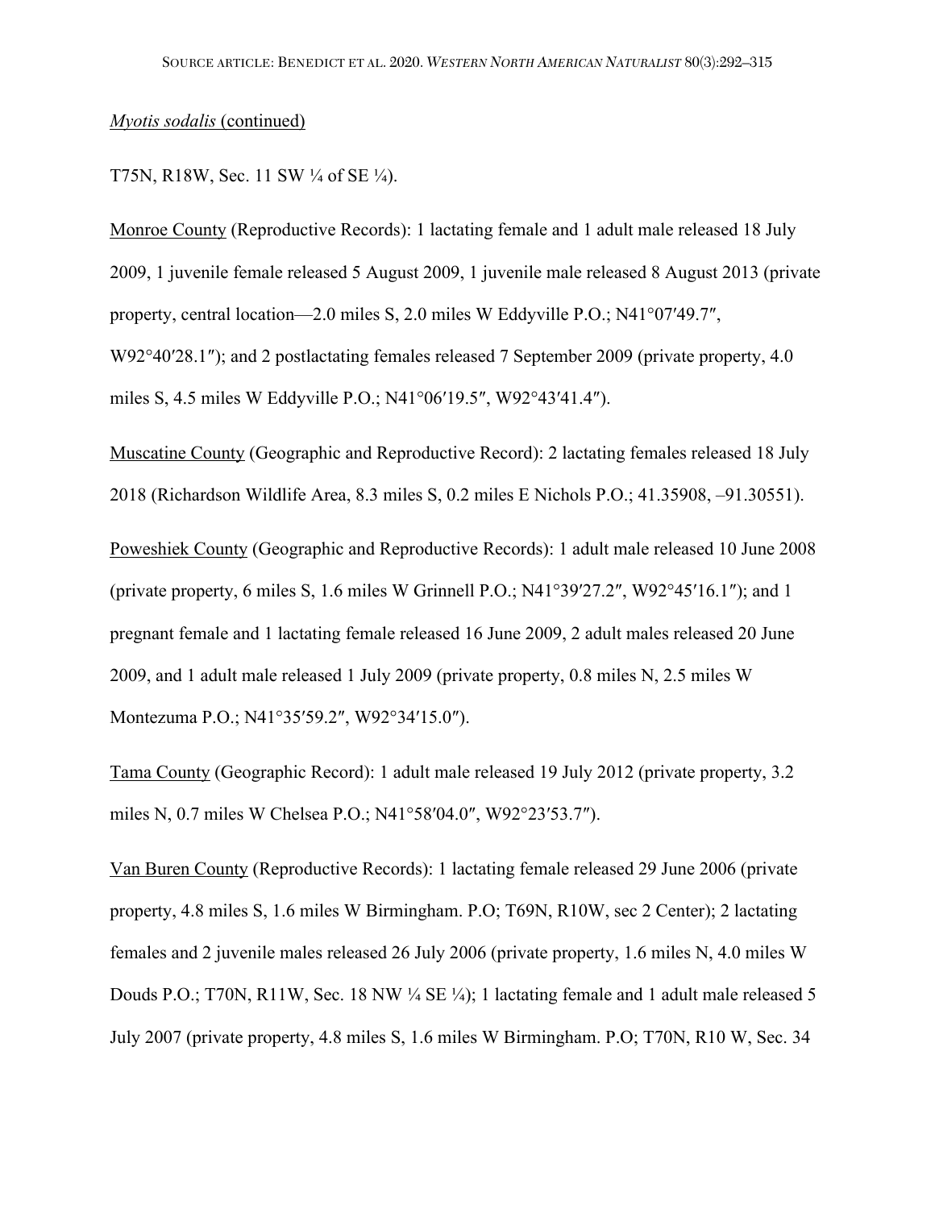*Myotis sodalis* (continued)

T75N, R18W, Sec. 11 SW ¼ of SE ¼).

Monroe County (Reproductive Records): 1 lactating female and 1 adult male released 18 July 2009, 1 juvenile female released 5 August 2009, 1 juvenile male released 8 August 2013 (private property, central location—2.0 miles S, 2.0 miles W Eddyville P.O.; N41°07′49.7″, W92°40′28.1″); and 2 postlactating females released 7 September 2009 (private property, 4.0 miles S, 4.5 miles W Eddyville P.O.; N41°06′19.5″, W92°43′41.4″).

Muscatine County (Geographic and Reproductive Record): 2 lactating females released 18 July 2018 (Richardson Wildlife Area, 8.3 miles S, 0.2 miles E Nichols P.O.; 41.35908, –91.30551).

Poweshiek County (Geographic and Reproductive Records): 1 adult male released 10 June 2008 (private property, 6 miles S, 1.6 miles W Grinnell P.O.; N41°39′27.2″, W92°45′16.1″); and 1 pregnant female and 1 lactating female released 16 June 2009, 2 adult males released 20 June 2009, and 1 adult male released 1 July 2009 (private property, 0.8 miles N, 2.5 miles W Montezuma P.O.; N41°35′59.2″, W92°34′15.0″).

Tama County (Geographic Record): 1 adult male released 19 July 2012 (private property, 3.2 miles N, 0.7 miles W Chelsea P.O.; N41°58′04.0″, W92°23′53.7″).

Van Buren County (Reproductive Records): 1 lactating female released 29 June 2006 (private property, 4.8 miles S, 1.6 miles W Birmingham. P.O; T69N, R10W, sec 2 Center); 2 lactating females and 2 juvenile males released 26 July 2006 (private property, 1.6 miles N, 4.0 miles W Douds P.O.; T70N, R11W, Sec. 18 NW ¼ SE ¼); 1 lactating female and 1 adult male released 5 July 2007 (private property, 4.8 miles S, 1.6 miles W Birmingham. P.O; T70N, R10 W, Sec. 34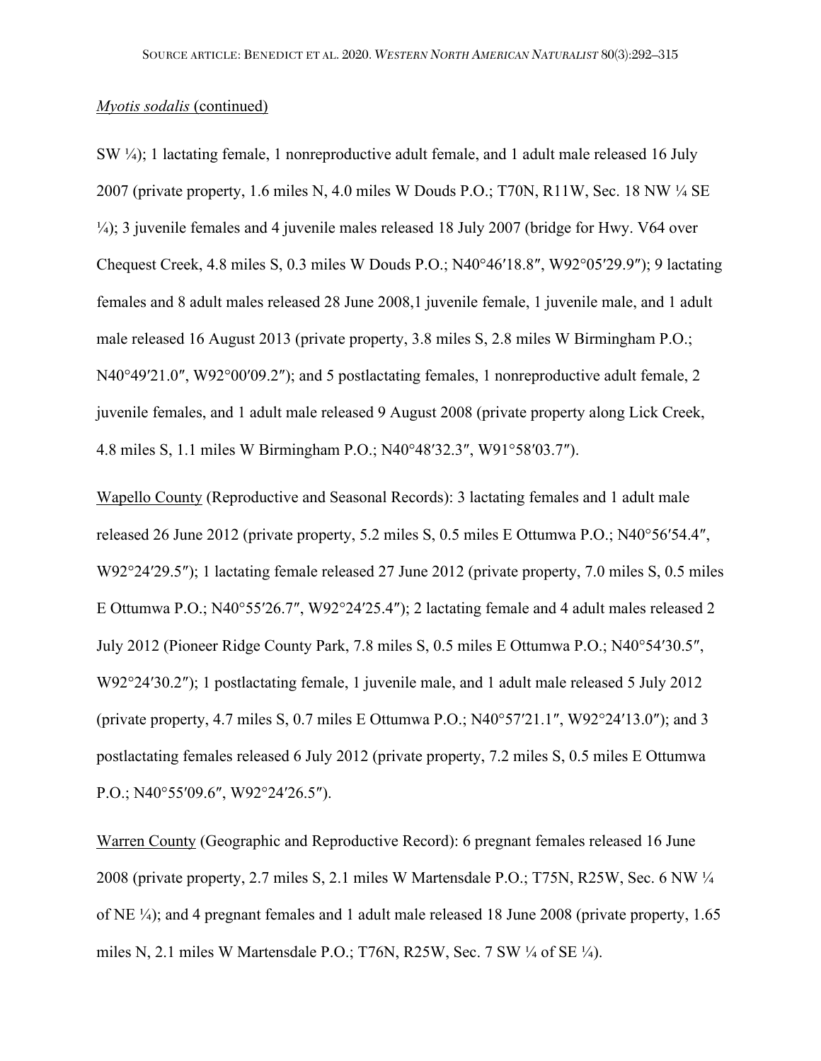*Myotis sodalis* (continued)

SW ¼); 1 lactating female, 1 nonreproductive adult female, and 1 adult male released 16 July 2007 (private property, 1.6 miles N, 4.0 miles W Douds P.O.; T70N, R11W, Sec. 18 NW ¼ SE ¼); 3 juvenile females and 4 juvenile males released 18 July 2007 (bridge for Hwy. V64 over Chequest Creek, 4.8 miles S, 0.3 miles W Douds P.O.; N40°46′18.8″, W92°05′29.9″); 9 lactating females and 8 adult males released 28 June 2008,1 juvenile female, 1 juvenile male, and 1 adult male released 16 August 2013 (private property, 3.8 miles S, 2.8 miles W Birmingham P.O.; N40°49′21.0″, W92°00′09.2″); and 5 postlactating females, 1 nonreproductive adult female, 2 juvenile females, and 1 adult male released 9 August 2008 (private property along Lick Creek, 4.8 miles S, 1.1 miles W Birmingham P.O.; N40°48′32.3″, W91°58′03.7″).

Wapello County (Reproductive and Seasonal Records): 3 lactating females and 1 adult male released 26 June 2012 (private property, 5.2 miles S, 0.5 miles E Ottumwa P.O.; N40°56′54.4″, W92°24′29.5″); 1 lactating female released 27 June 2012 (private property, 7.0 miles S, 0.5 miles E Ottumwa P.O.; N40°55′26.7″, W92°24′25.4″); 2 lactating female and 4 adult males released 2 July 2012 (Pioneer Ridge County Park, 7.8 miles S, 0.5 miles E Ottumwa P.O.; N40°54′30.5″, W92°24′30.2″); 1 postlactating female, 1 juvenile male, and 1 adult male released 5 July 2012 (private property, 4.7 miles S, 0.7 miles E Ottumwa P.O.; N40°57′21.1″, W92°24′13.0″); and 3 postlactating females released 6 July 2012 (private property, 7.2 miles S, 0.5 miles E Ottumwa P.O.; N40°55′09.6″, W92°24′26.5″).

Warren County (Geographic and Reproductive Record): 6 pregnant females released 16 June 2008 (private property, 2.7 miles S, 2.1 miles W Martensdale P.O.; T75N, R25W, Sec. 6 NW ¼ of NE ¼); and 4 pregnant females and 1 adult male released 18 June 2008 (private property, 1.65 miles N, 2.1 miles W Martensdale P.O.; T76N, R25W, Sec. 7 SW ¼ of SE ¼).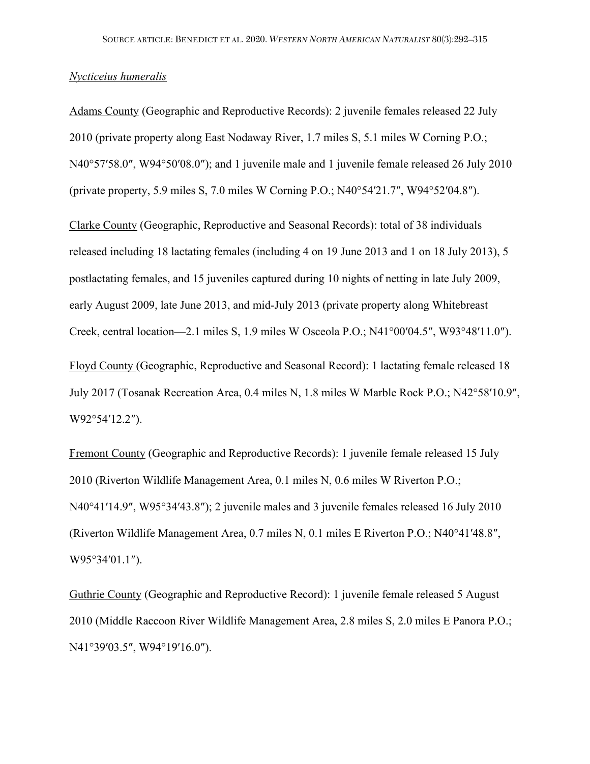*Nycticeius humeralis*

Adams County (Geographic and Reproductive Records): 2 juvenile females released 22 July 2010 (private property along East Nodaway River, 1.7 miles S, 5.1 miles W Corning P.O.; N40°57′58.0″, W94°50′08.0″); and 1 juvenile male and 1 juvenile female released 26 July 2010 (private property, 5.9 miles S, 7.0 miles W Corning P.O.; N40°54′21.7″, W94°52′04.8″).

Clarke County (Geographic, Reproductive and Seasonal Records): total of 38 individuals released including 18 lactating females (including 4 on 19 June 2013 and 1 on 18 July 2013), 5 postlactating females, and 15 juveniles captured during 10 nights of netting in late July 2009, early August 2009, late June 2013, and mid-July 2013 (private property along Whitebreast Creek, central location—2.1 miles S, 1.9 miles W Osceola P.O.; N41°00′04.5″, W93°48′11.0″).

Floyd County (Geographic, Reproductive and Seasonal Record): 1 lactating female released 18 July 2017 (Tosanak Recreation Area, 0.4 miles N, 1.8 miles W Marble Rock P.O.; N42°58′10.9″, W92°54′12.2″).

Fremont County (Geographic and Reproductive Records): 1 juvenile female released 15 July 2010 (Riverton Wildlife Management Area, 0.1 miles N, 0.6 miles W Riverton P.O.; N40°41′14.9″, W95°34′43.8″); 2 juvenile males and 3 juvenile females released 16 July 2010 (Riverton Wildlife Management Area, 0.7 miles N, 0.1 miles E Riverton P.O.; N40°41′48.8″, W95°34′01.1″).

Guthrie County (Geographic and Reproductive Record): 1 juvenile female released 5 August 2010 (Middle Raccoon River Wildlife Management Area, 2.8 miles S, 2.0 miles E Panora P.O.; N41°39′03.5″, W94°19′16.0″).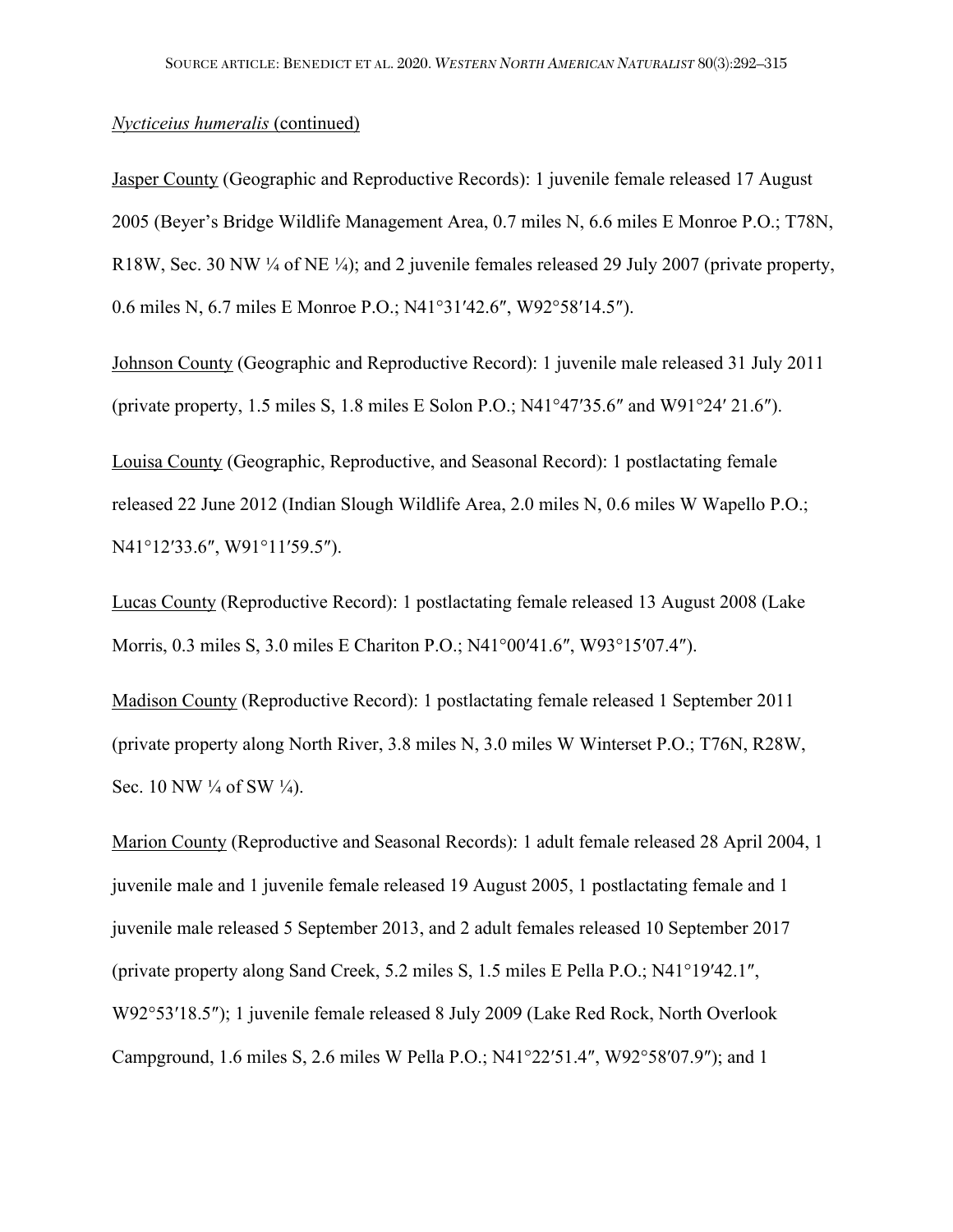*Nycticeius humeralis* (continued)

Jasper County (Geographic and Reproductive Records): 1 juvenile female released 17 August 2005 (Beyer's Bridge Wildlife Management Area, 0.7 miles N, 6.6 miles E Monroe P.O.; T78N, R18W, Sec. 30 NW ¼ of NE ¼); and 2 juvenile females released 29 July 2007 (private property, 0.6 miles N, 6.7 miles E Monroe P.O.; N41°31′42.6″, W92°58′14.5″).

Johnson County (Geographic and Reproductive Record): 1 juvenile male released 31 July 2011 (private property, 1.5 miles S, 1.8 miles E Solon P.O.; N41°47′35.6″ and W91°24′ 21.6″).

Louisa County (Geographic, Reproductive, and Seasonal Record): 1 postlactating female released 22 June 2012 (Indian Slough Wildlife Area, 2.0 miles N, 0.6 miles W Wapello P.O.; N41°12′33.6″, W91°11′59.5″).

Lucas County (Reproductive Record): 1 postlactating female released 13 August 2008 (Lake Morris, 0.3 miles S, 3.0 miles E Chariton P.O.; N41°00′41.6″, W93°15′07.4″).

Madison County (Reproductive Record): 1 postlactating female released 1 September 2011 (private property along North River, 3.8 miles N, 3.0 miles W Winterset P.O.; T76N, R28W, Sec. 10 NW ¼ of SW ¼).

Marion County (Reproductive and Seasonal Records): 1 adult female released 28 April 2004, 1 juvenile male and 1 juvenile female released 19 August 2005, 1 postlactating female and 1 juvenile male released 5 September 2013, and 2 adult females released 10 September 2017 (private property along Sand Creek, 5.2 miles S, 1.5 miles E Pella P.O.; N41°19′42.1″, W92°53′18.5″); 1 juvenile female released 8 July 2009 (Lake Red Rock, North Overlook Campground, 1.6 miles S, 2.6 miles W Pella P.O.; N41°22′51.4″, W92°58′07.9″); and 1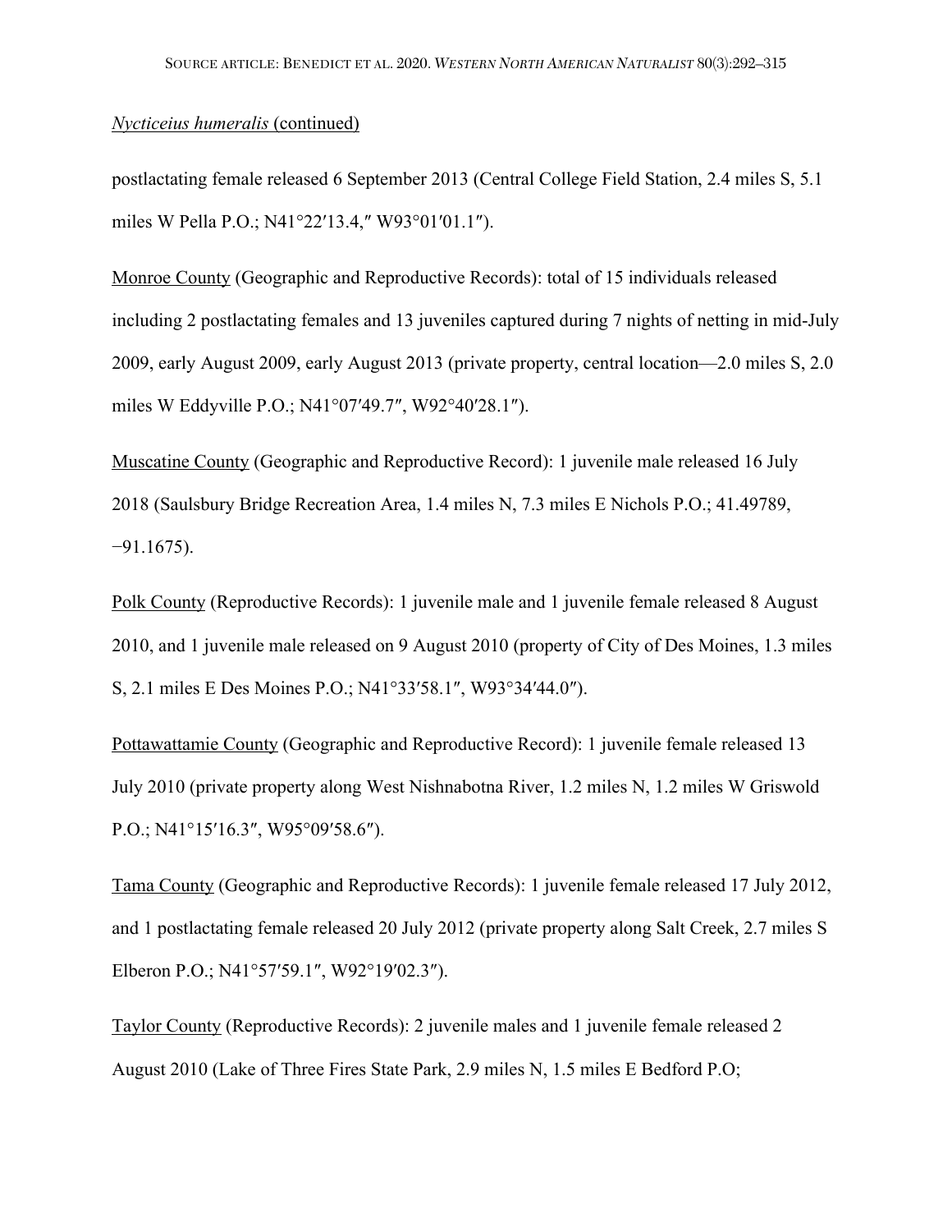*Nycticeius humeralis* (continued)

postlactating female released 6 September 2013 (Central College Field Station, 2.4 miles S, 5.1 miles W Pella P.O.; N41°22′13.4,″ W93°01′01.1″).

Monroe County (Geographic and Reproductive Records): total of 15 individuals released including 2 postlactating females and 13 juveniles captured during 7 nights of netting in mid-July 2009, early August 2009, early August 2013 (private property, central location—2.0 miles S, 2.0 miles W Eddyville P.O.; N41°07′49.7″, W92°40′28.1″).

Muscatine County (Geographic and Reproductive Record): 1 juvenile male released 16 July 2018 (Saulsbury Bridge Recreation Area, 1.4 miles N, 7.3 miles E Nichols P.O.; 41.49789, −91.1675).

Polk County (Reproductive Records): 1 juvenile male and 1 juvenile female released 8 August 2010, and 1 juvenile male released on 9 August 2010 (property of City of Des Moines, 1.3 miles S, 2.1 miles E Des Moines P.O.; N41°33′58.1″, W93°34′44.0″).

Pottawattamie County (Geographic and Reproductive Record): 1 juvenile female released 13 July 2010 (private property along West Nishnabotna River, 1.2 miles N, 1.2 miles W Griswold P.O.; N41°15′16.3″, W95°09′58.6″).

Tama County (Geographic and Reproductive Records): 1 juvenile female released 17 July 2012, and 1 postlactating female released 20 July 2012 (private property along Salt Creek, 2.7 miles S Elberon P.O.; N41°57′59.1″, W92°19′02.3″).

Taylor County (Reproductive Records): 2 juvenile males and 1 juvenile female released 2 August 2010 (Lake of Three Fires State Park, 2.9 miles N, 1.5 miles E Bedford P.O;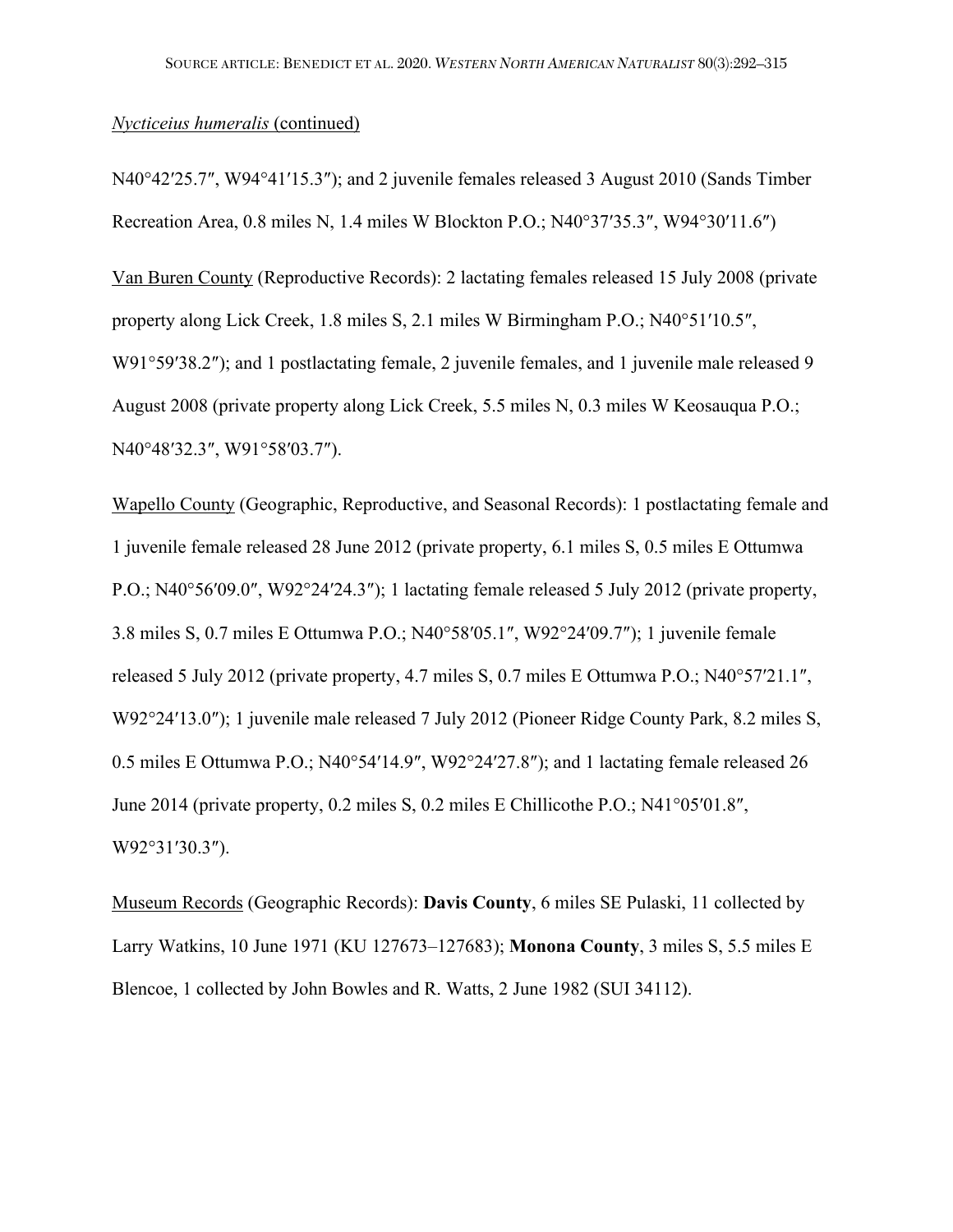*Nycticeius humeralis* (continued)

N40°42′25.7″, W94°41′15.3″); and 2 juvenile females released 3 August 2010 (Sands Timber Recreation Area, 0.8 miles N, 1.4 miles W Blockton P.O.; N40°37′35.3″, W94°30′11.6″)

Van Buren County (Reproductive Records): 2 lactating females released 15 July 2008 (private property along Lick Creek, 1.8 miles S, 2.1 miles W Birmingham P.O.; N40°51′10.5″, W91°59′38.2″); and 1 postlactating female, 2 juvenile females, and 1 juvenile male released 9 August 2008 (private property along Lick Creek, 5.5 miles N, 0.3 miles W Keosauqua P.O.; N40°48′32.3″, W91°58′03.7″).

Wapello County (Geographic, Reproductive, and Seasonal Records): 1 postlactating female and 1 juvenile female released 28 June 2012 (private property, 6.1 miles S, 0.5 miles E Ottumwa P.O.; N40°56′09.0″, W92°24′24.3″); 1 lactating female released 5 July 2012 (private property, 3.8 miles S, 0.7 miles E Ottumwa P.O.; N40°58′05.1″, W92°24′09.7″); 1 juvenile female released 5 July 2012 (private property, 4.7 miles S, 0.7 miles E Ottumwa P.O.; N40°57′21.1″, W92°24′13.0″); 1 juvenile male released 7 July 2012 (Pioneer Ridge County Park, 8.2 miles S, 0.5 miles E Ottumwa P.O.; N40°54′14.9″, W92°24′27.8″); and 1 lactating female released 26 June 2014 (private property, 0.2 miles S, 0.2 miles E Chillicothe P.O.; N41°05′01.8″, W92°31′30.3″).

Museum Records (Geographic Records): **Davis County**, 6 miles SE Pulaski, 11 collected by Larry Watkins, 10 June 1971 (KU 127673–127683); **Monona County**, 3 miles S, 5.5 miles E Blencoe, 1 collected by John Bowles and R. Watts, 2 June 1982 (SUI 34112).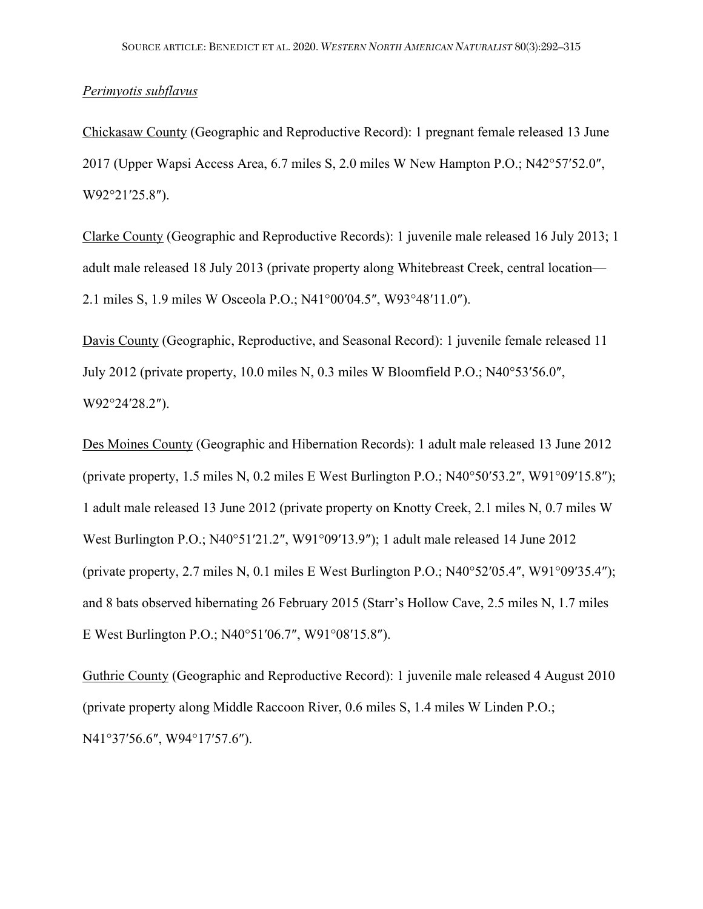*Perimyotis subflavus*

Chickasaw County (Geographic and Reproductive Record): 1 pregnant female released 13 June 2017 (Upper Wapsi Access Area, 6.7 miles S, 2.0 miles W New Hampton P.O.; N42°57′52.0″, W92°21′25.8″).

Clarke County (Geographic and Reproductive Records): 1 juvenile male released 16 July 2013; 1 adult male released 18 July 2013 (private property along Whitebreast Creek, central location—2.1 miles S, 1.9 miles W Osceola P.O.; N41°00′04.5″, W93°48′11.0″).

Davis County (Geographic, Reproductive, and Seasonal Record): 1 juvenile female released 11 July 2012 (private property, 10.0 miles N, 0.3 miles W Bloomfield P.O.; N40°53′56.0″, W92°24′28.2″).

Des Moines County (Geographic and Hibernation Records): 1 adult male released 13 June 2012 (private property, 1.5 miles N, 0.2 miles E West Burlington P.O.; N40°50′53.2″, W91°09′15.8″); 1 adult male released 13 June 2012 (private property on Knotty Creek, 2.1 miles N, 0.7 miles W West Burlington P.O.; N40°51′21.2″, W91°09′13.9″); 1 adult male released 14 June 2012 (private property, 2.7 miles N, 0.1 miles E West Burlington P.O.; N40°52′05.4″, W91°09′35.4″); and 8 bats observed hibernating 26 February 2015 (Starr's Hollow Cave, 2.5 miles N, 1.7 miles E West Burlington P.O.; N40°51′06.7″, W91°08′15.8″).

Guthrie County (Geographic and Reproductive Record): 1 juvenile male released 4 August 2010 (private property along Middle Raccoon River, 0.6 miles S, 1.4 miles W Linden P.O.; N41°37′56.6″, W94°17′57.6″).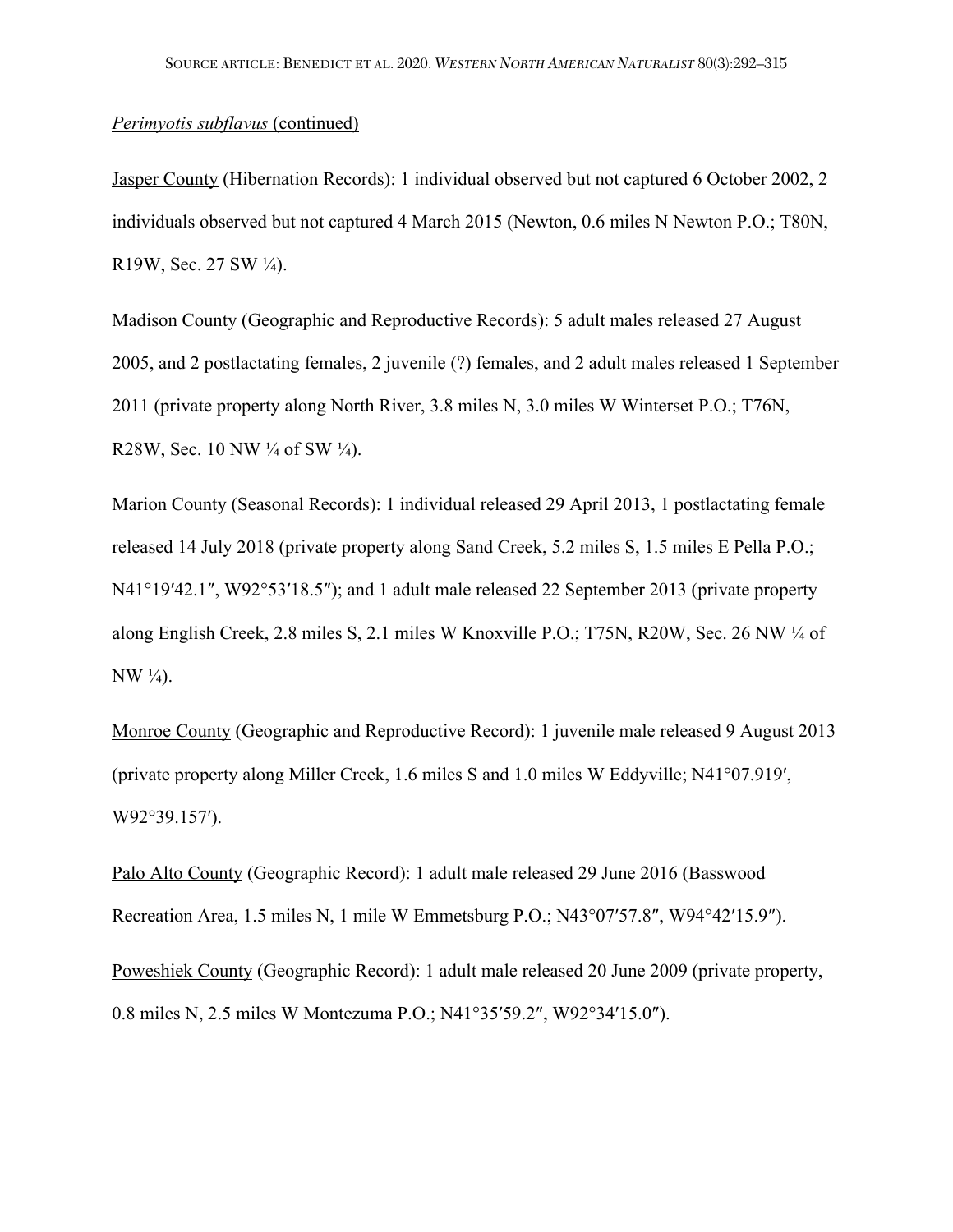*Perimyotis subflavus* (continued)

Jasper County (Hibernation Records): 1 individual observed but not captured 6 October 2002, 2 individuals observed but not captured 4 March 2015 (Newton, 0.6 miles N Newton P.O.; T80N, R19W, Sec. 27 SW ¼).

Madison County (Geographic and Reproductive Records): 5 adult males released 27 August 2005, and 2 postlactating females, 2 juvenile (?) females, and 2 adult males released 1 September 2011 (private property along North River, 3.8 miles N, 3.0 miles W Winterset P.O.; T76N, R28W, Sec. 10 NW ¼ of SW ¼).

Marion County (Seasonal Records): 1 individual released 29 April 2013, 1 postlactating female released 14 July 2018 (private property along Sand Creek, 5.2 miles S, 1.5 miles E Pella P.O.; N41°19′42.1″, W92°53′18.5″); and 1 adult male released 22 September 2013 (private property along English Creek, 2.8 miles S, 2.1 miles W Knoxville P.O.; T75N, R20W, Sec. 26 NW ¼ of NW ¼).

Monroe County (Geographic and Reproductive Record): 1 juvenile male released 9 August 2013 (private property along Miller Creek, 1.6 miles S and 1.0 miles W Eddyville; N41°07.919′, W92°39.157′).

Palo Alto County (Geographic Record): 1 adult male released 29 June 2016 (Basswood Recreation Area, 1.5 miles N, 1 mile W Emmetsburg P.O.; N43°07′57.8″, W94°42′15.9″).

Poweshiek County (Geographic Record): 1 adult male released 20 June 2009 (private property, 0.8 miles N, 2.5 miles W Montezuma P.O.; N41°35′59.2″, W92°34′15.0″).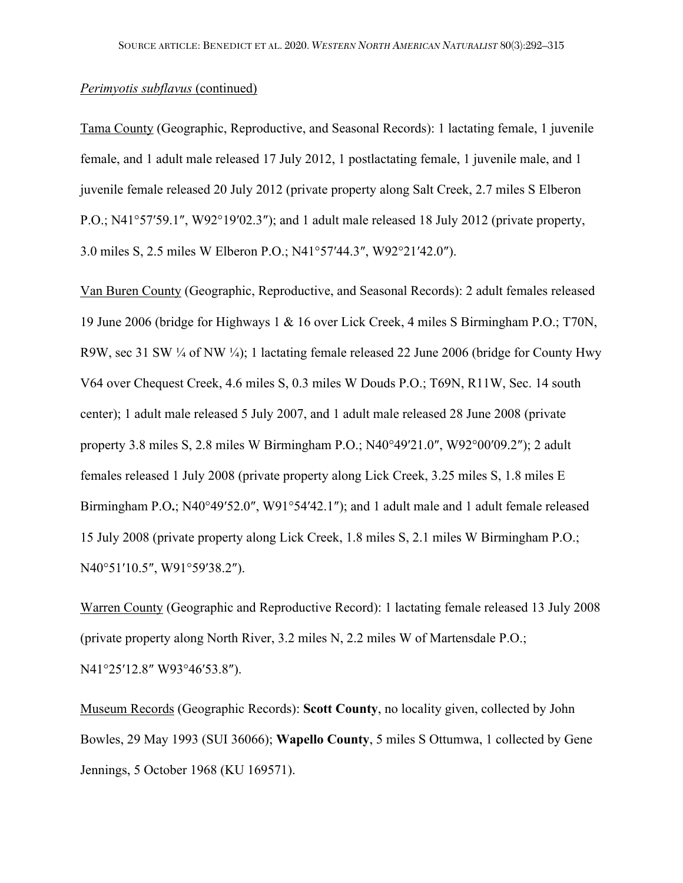*Perimyotis subflavus* (continued)

Tama County (Geographic, Reproductive, and Seasonal Records): 1 lactating female, 1 juvenile female, and 1 adult male released 17 July 2012, 1 postlactating female, 1 juvenile male, and 1 juvenile female released 20 July 2012 (private property along Salt Creek, 2.7 miles S Elberon P.O.; N41°57′59.1″, W92°19′02.3″); and 1 adult male released 18 July 2012 (private property, 3.0 miles S, 2.5 miles W Elberon P.O.; N41°57′44.3″, W92°21′42.0″).

Van Buren County (Geographic, Reproductive, and Seasonal Records): 2 adult females released 19 June 2006 (bridge for Highways 1 & 16 over Lick Creek, 4 miles S Birmingham P.O.; T70N, R9W, sec 31 SW ¼ of NW ¼); 1 lactating female released 22 June 2006 (bridge for County Hwy V64 over Chequest Creek, 4.6 miles S, 0.3 miles W Douds P.O.; T69N, R11W, Sec. 14 south center); 1 adult male released 5 July 2007, and 1 adult male released 28 June 2008 (private property 3.8 miles S, 2.8 miles W Birmingham P.O.; N40°49′21.0″, W92°00′09.2″); 2 adult females released 1 July 2008 (private property along Lick Creek, 3.25 miles S, 1.8 miles E Birmingham P.O.; N40°49′52.0″, W91°54′42.1″); and 1 adult male and 1 adult female released 15 July 2008 (private property along Lick Creek, 1.8 miles S, 2.1 miles W Birmingham P.O.; N40°51′10.5″, W91°59′38.2″).

Warren County (Geographic and Reproductive Record): 1 lactating female released 13 July 2008 (private property along North River, 3.2 miles N, 2.2 miles W of Martensdale P.O.; N41°25′12.8″ W93°46′53.8″).

Museum Records (Geographic Records): **Scott County**, no locality given, collected by John Bowles, 29 May 1993 (SUI 36066); **Wapello County**, 5 miles S Ottumwa, 1 collected by Gene Jennings, 5 October 1968 (KU 169571).